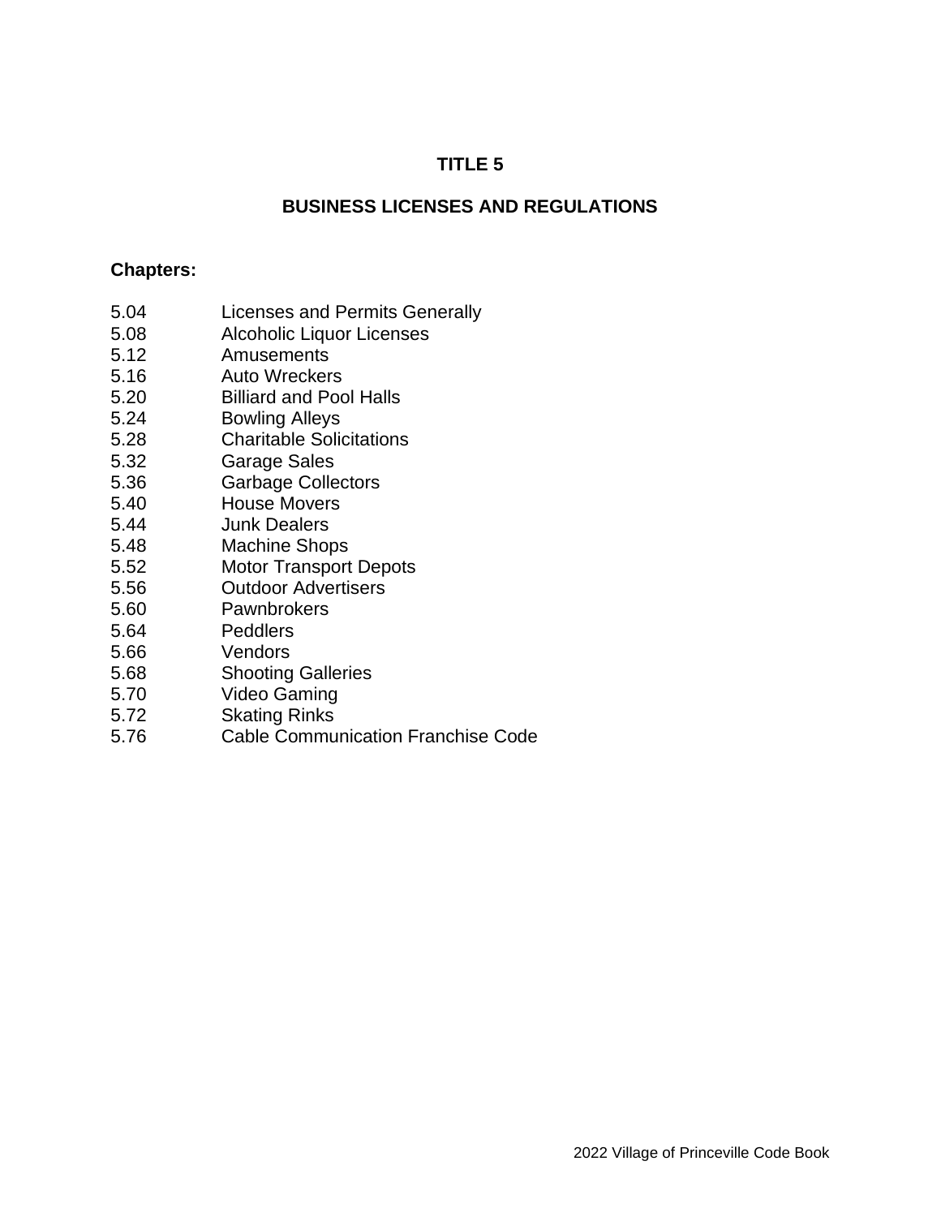# TITLE 5

## BUSINESS LICENSES AND REGULATIONS

**Chapters:**

| | |
|---|---|
| 5.04 | Licenses and Permits Generally |
| 5.08 | Alcoholic Liquor Licenses |
| 5.12 | Amusements |
| 5.16 | Auto Wreckers |
| 5.20 | Billiard and Pool Halls |
| 5.24 | Bowling Alleys |
| 5.28 | Charitable Solicitations |
| 5.32 | Garage Sales |
| 5.36 | Garbage Collectors |
| 5.40 | House Movers |
| 5.44 | Junk Dealers |
| 5.48 | Machine Shops |
| 5.52 | Motor Transport Depots |
| 5.56 | Outdoor Advertisers |
| 5.60 | Pawnbrokers |
| 5.64 | Peddlers |
| 5.66 | Vendors |
| 5.68 | Shooting Galleries |
| 5.70 | Video Gaming |
| 5.72 | Skating Rinks |
| 5.76 | Cable Communication Franchise Code |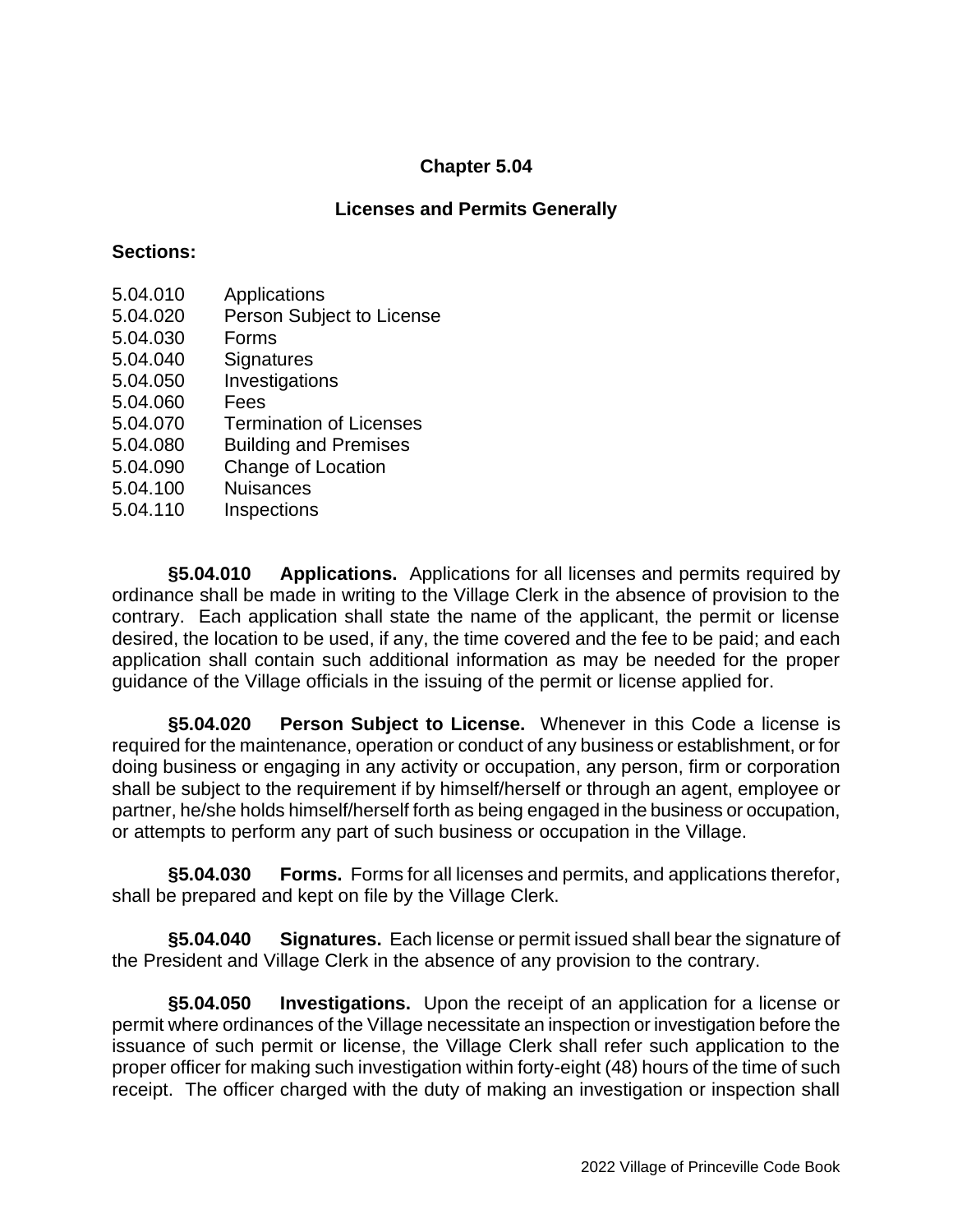# Chapter 5.04

## Licenses and Permits Generally

**Sections:**

5.04.010 Applications
5.04.020 Person Subject to License
5.04.030 Forms
5.04.040 Signatures
5.04.050 Investigations
5.04.060 Fees
5.04.070 Termination of Licenses
5.04.080 Building and Premises
5.04.090 Change of Location
5.04.100 Nuisances
5.04.110 Inspections

**§5.04.010 Applications.** Applications for all licenses and permits required by ordinance shall be made in writing to the Village Clerk in the absence of provision to the contrary. Each application shall state the name of the applicant, the permit or license desired, the location to be used, if any, the time covered and the fee to be paid; and each application shall contain such additional information as may be needed for the proper guidance of the Village officials in the issuing of the permit or license applied for.

**§5.04.020 Person Subject to License.** Whenever in this Code a license is required for the maintenance, operation or conduct of any business or establishment, or for doing business or engaging in any activity or occupation, any person, firm or corporation shall be subject to the requirement if by himself/herself or through an agent, employee or partner, he/she holds himself/herself forth as being engaged in the business or occupation, or attempts to perform any part of such business or occupation in the Village.

**§5.04.030 Forms.** Forms for all licenses and permits, and applications therefor, shall be prepared and kept on file by the Village Clerk.

**§5.04.040 Signatures.** Each license or permit issued shall bear the signature of the President and Village Clerk in the absence of any provision to the contrary.

**§5.04.050 Investigations.** Upon the receipt of an application for a license or permit where ordinances of the Village necessitate an inspection or investigation before the issuance of such permit or license, the Village Clerk shall refer such application to the proper officer for making such investigation within forty-eight (48) hours of the time of such receipt. The officer charged with the duty of making an investigation or inspection shall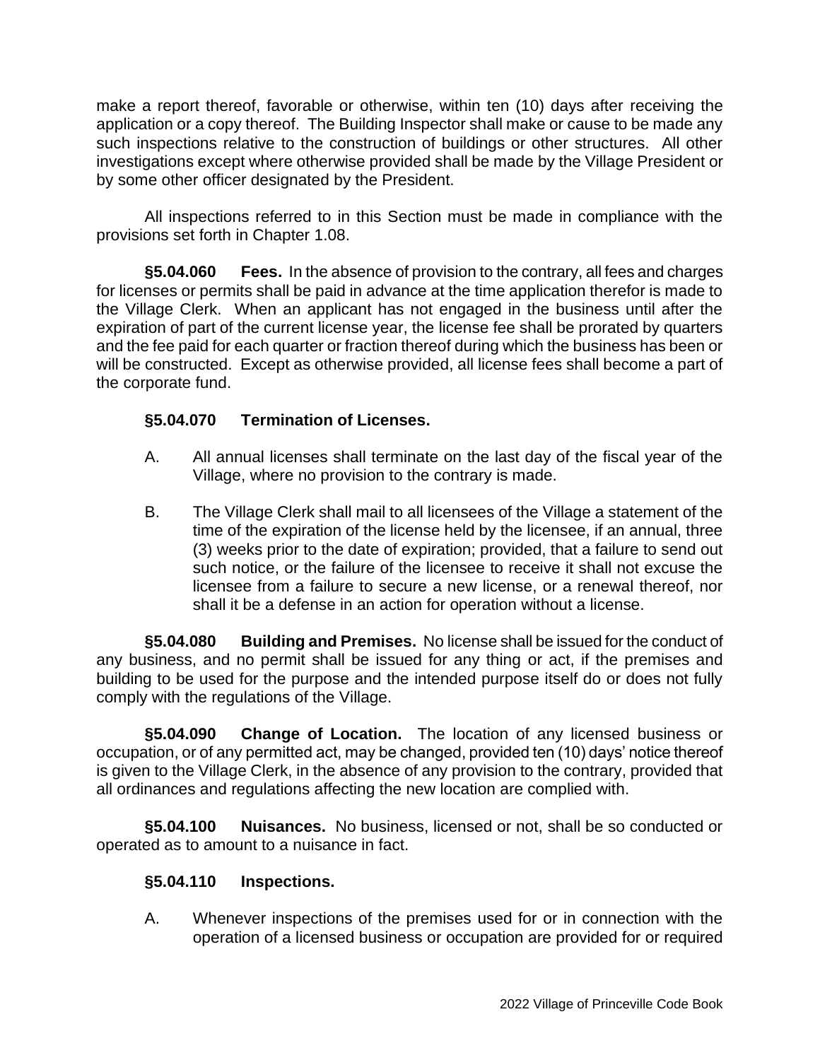make a report thereof, favorable or otherwise, within ten (10) days after receiving the application or a copy thereof. The Building Inspector shall make or cause to be made any such inspections relative to the construction of buildings or other structures. All other investigations except where otherwise provided shall be made by the Village President or by some other officer designated by the President.

All inspections referred to in this Section must be made in compliance with the provisions set forth in Chapter 1.08.

**§5.04.060 Fees.** In the absence of provision to the contrary, all fees and charges for licenses or permits shall be paid in advance at the time application therefor is made to the Village Clerk. When an applicant has not engaged in the business until after the expiration of part of the current license year, the license fee shall be prorated by quarters and the fee paid for each quarter or fraction thereof during which the business has been or will be constructed. Except as otherwise provided, all license fees shall become a part of the corporate fund.

**§5.04.070 Termination of Licenses.**

A. All annual licenses shall terminate on the last day of the fiscal year of the Village, where no provision to the contrary is made.

B. The Village Clerk shall mail to all licensees of the Village a statement of the time of the expiration of the license held by the licensee, if an annual, three (3) weeks prior to the date of expiration; provided, that a failure to send out such notice, or the failure of the licensee to receive it shall not excuse the licensee from a failure to secure a new license, or a renewal thereof, nor shall it be a defense in an action for operation without a license.

**§5.04.080 Building and Premises.** No license shall be issued for the conduct of any business, and no permit shall be issued for any thing or act, if the premises and building to be used for the purpose and the intended purpose itself do or does not fully comply with the regulations of the Village.

**§5.04.090 Change of Location.** The location of any licensed business or occupation, or of any permitted act, may be changed, provided ten (10) days' notice thereof is given to the Village Clerk, in the absence of any provision to the contrary, provided that all ordinances and regulations affecting the new location are complied with.

**§5.04.100 Nuisances.** No business, licensed or not, shall be so conducted or operated as to amount to a nuisance in fact.

**§5.04.110 Inspections.**

A. Whenever inspections of the premises used for or in connection with the operation of a licensed business or occupation are provided for or required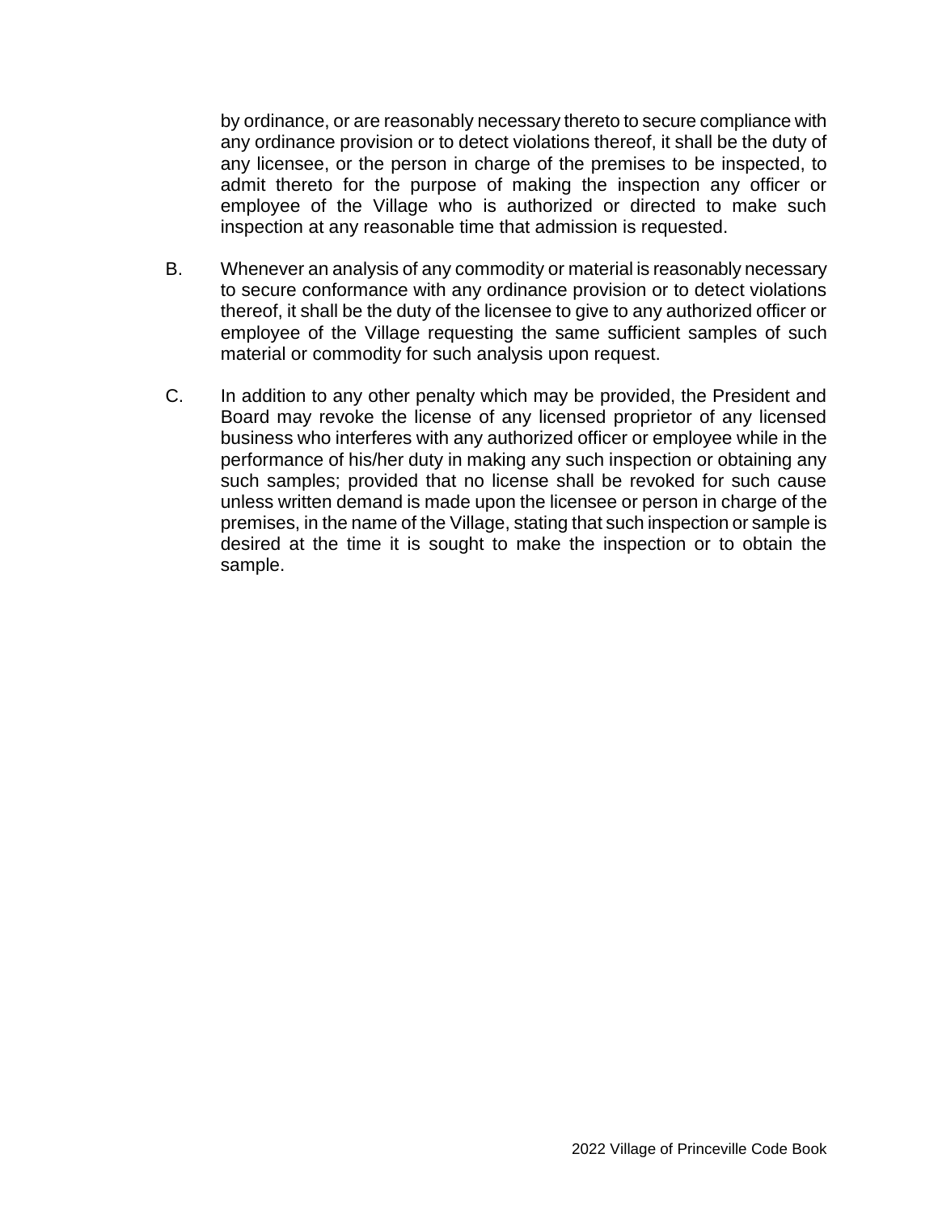by ordinance, or are reasonably necessary thereto to secure compliance with any ordinance provision or to detect violations thereof, it shall be the duty of any licensee, or the person in charge of the premises to be inspected, to admit thereto for the purpose of making the inspection any officer or employee of the Village who is authorized or directed to make such inspection at any reasonable time that admission is requested.

B. Whenever an analysis of any commodity or material is reasonably necessary to secure conformance with any ordinance provision or to detect violations thereof, it shall be the duty of the licensee to give to any authorized officer or employee of the Village requesting the same sufficient samples of such material or commodity for such analysis upon request.

C. In addition to any other penalty which may be provided, the President and Board may revoke the license of any licensed proprietor of any licensed business who interferes with any authorized officer or employee while in the performance of his/her duty in making any such inspection or obtaining any such samples; provided that no license shall be revoked for such cause unless written demand is made upon the licensee or person in charge of the premises, in the name of the Village, stating that such inspection or sample is desired at the time it is sought to make the inspection or to obtain the sample.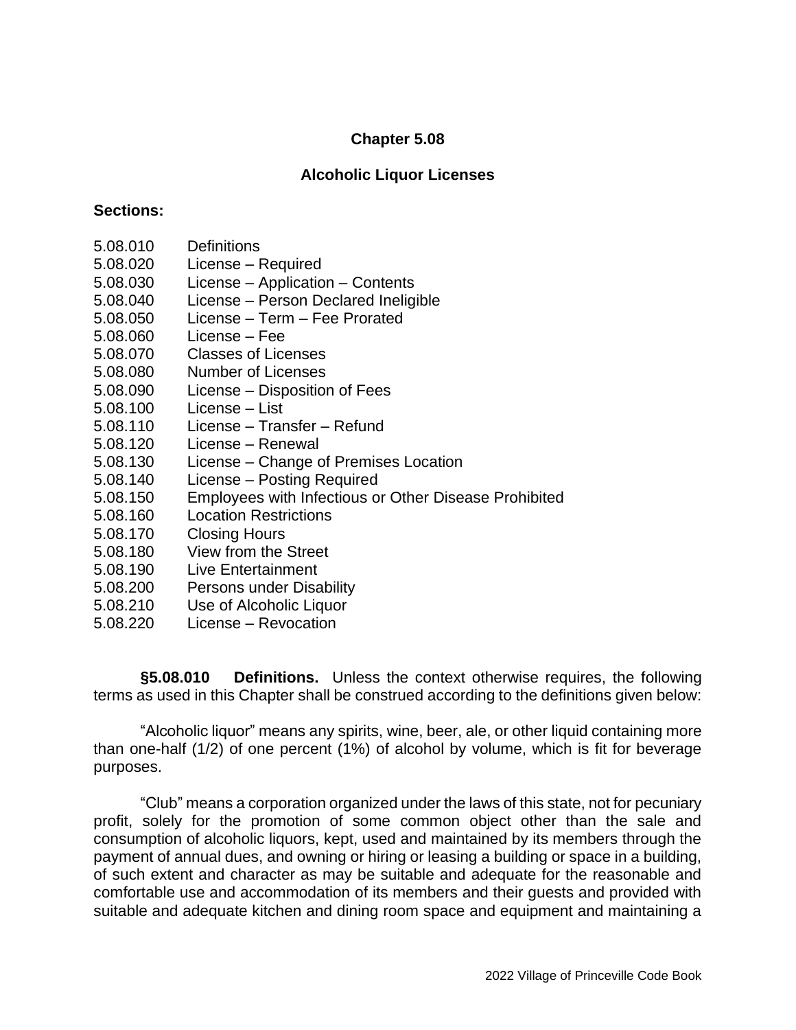## Chapter 5.08

## Alcoholic Liquor Licenses

**Sections:**

5.08.010 Definitions
5.08.020 License – Required
5.08.030 License – Application – Contents
5.08.040 License – Person Declared Ineligible
5.08.050 License – Term – Fee Prorated
5.08.060 License – Fee
5.08.070 Classes of Licenses
5.08.080 Number of Licenses
5.08.090 License – Disposition of Fees
5.08.100 License – List
5.08.110 License – Transfer – Refund
5.08.120 License – Renewal
5.08.130 License – Change of Premises Location
5.08.140 License – Posting Required
5.08.150 Employees with Infectious or Other Disease Prohibited
5.08.160 Location Restrictions
5.08.170 Closing Hours
5.08.180 View from the Street
5.08.190 Live Entertainment
5.08.200 Persons under Disability
5.08.210 Use of Alcoholic Liquor
5.08.220 License – Revocation

**§5.08.010 Definitions.** Unless the context otherwise requires, the following terms as used in this Chapter shall be construed according to the definitions given below:

"Alcoholic liquor" means any spirits, wine, beer, ale, or other liquid containing more than one-half (1/2) of one percent (1%) of alcohol by volume, which is fit for beverage purposes.

"Club" means a corporation organized under the laws of this state, not for pecuniary profit, solely for the promotion of some common object other than the sale and consumption of alcoholic liquors, kept, used and maintained by its members through the payment of annual dues, and owning or hiring or leasing a building or space in a building, of such extent and character as may be suitable and adequate for the reasonable and comfortable use and accommodation of its members and their guests and provided with suitable and adequate kitchen and dining room space and equipment and maintaining a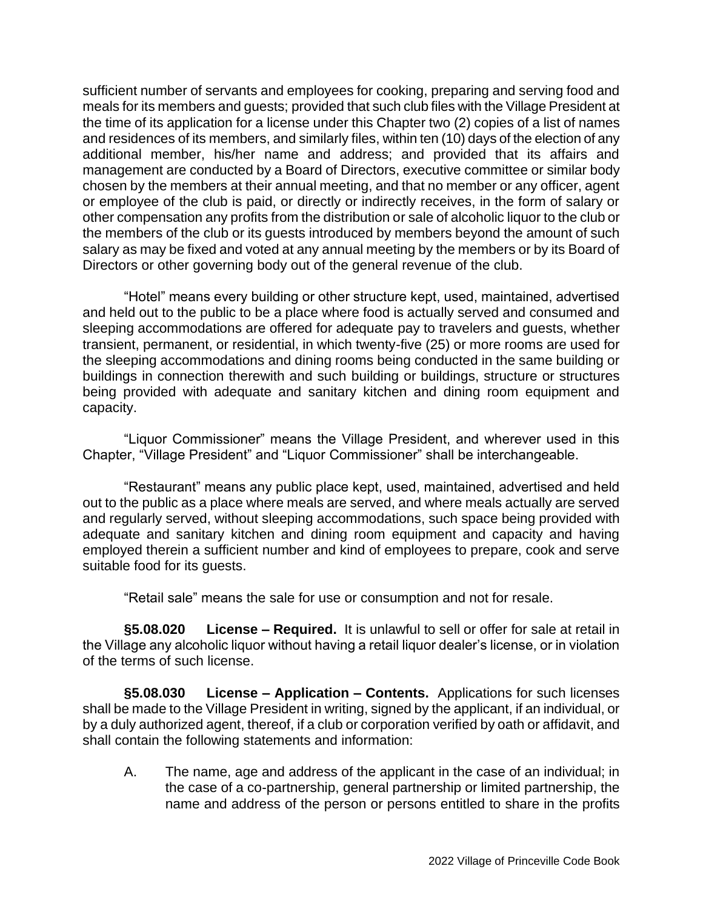sufficient number of servants and employees for cooking, preparing and serving food and meals for its members and guests; provided that such club files with the Village President at the time of its application for a license under this Chapter two (2) copies of a list of names and residences of its members, and similarly files, within ten (10) days of the election of any additional member, his/her name and address; and provided that its affairs and management are conducted by a Board of Directors, executive committee or similar body chosen by the members at their annual meeting, and that no member or any officer, agent or employee of the club is paid, or directly or indirectly receives, in the form of salary or other compensation any profits from the distribution or sale of alcoholic liquor to the club or the members of the club or its guests introduced by members beyond the amount of such salary as may be fixed and voted at any annual meeting by the members or by its Board of Directors or other governing body out of the general revenue of the club.

"Hotel" means every building or other structure kept, used, maintained, advertised and held out to the public to be a place where food is actually served and consumed and sleeping accommodations are offered for adequate pay to travelers and guests, whether transient, permanent, or residential, in which twenty-five (25) or more rooms are used for the sleeping accommodations and dining rooms being conducted in the same building or buildings in connection therewith and such building or buildings, structure or structures being provided with adequate and sanitary kitchen and dining room equipment and capacity.

"Liquor Commissioner" means the Village President, and wherever used in this Chapter, "Village President" and "Liquor Commissioner" shall be interchangeable.

"Restaurant" means any public place kept, used, maintained, advertised and held out to the public as a place where meals are served, and where meals actually are served and regularly served, without sleeping accommodations, such space being provided with adequate and sanitary kitchen and dining room equipment and capacity and having employed therein a sufficient number and kind of employees to prepare, cook and serve suitable food for its guests.

"Retail sale" means the sale for use or consumption and not for resale.

**§5.08.020 License – Required.** It is unlawful to sell or offer for sale at retail in the Village any alcoholic liquor without having a retail liquor dealer's license, or in violation of the terms of such license.

**§5.08.030 License – Application – Contents.** Applications for such licenses shall be made to the Village President in writing, signed by the applicant, if an individual, or by a duly authorized agent, thereof, if a club or corporation verified by oath or affidavit, and shall contain the following statements and information:

A. The name, age and address of the applicant in the case of an individual; in the case of a co-partnership, general partnership or limited partnership, the name and address of the person or persons entitled to share in the profits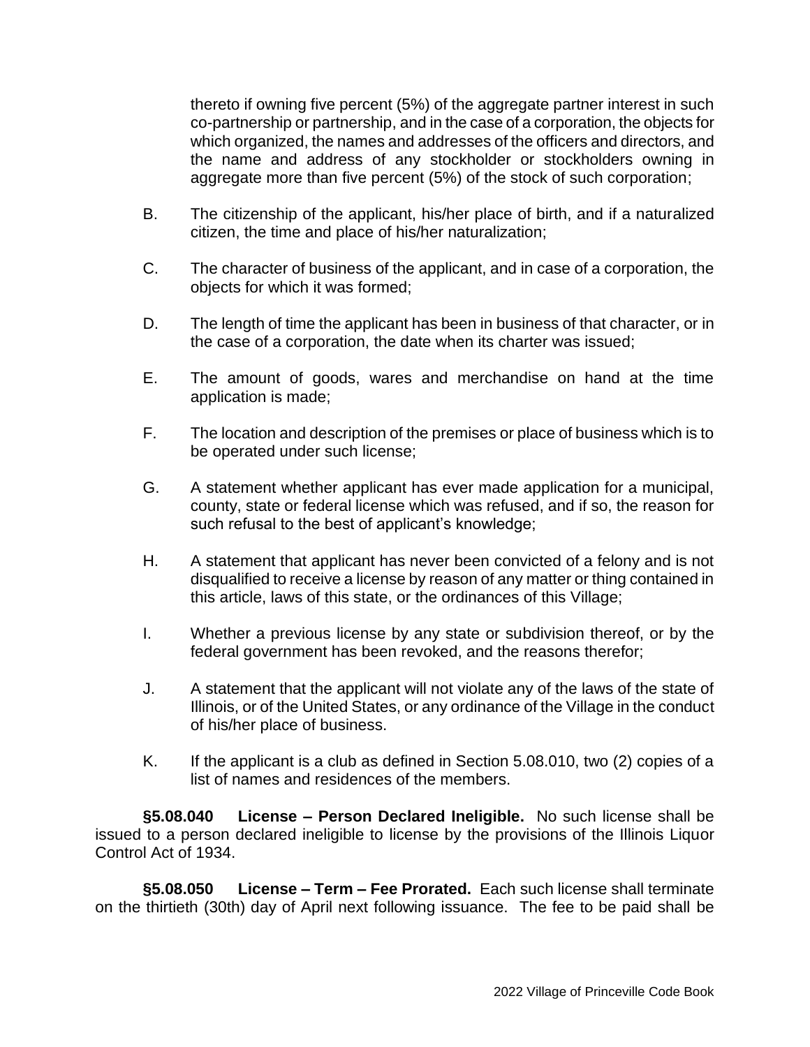thereto if owning five percent (5%) of the aggregate partner interest in such co-partnership or partnership, and in the case of a corporation, the objects for which organized, the names and addresses of the officers and directors, and the name and address of any stockholder or stockholders owning in aggregate more than five percent (5%) of the stock of such corporation;

B. The citizenship of the applicant, his/her place of birth, and if a naturalized citizen, the time and place of his/her naturalization;

C. The character of business of the applicant, and in case of a corporation, the objects for which it was formed;

D. The length of time the applicant has been in business of that character, or in the case of a corporation, the date when its charter was issued;

E. The amount of goods, wares and merchandise on hand at the time application is made;

F. The location and description of the premises or place of business which is to be operated under such license;

G. A statement whether applicant has ever made application for a municipal, county, state or federal license which was refused, and if so, the reason for such refusal to the best of applicant's knowledge;

H. A statement that applicant has never been convicted of a felony and is not disqualified to receive a license by reason of any matter or thing contained in this article, laws of this state, or the ordinances of this Village;

I. Whether a previous license by any state or subdivision thereof, or by the federal government has been revoked, and the reasons therefor;

J. A statement that the applicant will not violate any of the laws of the state of Illinois, or of the United States, or any ordinance of the Village in the conduct of his/her place of business.

K. If the applicant is a club as defined in Section 5.08.010, two (2) copies of a list of names and residences of the members.

**§5.08.040 License – Person Declared Ineligible.** No such license shall be issued to a person declared ineligible to license by the provisions of the Illinois Liquor Control Act of 1934.

**§5.08.050 License – Term – Fee Prorated.** Each such license shall terminate on the thirtieth (30th) day of April next following issuance. The fee to be paid shall be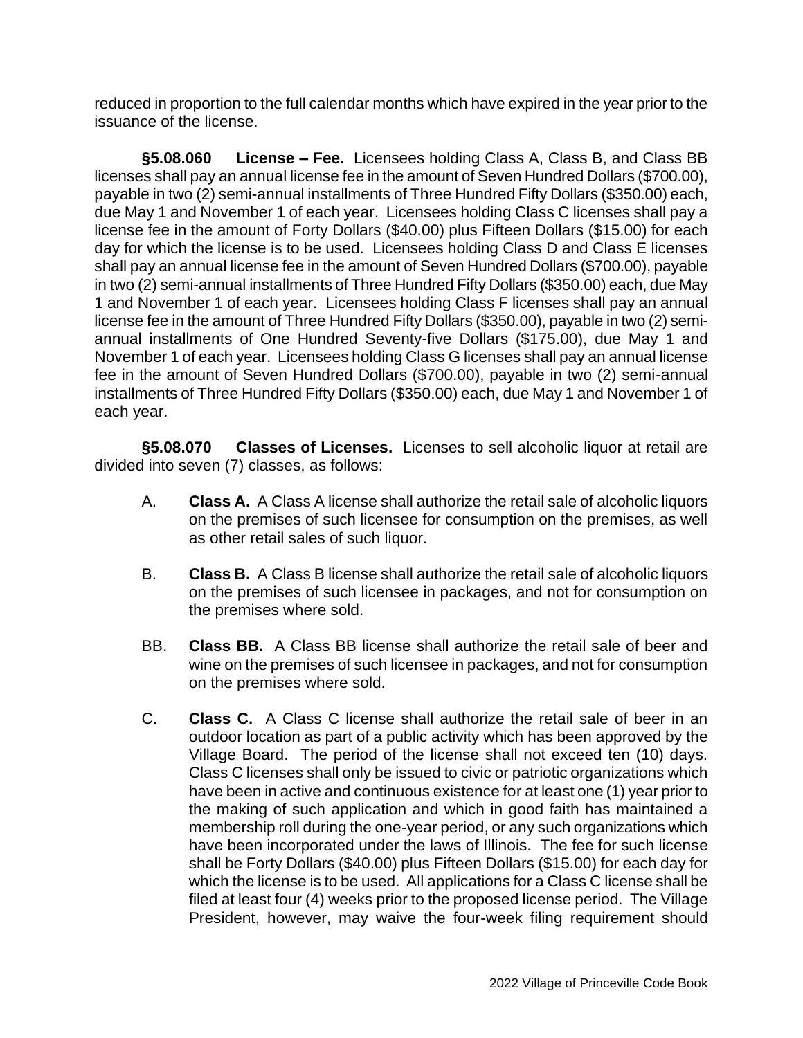reduced in proportion to the full calendar months which have expired in the year prior to the issuance of the license.

**§5.08.060 License – Fee.** Licensees holding Class A, Class B, and Class BB licenses shall pay an annual license fee in the amount of Seven Hundred Dollars ($700.00), payable in two (2) semi-annual installments of Three Hundred Fifty Dollars ($350.00) each, due May 1 and November 1 of each year. Licensees holding Class C licenses shall pay a license fee in the amount of Forty Dollars ($40.00) plus Fifteen Dollars ($15.00) for each day for which the license is to be used. Licensees holding Class D and Class E licenses shall pay an annual license fee in the amount of Seven Hundred Dollars ($700.00), payable in two (2) semi-annual installments of Three Hundred Fifty Dollars ($350.00) each, due May 1 and November 1 of each year. Licensees holding Class F licenses shall pay an annual license fee in the amount of Three Hundred Fifty Dollars ($350.00), payable in two (2) semi-annual installments of One Hundred Seventy-five Dollars ($175.00), due May 1 and November 1 of each year. Licensees holding Class G licenses shall pay an annual license fee in the amount of Seven Hundred Dollars ($700.00), payable in two (2) semi-annual installments of Three Hundred Fifty Dollars ($350.00) each, due May 1 and November 1 of each year.

**§5.08.070 Classes of Licenses.** Licenses to sell alcoholic liquor at retail are divided into seven (7) classes, as follows:

A. **Class A.** A Class A license shall authorize the retail sale of alcoholic liquors on the premises of such licensee for consumption on the premises, as well as other retail sales of such liquor.

B. **Class B.** A Class B license shall authorize the retail sale of alcoholic liquors on the premises of such licensee in packages, and not for consumption on the premises where sold.

BB. **Class BB.** A Class BB license shall authorize the retail sale of beer and wine on the premises of such licensee in packages, and not for consumption on the premises where sold.

C. **Class C.** A Class C license shall authorize the retail sale of beer in an outdoor location as part of a public activity which has been approved by the Village Board. The period of the license shall not exceed ten (10) days. Class C licenses shall only be issued to civic or patriotic organizations which have been in active and continuous existence for at least one (1) year prior to the making of such application and which in good faith has maintained a membership roll during the one-year period, or any such organizations which have been incorporated under the laws of Illinois. The fee for such license shall be Forty Dollars ($40.00) plus Fifteen Dollars ($15.00) for each day for which the license is to be used. All applications for a Class C license shall be filed at least four (4) weeks prior to the proposed license period. The Village President, however, may waive the four-week filing requirement should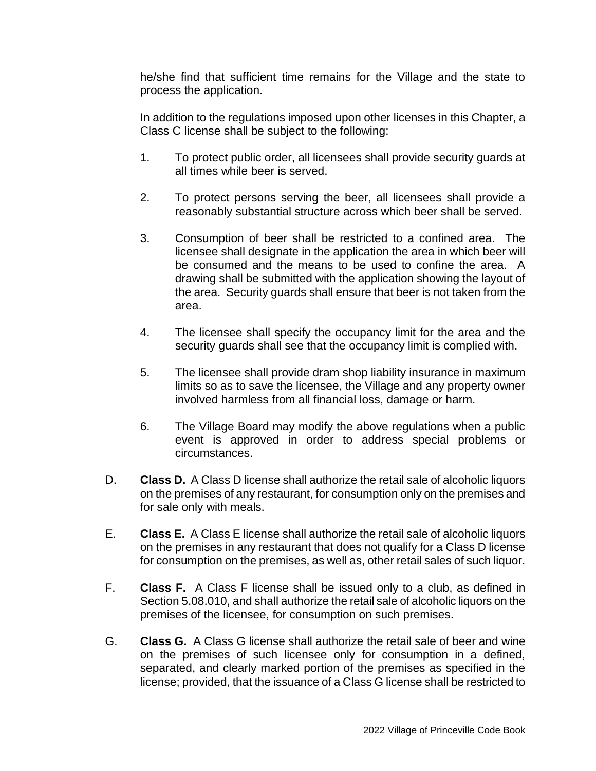he/she find that sufficient time remains for the Village and the state to process the application.

In addition to the regulations imposed upon other licenses in this Chapter, a Class C license shall be subject to the following:

1. To protect public order, all licensees shall provide security guards at all times while beer is served.

2. To protect persons serving the beer, all licensees shall provide a reasonably substantial structure across which beer shall be served.

3. Consumption of beer shall be restricted to a confined area. The licensee shall designate in the application the area in which beer will be consumed and the means to be used to confine the area. A drawing shall be submitted with the application showing the layout of the area. Security guards shall ensure that beer is not taken from the area.

4. The licensee shall specify the occupancy limit for the area and the security guards shall see that the occupancy limit is complied with.

5. The licensee shall provide dram shop liability insurance in maximum limits so as to save the licensee, the Village and any property owner involved harmless from all financial loss, damage or harm.

6. The Village Board may modify the above regulations when a public event is approved in order to address special problems or circumstances.

D. **Class D.** A Class D license shall authorize the retail sale of alcoholic liquors on the premises of any restaurant, for consumption only on the premises and for sale only with meals.

E. **Class E.** A Class E license shall authorize the retail sale of alcoholic liquors on the premises in any restaurant that does not qualify for a Class D license for consumption on the premises, as well as, other retail sales of such liquor.

F. **Class F.** A Class F license shall be issued only to a club, as defined in Section 5.08.010, and shall authorize the retail sale of alcoholic liquors on the premises of the licensee, for consumption on such premises.

G. **Class G.** A Class G license shall authorize the retail sale of beer and wine on the premises of such licensee only for consumption in a defined, separated, and clearly marked portion of the premises as specified in the license; provided, that the issuance of a Class G license shall be restricted to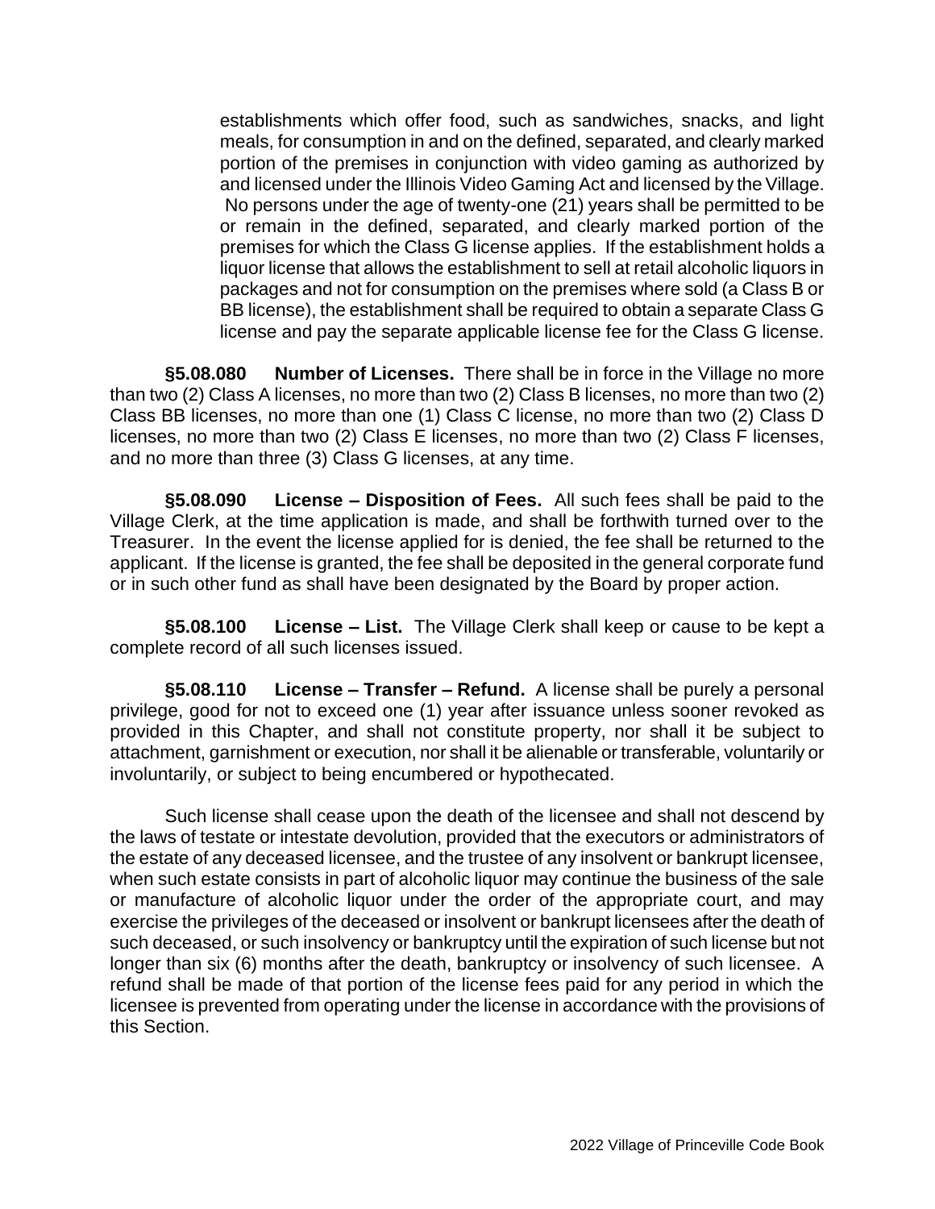establishments which offer food, such as sandwiches, snacks, and light meals, for consumption in and on the defined, separated, and clearly marked portion of the premises in conjunction with video gaming as authorized by and licensed under the Illinois Video Gaming Act and licensed by the Village. No persons under the age of twenty-one (21) years shall be permitted to be or remain in the defined, separated, and clearly marked portion of the premises for which the Class G license applies. If the establishment holds a liquor license that allows the establishment to sell at retail alcoholic liquors in packages and not for consumption on the premises where sold (a Class B or BB license), the establishment shall be required to obtain a separate Class G license and pay the separate applicable license fee for the Class G license.

**§5.08.080 Number of Licenses.** There shall be in force in the Village no more than two (2) Class A licenses, no more than two (2) Class B licenses, no more than two (2) Class BB licenses, no more than one (1) Class C license, no more than two (2) Class D licenses, no more than two (2) Class E licenses, no more than two (2) Class F licenses, and no more than three (3) Class G licenses, at any time.

**§5.08.090 License – Disposition of Fees.** All such fees shall be paid to the Village Clerk, at the time application is made, and shall be forthwith turned over to the Treasurer. In the event the license applied for is denied, the fee shall be returned to the applicant. If the license is granted, the fee shall be deposited in the general corporate fund or in such other fund as shall have been designated by the Board by proper action.

**§5.08.100 License – List.** The Village Clerk shall keep or cause to be kept a complete record of all such licenses issued.

**§5.08.110 License – Transfer – Refund.** A license shall be purely a personal privilege, good for not to exceed one (1) year after issuance unless sooner revoked as provided in this Chapter, and shall not constitute property, nor shall it be subject to attachment, garnishment or execution, nor shall it be alienable or transferable, voluntarily or involuntarily, or subject to being encumbered or hypothecated.

Such license shall cease upon the death of the licensee and shall not descend by the laws of testate or intestate devolution, provided that the executors or administrators of the estate of any deceased licensee, and the trustee of any insolvent or bankrupt licensee, when such estate consists in part of alcoholic liquor may continue the business of the sale or manufacture of alcoholic liquor under the order of the appropriate court, and may exercise the privileges of the deceased or insolvent or bankrupt licensees after the death of such deceased, or such insolvency or bankruptcy until the expiration of such license but not longer than six (6) months after the death, bankruptcy or insolvency of such licensee. A refund shall be made of that portion of the license fees paid for any period in which the licensee is prevented from operating under the license in accordance with the provisions of this Section.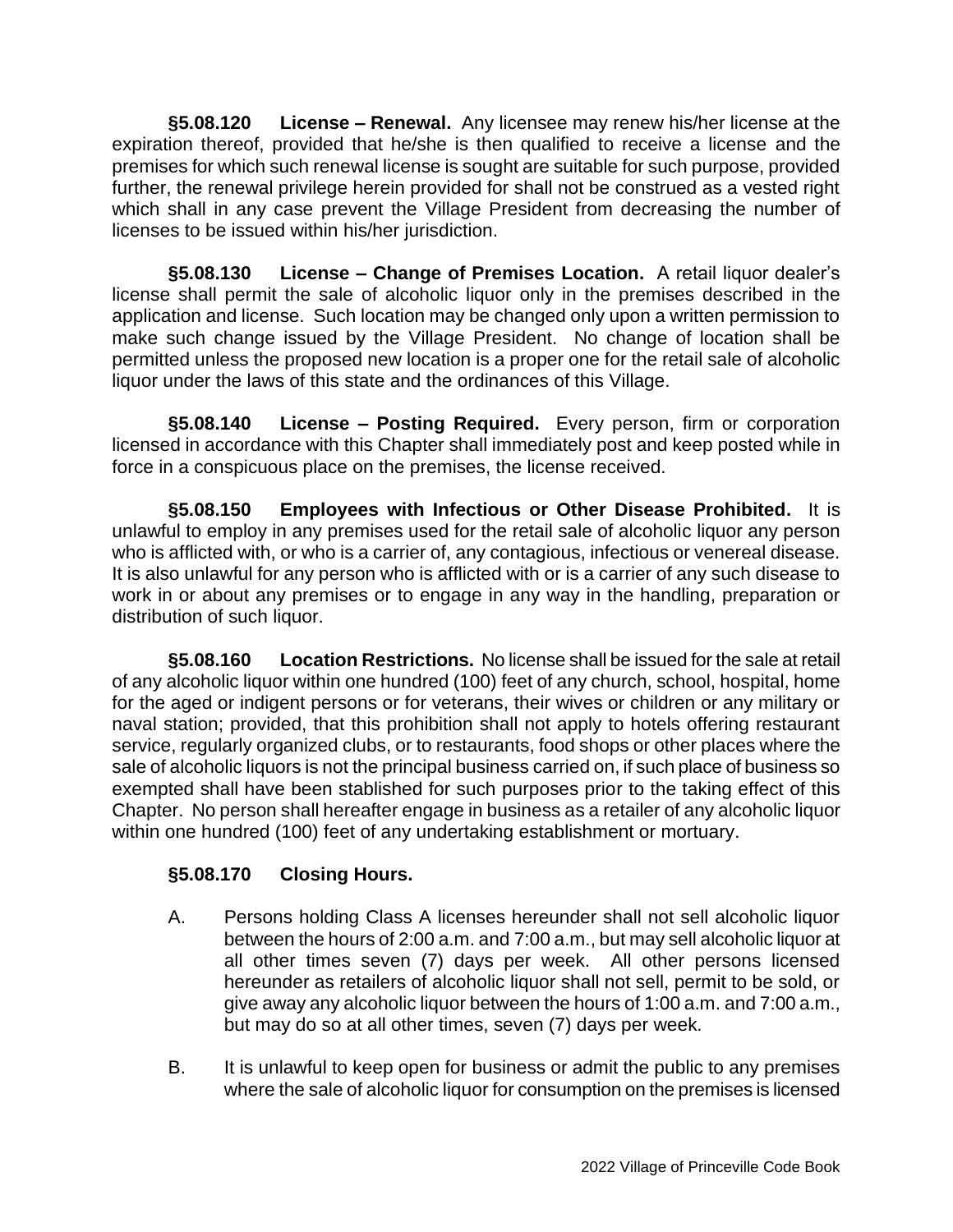**§5.08.120 License – Renewal.** Any licensee may renew his/her license at the expiration thereof, provided that he/she is then qualified to receive a license and the premises for which such renewal license is sought are suitable for such purpose, provided further, the renewal privilege herein provided for shall not be construed as a vested right which shall in any case prevent the Village President from decreasing the number of licenses to be issued within his/her jurisdiction.

**§5.08.130 License – Change of Premises Location.** A retail liquor dealer's license shall permit the sale of alcoholic liquor only in the premises described in the application and license. Such location may be changed only upon a written permission to make such change issued by the Village President. No change of location shall be permitted unless the proposed new location is a proper one for the retail sale of alcoholic liquor under the laws of this state and the ordinances of this Village.

**§5.08.140 License – Posting Required.** Every person, firm or corporation licensed in accordance with this Chapter shall immediately post and keep posted while in force in a conspicuous place on the premises, the license received.

**§5.08.150 Employees with Infectious or Other Disease Prohibited.** It is unlawful to employ in any premises used for the retail sale of alcoholic liquor any person who is afflicted with, or who is a carrier of, any contagious, infectious or venereal disease. It is also unlawful for any person who is afflicted with or is a carrier of any such disease to work in or about any premises or to engage in any way in the handling, preparation or distribution of such liquor.

**§5.08.160 Location Restrictions.** No license shall be issued for the sale at retail of any alcoholic liquor within one hundred (100) feet of any church, school, hospital, home for the aged or indigent persons or for veterans, their wives or children or any military or naval station; provided, that this prohibition shall not apply to hotels offering restaurant service, regularly organized clubs, or to restaurants, food shops or other places where the sale of alcoholic liquors is not the principal business carried on, if such place of business so exempted shall have been stablished for such purposes prior to the taking effect of this Chapter. No person shall hereafter engage in business as a retailer of any alcoholic liquor within one hundred (100) feet of any undertaking establishment or mortuary.

**§5.08.170 Closing Hours.**

A. Persons holding Class A licenses hereunder shall not sell alcoholic liquor between the hours of 2:00 a.m. and 7:00 a.m., but may sell alcoholic liquor at all other times seven (7) days per week. All other persons licensed hereunder as retailers of alcoholic liquor shall not sell, permit to be sold, or give away any alcoholic liquor between the hours of 1:00 a.m. and 7:00 a.m., but may do so at all other times, seven (7) days per week.

B. It is unlawful to keep open for business or admit the public to any premises where the sale of alcoholic liquor for consumption on the premises is licensed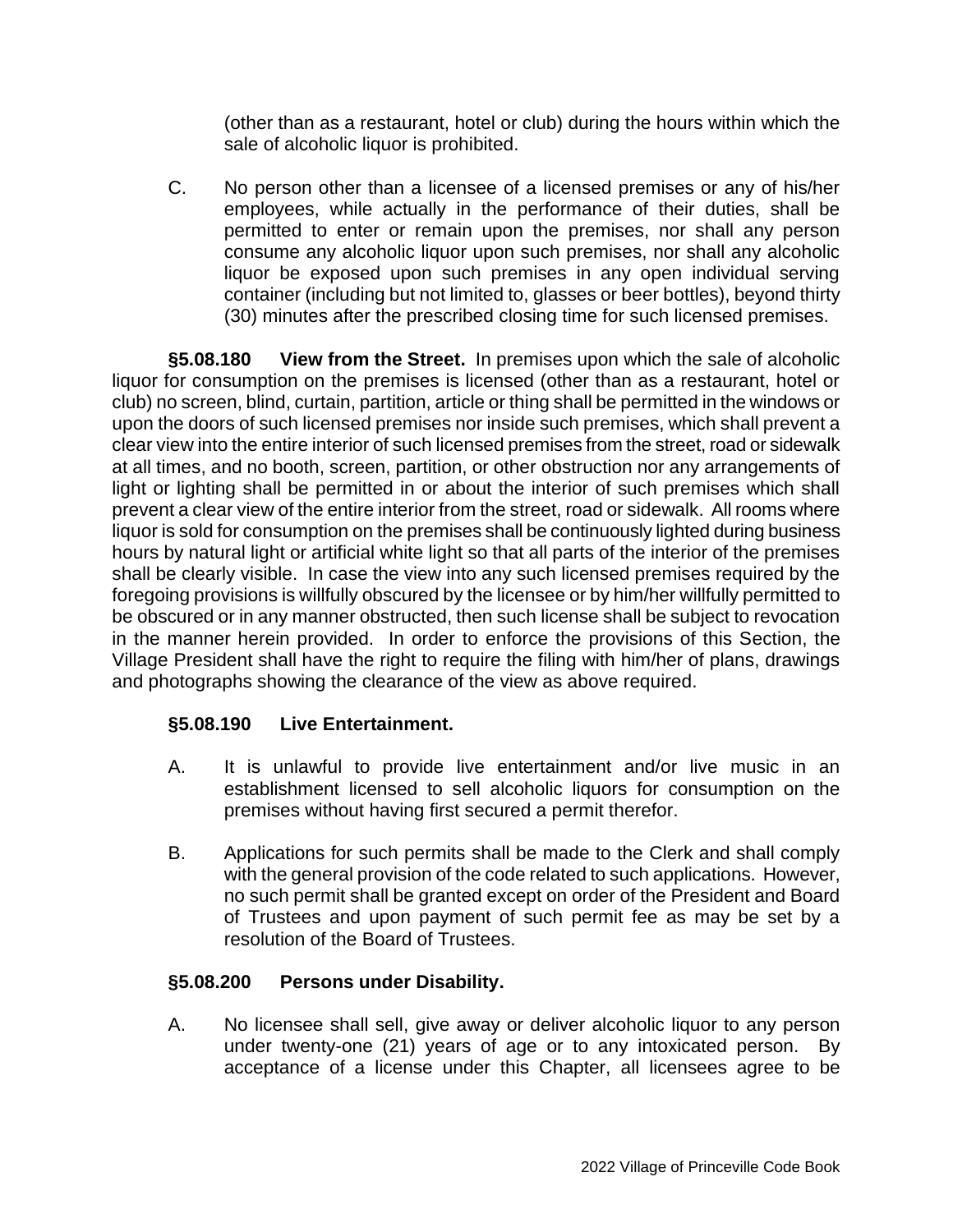(other than as a restaurant, hotel or club) during the hours within which the sale of alcoholic liquor is prohibited.

C. No person other than a licensee of a licensed premises or any of his/her employees, while actually in the performance of their duties, shall be permitted to enter or remain upon the premises, nor shall any person consume any alcoholic liquor upon such premises, nor shall any alcoholic liquor be exposed upon such premises in any open individual serving container (including but not limited to, glasses or beer bottles), beyond thirty (30) minutes after the prescribed closing time for such licensed premises.

**§5.08.180 View from the Street.** In premises upon which the sale of alcoholic liquor for consumption on the premises is licensed (other than as a restaurant, hotel or club) no screen, blind, curtain, partition, article or thing shall be permitted in the windows or upon the doors of such licensed premises nor inside such premises, which shall prevent a clear view into the entire interior of such licensed premises from the street, road or sidewalk at all times, and no booth, screen, partition, or other obstruction nor any arrangements of light or lighting shall be permitted in or about the interior of such premises which shall prevent a clear view of the entire interior from the street, road or sidewalk. All rooms where liquor is sold for consumption on the premises shall be continuously lighted during business hours by natural light or artificial white light so that all parts of the interior of the premises shall be clearly visible. In case the view into any such licensed premises required by the foregoing provisions is willfully obscured by the licensee or by him/her willfully permitted to be obscured or in any manner obstructed, then such license shall be subject to revocation in the manner herein provided. In order to enforce the provisions of this Section, the Village President shall have the right to require the filing with him/her of plans, drawings and photographs showing the clearance of the view as above required.

**§5.08.190 Live Entertainment.**

A. It is unlawful to provide live entertainment and/or live music in an establishment licensed to sell alcoholic liquors for consumption on the premises without having first secured a permit therefor.

B. Applications for such permits shall be made to the Clerk and shall comply with the general provision of the code related to such applications. However, no such permit shall be granted except on order of the President and Board of Trustees and upon payment of such permit fee as may be set by a resolution of the Board of Trustees.

**§5.08.200 Persons under Disability.**

A. No licensee shall sell, give away or deliver alcoholic liquor to any person under twenty-one (21) years of age or to any intoxicated person. By acceptance of a license under this Chapter, all licensees agree to be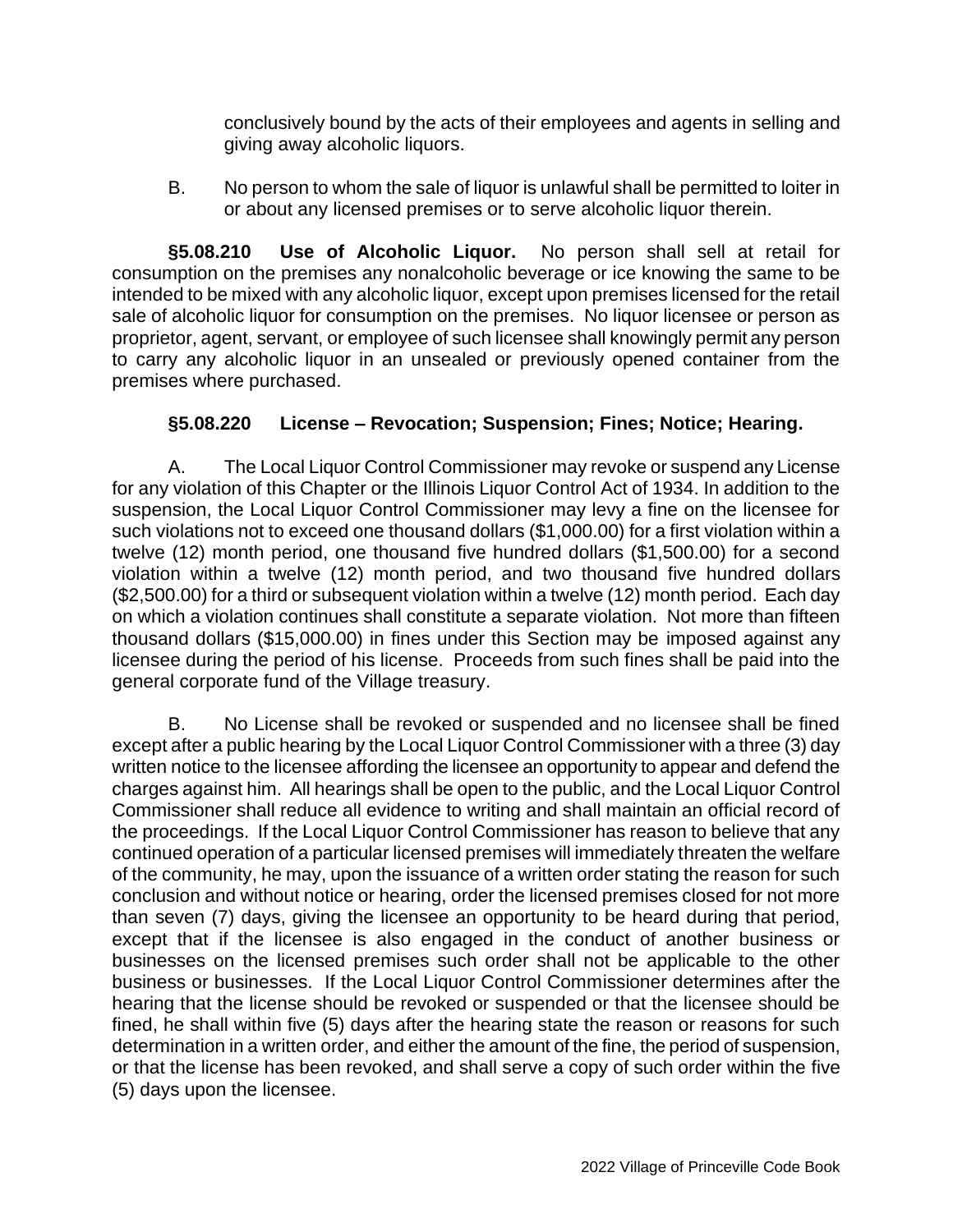conclusively bound by the acts of their employees and agents in selling and giving away alcoholic liquors.

B. No person to whom the sale of liquor is unlawful shall be permitted to loiter in or about any licensed premises or to serve alcoholic liquor therein.

**§5.08.210 Use of Alcoholic Liquor.** No person shall sell at retail for consumption on the premises any nonalcoholic beverage or ice knowing the same to be intended to be mixed with any alcoholic liquor, except upon premises licensed for the retail sale of alcoholic liquor for consumption on the premises. No liquor licensee or person as proprietor, agent, servant, or employee of such licensee shall knowingly permit any person to carry any alcoholic liquor in an unsealed or previously opened container from the premises where purchased.

**§5.08.220 License – Revocation; Suspension; Fines; Notice; Hearing.**

A. The Local Liquor Control Commissioner may revoke or suspend any License for any violation of this Chapter or the Illinois Liquor Control Act of 1934. In addition to the suspension, the Local Liquor Control Commissioner may levy a fine on the licensee for such violations not to exceed one thousand dollars ($1,000.00) for a first violation within a twelve (12) month period, one thousand five hundred dollars ($1,500.00) for a second violation within a twelve (12) month period, and two thousand five hundred dollars ($2,500.00) for a third or subsequent violation within a twelve (12) month period. Each day on which a violation continues shall constitute a separate violation. Not more than fifteen thousand dollars ($15,000.00) in fines under this Section may be imposed against any licensee during the period of his license. Proceeds from such fines shall be paid into the general corporate fund of the Village treasury.

B. No License shall be revoked or suspended and no licensee shall be fined except after a public hearing by the Local Liquor Control Commissioner with a three (3) day written notice to the licensee affording the licensee an opportunity to appear and defend the charges against him. All hearings shall be open to the public, and the Local Liquor Control Commissioner shall reduce all evidence to writing and shall maintain an official record of the proceedings. If the Local Liquor Control Commissioner has reason to believe that any continued operation of a particular licensed premises will immediately threaten the welfare of the community, he may, upon the issuance of a written order stating the reason for such conclusion and without notice or hearing, order the licensed premises closed for not more than seven (7) days, giving the licensee an opportunity to be heard during that period, except that if the licensee is also engaged in the conduct of another business or businesses on the licensed premises such order shall not be applicable to the other business or businesses. If the Local Liquor Control Commissioner determines after the hearing that the license should be revoked or suspended or that the licensee should be fined, he shall within five (5) days after the hearing state the reason or reasons for such determination in a written order, and either the amount of the fine, the period of suspension, or that the license has been revoked, and shall serve a copy of such order within the five (5) days upon the licensee.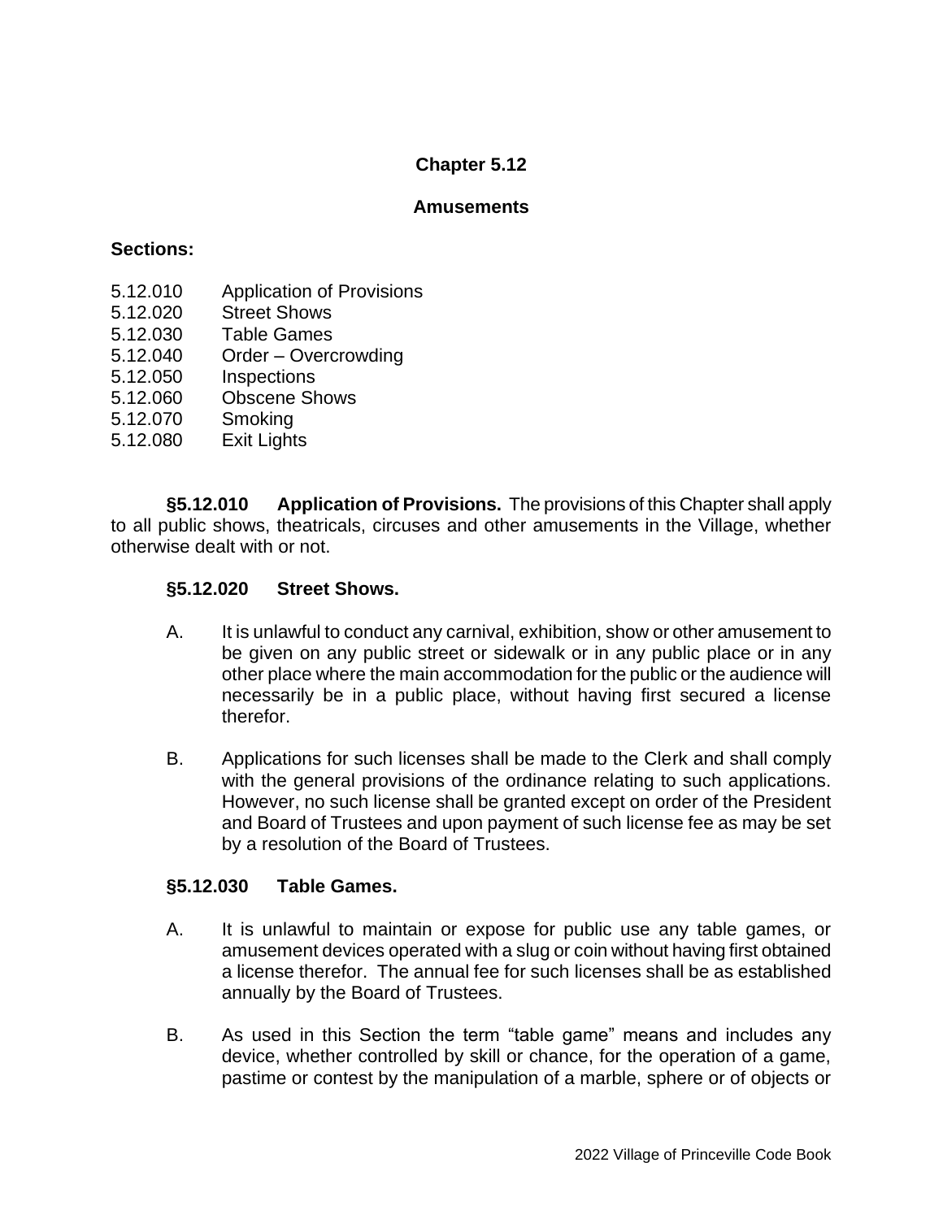# Chapter 5.12

## Amusements

**Sections:**

5.12.010 Application of Provisions
5.12.020 Street Shows
5.12.030 Table Games
5.12.040 Order – Overcrowding
5.12.050 Inspections
5.12.060 Obscene Shows
5.12.070 Smoking
5.12.080 Exit Lights

**§5.12.010 Application of Provisions.** The provisions of this Chapter shall apply to all public shows, theatricals, circuses and other amusements in the Village, whether otherwise dealt with or not.

**§5.12.020 Street Shows.**

A. It is unlawful to conduct any carnival, exhibition, show or other amusement to be given on any public street or sidewalk or in any public place or in any other place where the main accommodation for the public or the audience will necessarily be in a public place, without having first secured a license therefor.

B. Applications for such licenses shall be made to the Clerk and shall comply with the general provisions of the ordinance relating to such applications. However, no such license shall be granted except on order of the President and Board of Trustees and upon payment of such license fee as may be set by a resolution of the Board of Trustees.

**§5.12.030 Table Games.**

A. It is unlawful to maintain or expose for public use any table games, or amusement devices operated with a slug or coin without having first obtained a license therefor. The annual fee for such licenses shall be as established annually by the Board of Trustees.

B. As used in this Section the term "table game" means and includes any device, whether controlled by skill or chance, for the operation of a game, pastime or contest by the manipulation of a marble, sphere or of objects or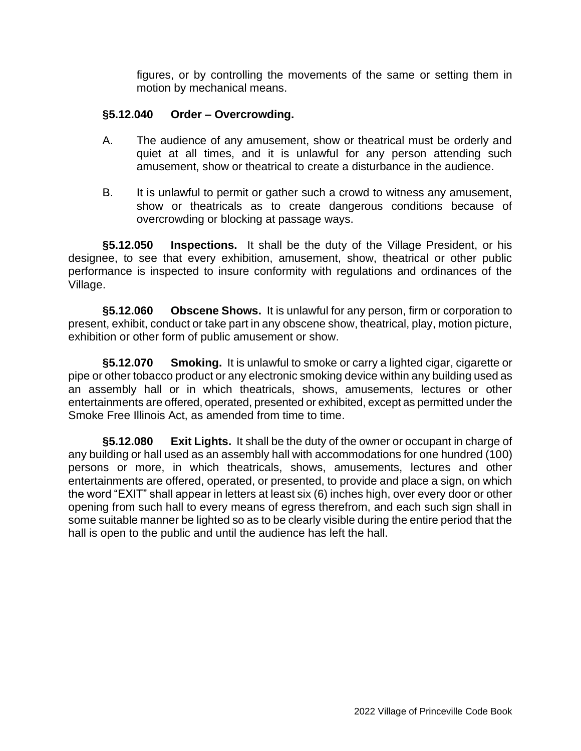figures, or by controlling the movements of the same or setting them in motion by mechanical means.

**§5.12.040 Order – Overcrowding.**

A. The audience of any amusement, show or theatrical must be orderly and quiet at all times, and it is unlawful for any person attending such amusement, show or theatrical to create a disturbance in the audience.

B. It is unlawful to permit or gather such a crowd to witness any amusement, show or theatricals as to create dangerous conditions because of overcrowding or blocking at passage ways.

**§5.12.050 Inspections.** It shall be the duty of the Village President, or his designee, to see that every exhibition, amusement, show, theatrical or other public performance is inspected to insure conformity with regulations and ordinances of the Village.

**§5.12.060 Obscene Shows.** It is unlawful for any person, firm or corporation to present, exhibit, conduct or take part in any obscene show, theatrical, play, motion picture, exhibition or other form of public amusement or show.

**§5.12.070 Smoking.** It is unlawful to smoke or carry a lighted cigar, cigarette or pipe or other tobacco product or any electronic smoking device within any building used as an assembly hall or in which theatricals, shows, amusements, lectures or other entertainments are offered, operated, presented or exhibited, except as permitted under the Smoke Free Illinois Act, as amended from time to time.

**§5.12.080 Exit Lights.** It shall be the duty of the owner or occupant in charge of any building or hall used as an assembly hall with accommodations for one hundred (100) persons or more, in which theatricals, shows, amusements, lectures and other entertainments are offered, operated, or presented, to provide and place a sign, on which the word "EXIT" shall appear in letters at least six (6) inches high, over every door or other opening from such hall to every means of egress therefrom, and each such sign shall in some suitable manner be lighted so as to be clearly visible during the entire period that the hall is open to the public and until the audience has left the hall.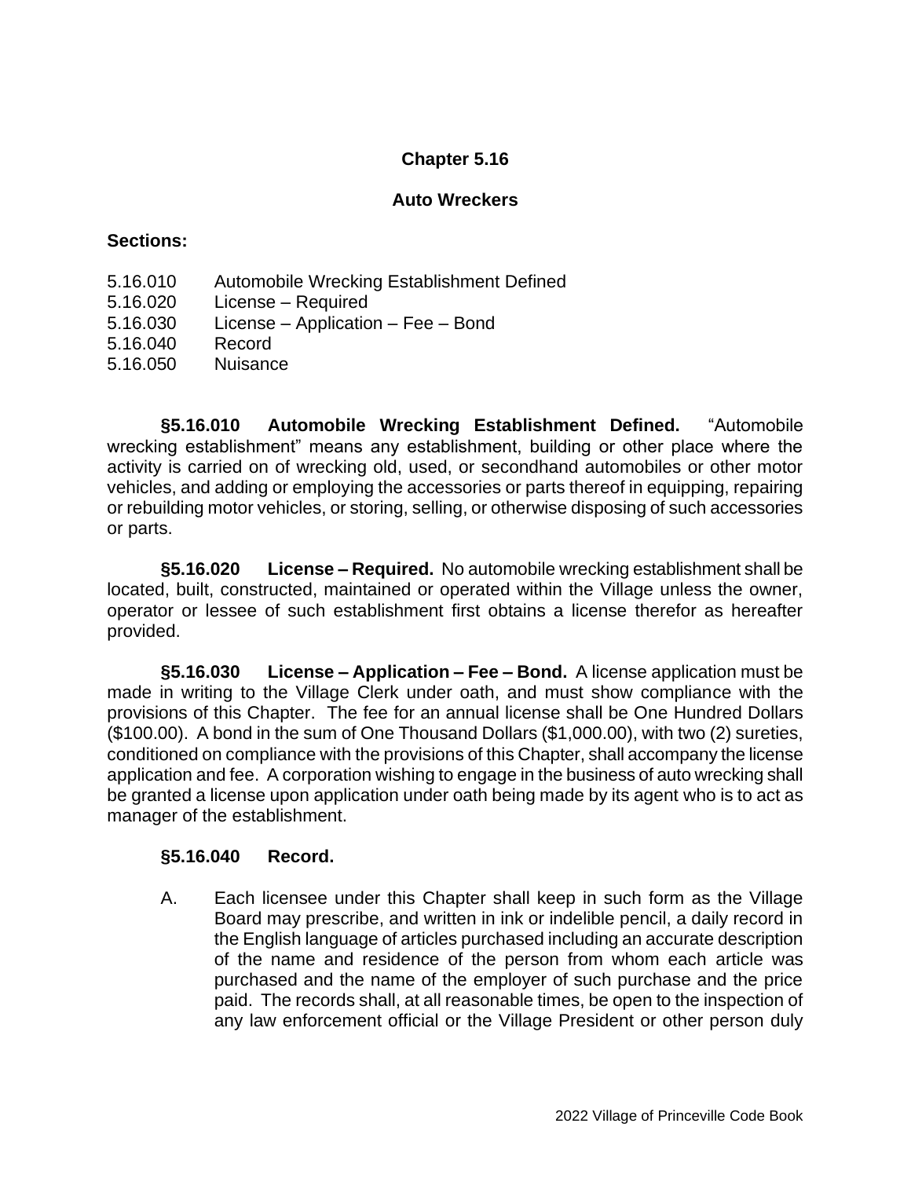# Chapter 5.16

## Auto Wreckers

**Sections:**

5.16.010 Automobile Wrecking Establishment Defined
5.16.020 License – Required
5.16.030 License – Application – Fee – Bond
5.16.040 Record
5.16.050 Nuisance

**§5.16.010 Automobile Wrecking Establishment Defined.** "Automobile wrecking establishment" means any establishment, building or other place where the activity is carried on of wrecking old, used, or secondhand automobiles or other motor vehicles, and adding or employing the accessories or parts thereof in equipping, repairing or rebuilding motor vehicles, or storing, selling, or otherwise disposing of such accessories or parts.

**§5.16.020 License – Required.** No automobile wrecking establishment shall be located, built, constructed, maintained or operated within the Village unless the owner, operator or lessee of such establishment first obtains a license therefor as hereafter provided.

**§5.16.030 License – Application – Fee – Bond.** A license application must be made in writing to the Village Clerk under oath, and must show compliance with the provisions of this Chapter. The fee for an annual license shall be One Hundred Dollars ($100.00). A bond in the sum of One Thousand Dollars ($1,000.00), with two (2) sureties, conditioned on compliance with the provisions of this Chapter, shall accompany the license application and fee. A corporation wishing to engage in the business of auto wrecking shall be granted a license upon application under oath being made by its agent who is to act as manager of the establishment.

**§5.16.040 Record.**

A. Each licensee under this Chapter shall keep in such form as the Village Board may prescribe, and written in ink or indelible pencil, a daily record in the English language of articles purchased including an accurate description of the name and residence of the person from whom each article was purchased and the name of the employer of such purchase and the price paid. The records shall, at all reasonable times, be open to the inspection of any law enforcement official or the Village President or other person duly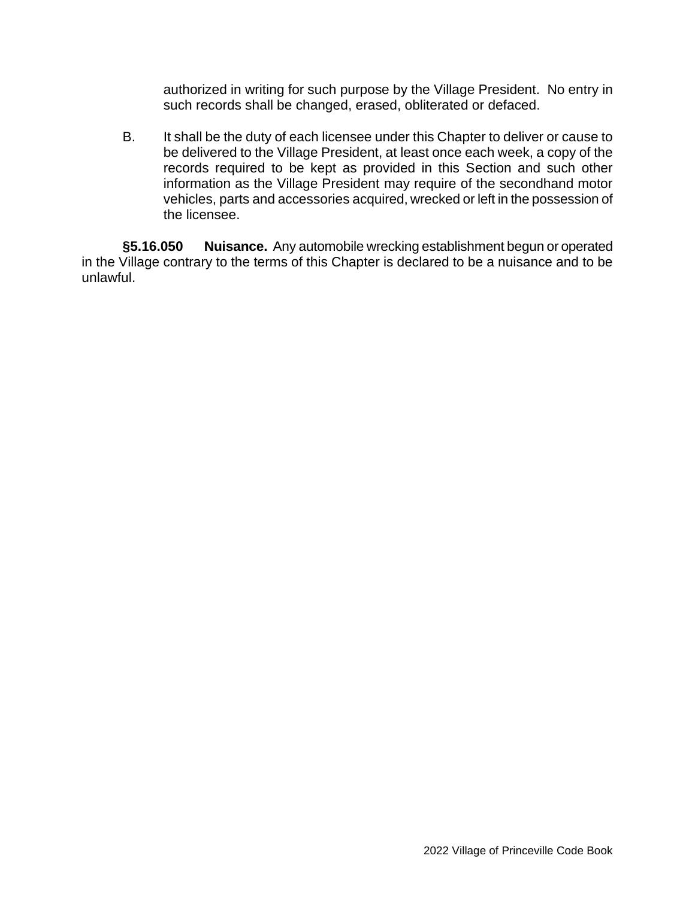authorized in writing for such purpose by the Village President. No entry in such records shall be changed, erased, obliterated or defaced.

B. It shall be the duty of each licensee under this Chapter to deliver or cause to be delivered to the Village President, at least once each week, a copy of the records required to be kept as provided in this Section and such other information as the Village President may require of the secondhand motor vehicles, parts and accessories acquired, wrecked or left in the possession of the licensee.

**§5.16.050 Nuisance.** Any automobile wrecking establishment begun or operated in the Village contrary to the terms of this Chapter is declared to be a nuisance and to be unlawful.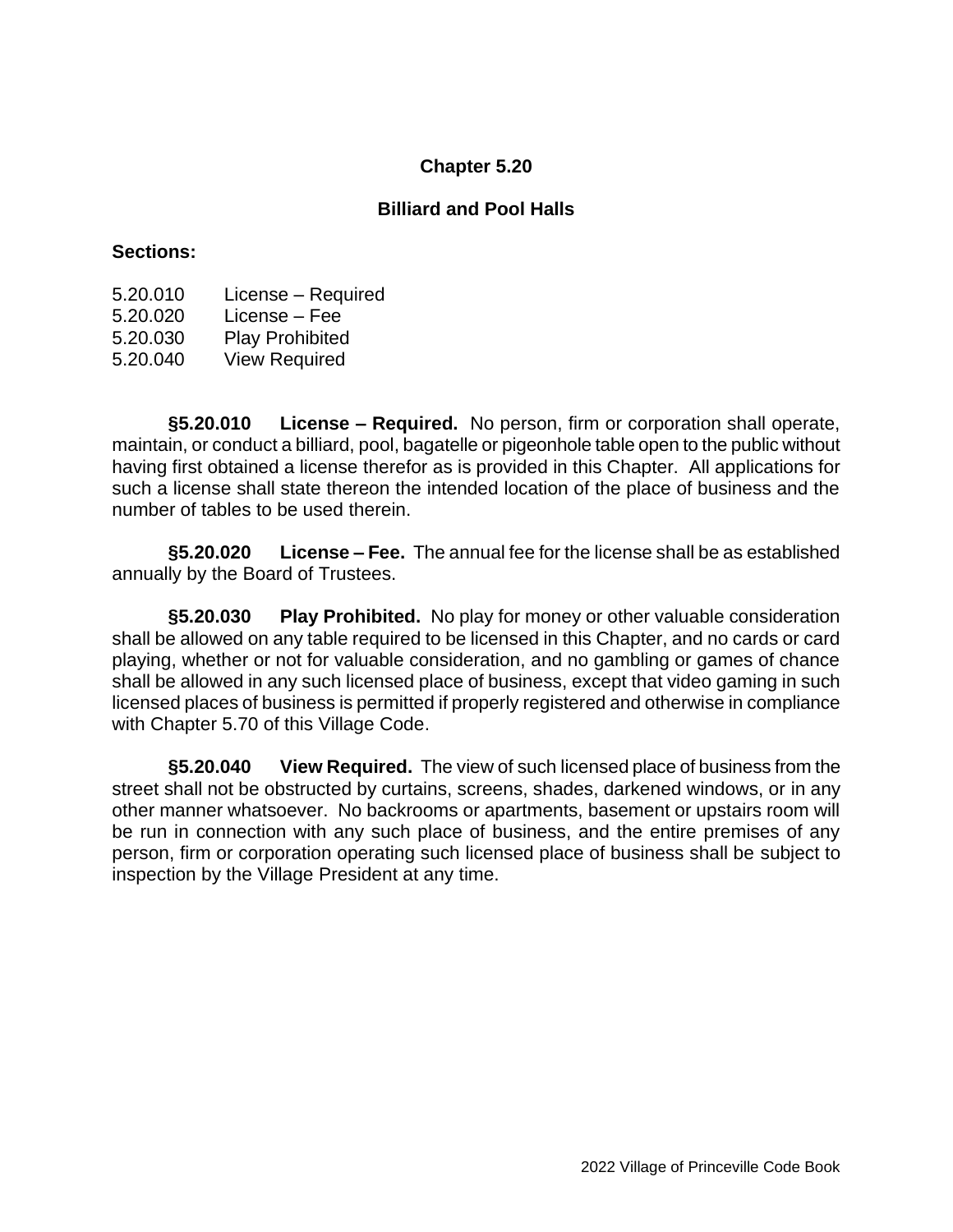# Chapter 5.20

## Billiard and Pool Halls

**Sections:**

5.20.010 License – Required
5.20.020 License – Fee
5.20.030 Play Prohibited
5.20.040 View Required

**§5.20.010 License – Required.** No person, firm or corporation shall operate, maintain, or conduct a billiard, pool, bagatelle or pigeonhole table open to the public without having first obtained a license therefor as is provided in this Chapter. All applications for such a license shall state thereon the intended location of the place of business and the number of tables to be used therein.

**§5.20.020 License – Fee.** The annual fee for the license shall be as established annually by the Board of Trustees.

**§5.20.030 Play Prohibited.** No play for money or other valuable consideration shall be allowed on any table required to be licensed in this Chapter, and no cards or card playing, whether or not for valuable consideration, and no gambling or games of chance shall be allowed in any such licensed place of business, except that video gaming in such licensed places of business is permitted if properly registered and otherwise in compliance with Chapter 5.70 of this Village Code.

**§5.20.040 View Required.** The view of such licensed place of business from the street shall not be obstructed by curtains, screens, shades, darkened windows, or in any other manner whatsoever. No backrooms or apartments, basement or upstairs room will be run in connection with any such place of business, and the entire premises of any person, firm or corporation operating such licensed place of business shall be subject to inspection by the Village President at any time.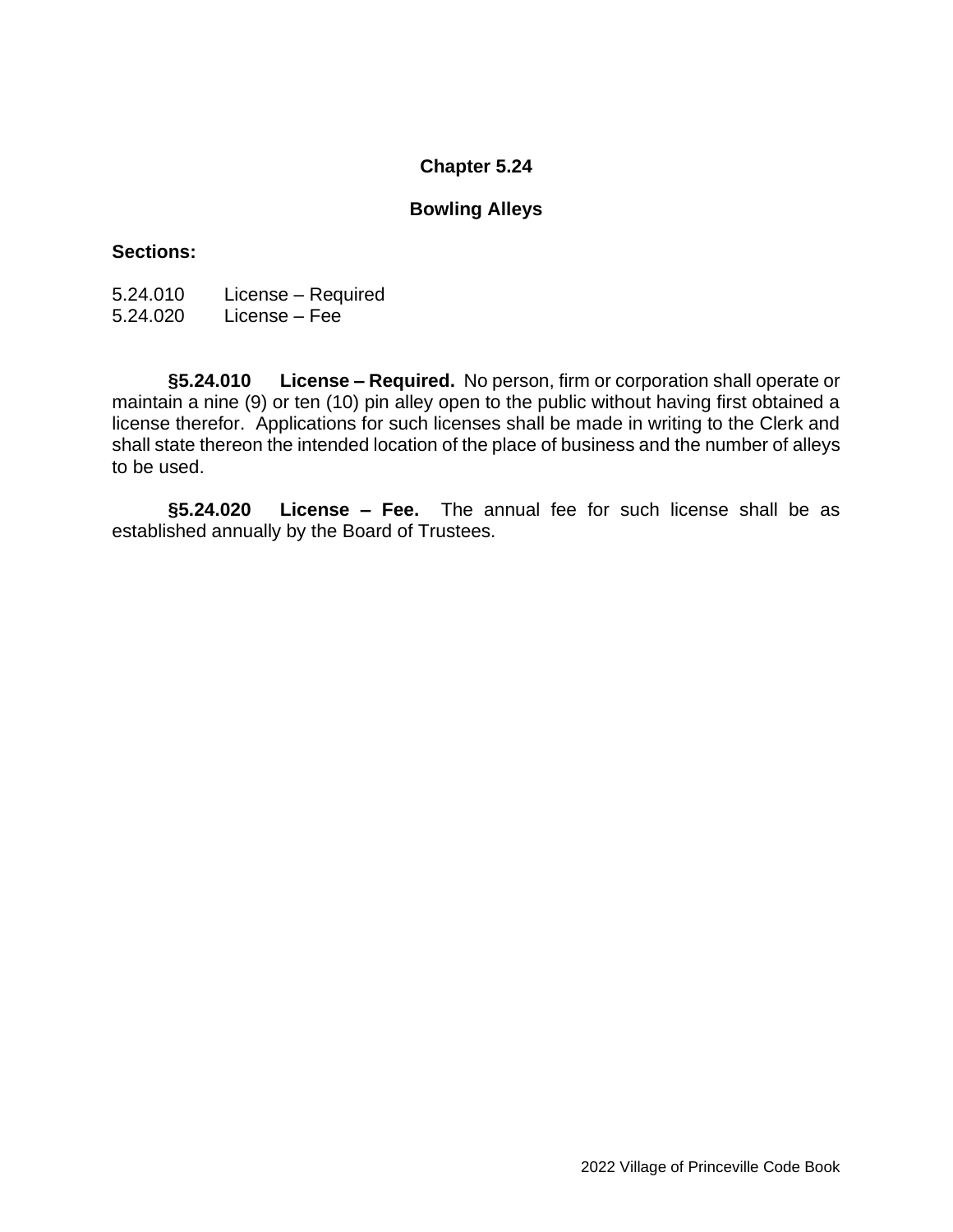# Chapter 5.24

## Bowling Alleys

**Sections:**

5.24.010 License – Required
5.24.020 License – Fee

**§5.24.010 License – Required.** No person, firm or corporation shall operate or maintain a nine (9) or ten (10) pin alley open to the public without having first obtained a license therefor. Applications for such licenses shall be made in writing to the Clerk and shall state thereon the intended location of the place of business and the number of alleys to be used.

**§5.24.020 License – Fee.** The annual fee for such license shall be as established annually by the Board of Trustees.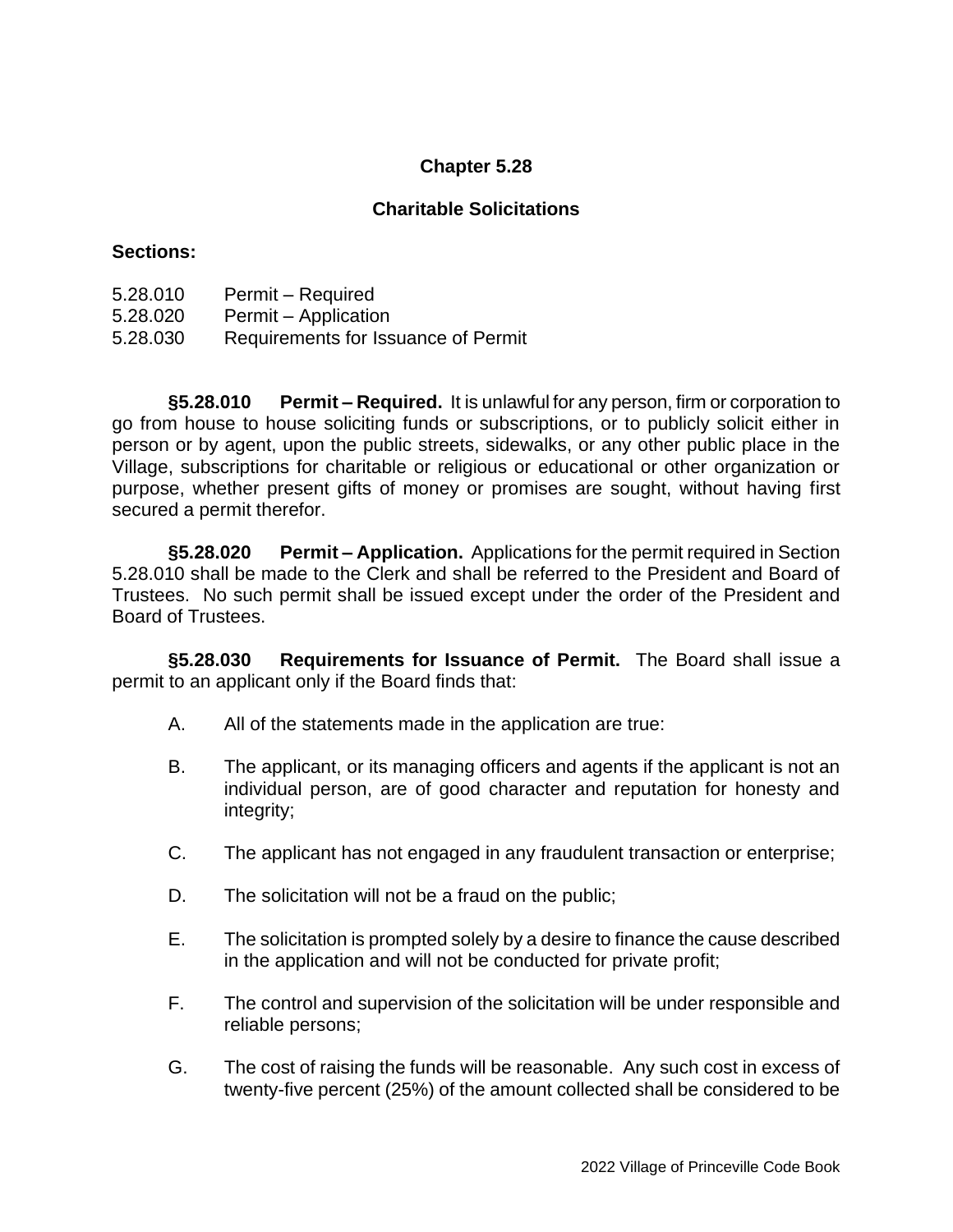# Chapter 5.28

## Charitable Solicitations

**Sections:**

5.28.010 Permit – Required
5.28.020 Permit – Application
5.28.030 Requirements for Issuance of Permit

**§5.28.010 Permit – Required.** It is unlawful for any person, firm or corporation to go from house to house soliciting funds or subscriptions, or to publicly solicit either in person or by agent, upon the public streets, sidewalks, or any other public place in the Village, subscriptions for charitable or religious or educational or other organization or purpose, whether present gifts of money or promises are sought, without having first secured a permit therefor.

**§5.28.020 Permit – Application.** Applications for the permit required in Section 5.28.010 shall be made to the Clerk and shall be referred to the President and Board of Trustees. No such permit shall be issued except under the order of the President and Board of Trustees.

**§5.28.030 Requirements for Issuance of Permit.** The Board shall issue a permit to an applicant only if the Board finds that:

A. All of the statements made in the application are true:

B. The applicant, or its managing officers and agents if the applicant is not an individual person, are of good character and reputation for honesty and integrity;

C. The applicant has not engaged in any fraudulent transaction or enterprise;

D. The solicitation will not be a fraud on the public;

E. The solicitation is prompted solely by a desire to finance the cause described in the application and will not be conducted for private profit;

F. The control and supervision of the solicitation will be under responsible and reliable persons;

G. The cost of raising the funds will be reasonable. Any such cost in excess of twenty-five percent (25%) of the amount collected shall be considered to be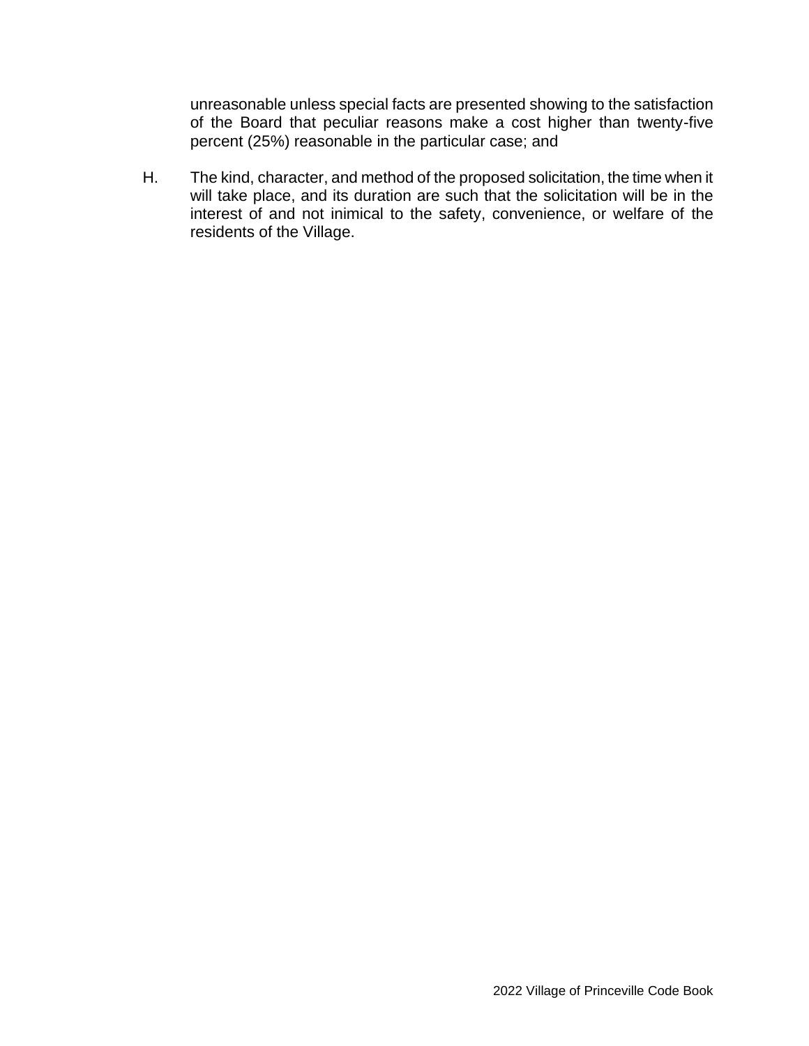unreasonable unless special facts are presented showing to the satisfaction of the Board that peculiar reasons make a cost higher than twenty-five percent (25%) reasonable in the particular case; and

H. The kind, character, and method of the proposed solicitation, the time when it will take place, and its duration are such that the solicitation will be in the interest of and not inimical to the safety, convenience, or welfare of the residents of the Village.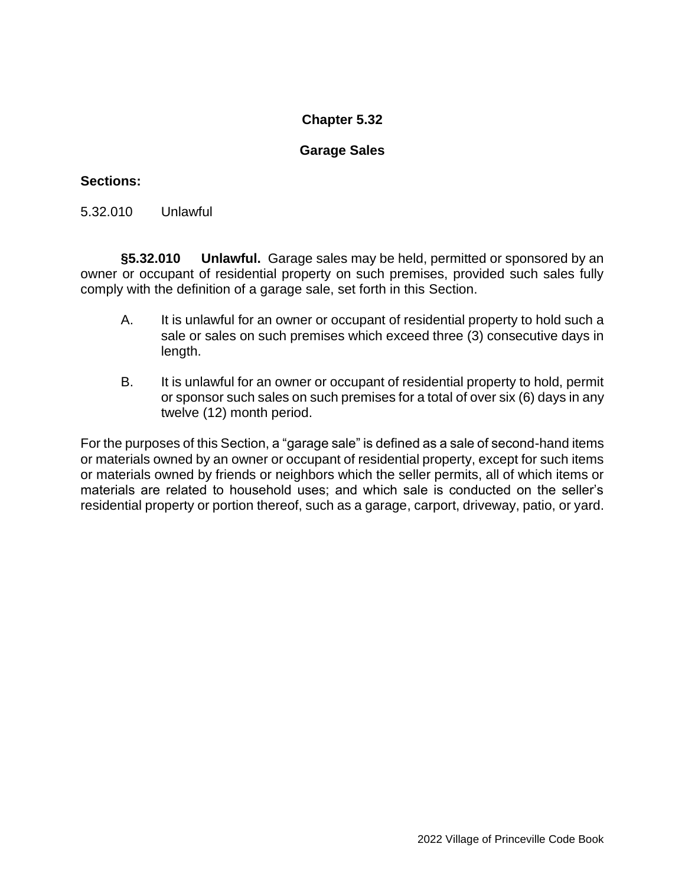# Chapter 5.32

## Garage Sales

**Sections:**

5.32.010 Unlawful

**§5.32.010 Unlawful.** Garage sales may be held, permitted or sponsored by an owner or occupant of residential property on such premises, provided such sales fully comply with the definition of a garage sale, set forth in this Section.

A. It is unlawful for an owner or occupant of residential property to hold such a sale or sales on such premises which exceed three (3) consecutive days in length.

B. It is unlawful for an owner or occupant of residential property to hold, permit or sponsor such sales on such premises for a total of over six (6) days in any twelve (12) month period.

For the purposes of this Section, a "garage sale" is defined as a sale of second-hand items or materials owned by an owner or occupant of residential property, except for such items or materials owned by friends or neighbors which the seller permits, all of which items or materials are related to household uses; and which sale is conducted on the seller's residential property or portion thereof, such as a garage, carport, driveway, patio, or yard.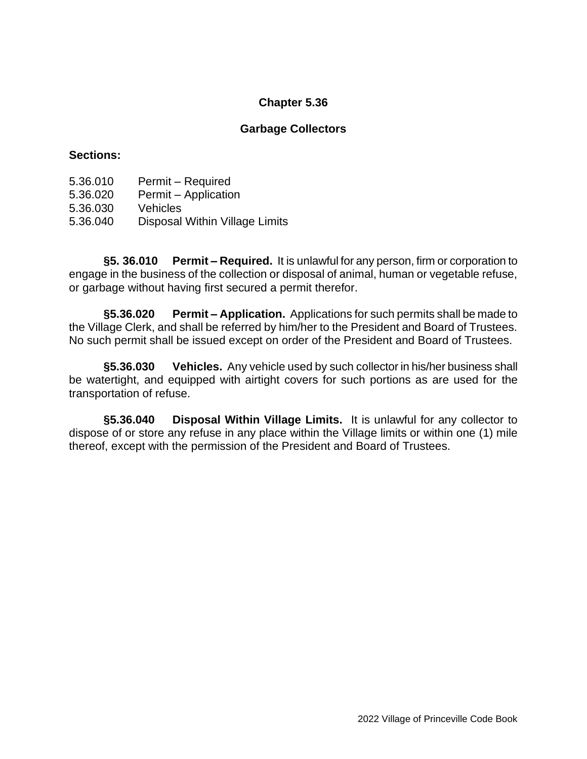# Chapter 5.36

## Garbage Collectors

**Sections:**

5.36.010 Permit – Required
5.36.020 Permit – Application
5.36.030 Vehicles
5.36.040 Disposal Within Village Limits

**§5. 36.010 Permit – Required.** It is unlawful for any person, firm or corporation to engage in the business of the collection or disposal of animal, human or vegetable refuse, or garbage without having first secured a permit therefor.

**§5.36.020 Permit – Application.** Applications for such permits shall be made to the Village Clerk, and shall be referred by him/her to the President and Board of Trustees. No such permit shall be issued except on order of the President and Board of Trustees.

**§5.36.030 Vehicles.** Any vehicle used by such collector in his/her business shall be watertight, and equipped with airtight covers for such portions as are used for the transportation of refuse.

**§5.36.040 Disposal Within Village Limits.** It is unlawful for any collector to dispose of or store any refuse in any place within the Village limits or within one (1) mile thereof, except with the permission of the President and Board of Trustees.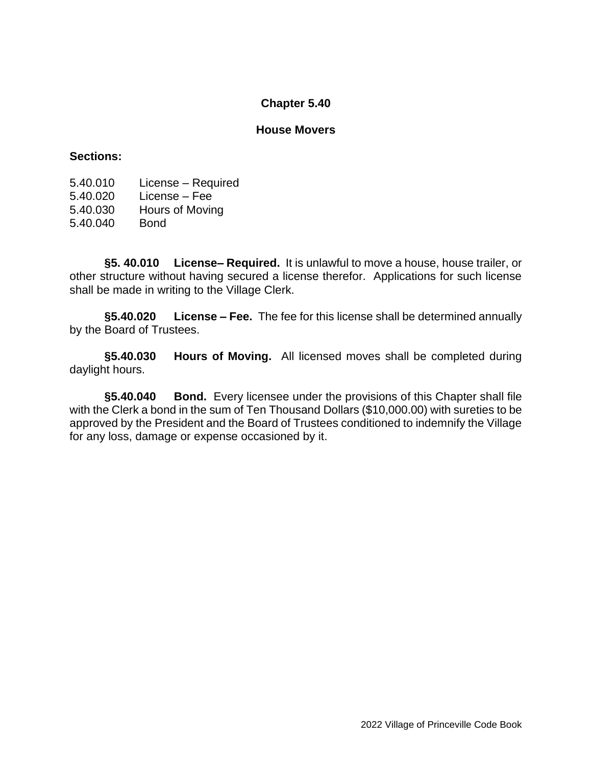## Chapter 5.40

## House Movers

**Sections:**

5.40.010 License – Required
5.40.020 License – Fee
5.40.030 Hours of Moving
5.40.040 Bond

**§5. 40.010 License– Required.** It is unlawful to move a house, house trailer, or other structure without having secured a license therefor. Applications for such license shall be made in writing to the Village Clerk.

**§5.40.020 License – Fee.** The fee for this license shall be determined annually by the Board of Trustees.

**§5.40.030 Hours of Moving.** All licensed moves shall be completed during daylight hours.

**§5.40.040 Bond.** Every licensee under the provisions of this Chapter shall file with the Clerk a bond in the sum of Ten Thousand Dollars ($10,000.00) with sureties to be approved by the President and the Board of Trustees conditioned to indemnify the Village for any loss, damage or expense occasioned by it.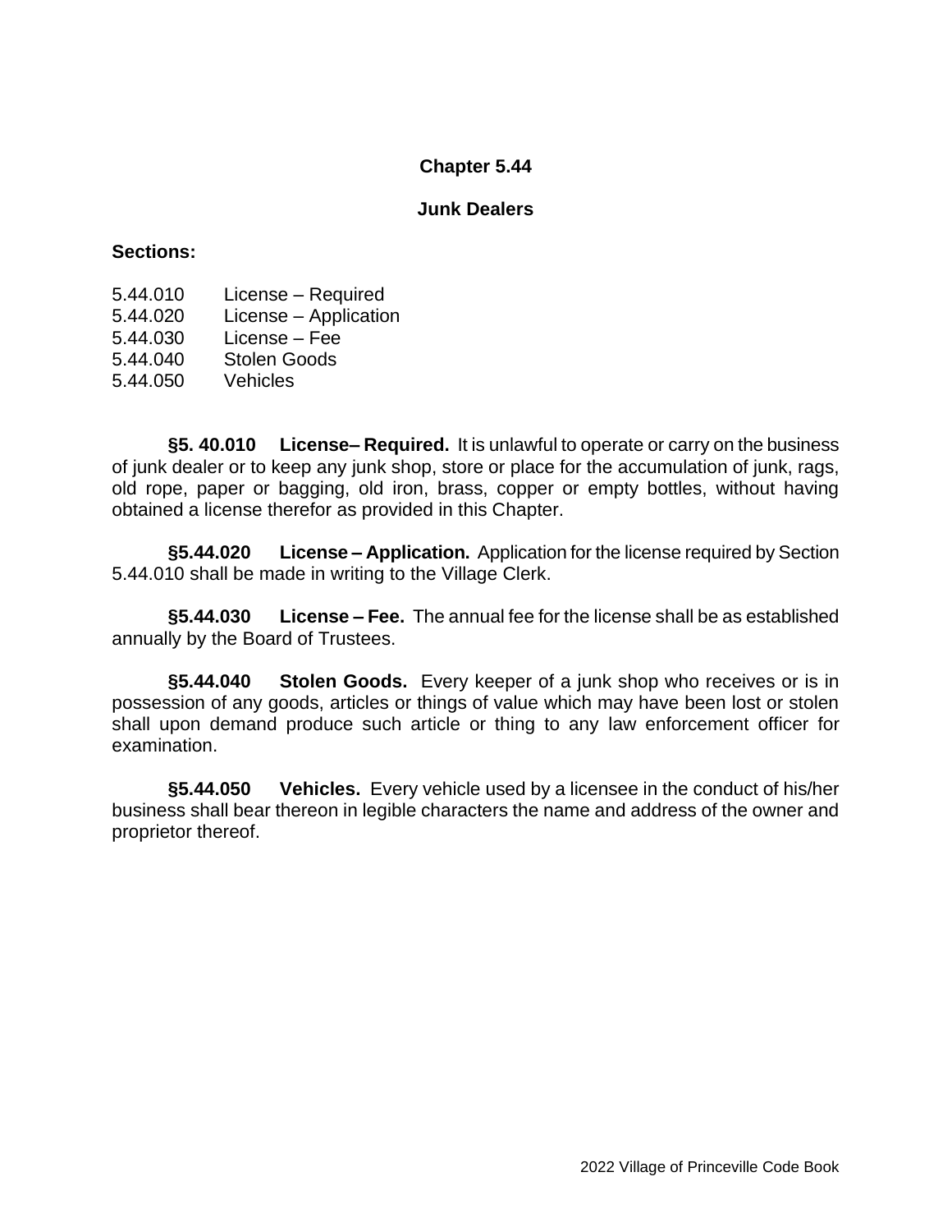# Chapter 5.44

## Junk Dealers

**Sections:**

5.44.010 License – Required
5.44.020 License – Application
5.44.030 License – Fee
5.44.040 Stolen Goods
5.44.050 Vehicles

**§5. 40.010 License– Required.** It is unlawful to operate or carry on the business of junk dealer or to keep any junk shop, store or place for the accumulation of junk, rags, old rope, paper or bagging, old iron, brass, copper or empty bottles, without having obtained a license therefor as provided in this Chapter.

**§5.44.020 License – Application.** Application for the license required by Section 5.44.010 shall be made in writing to the Village Clerk.

**§5.44.030 License – Fee.** The annual fee for the license shall be as established annually by the Board of Trustees.

**§5.44.040 Stolen Goods.** Every keeper of a junk shop who receives or is in possession of any goods, articles or things of value which may have been lost or stolen shall upon demand produce such article or thing to any law enforcement officer for examination.

**§5.44.050 Vehicles.** Every vehicle used by a licensee in the conduct of his/her business shall bear thereon in legible characters the name and address of the owner and proprietor thereof.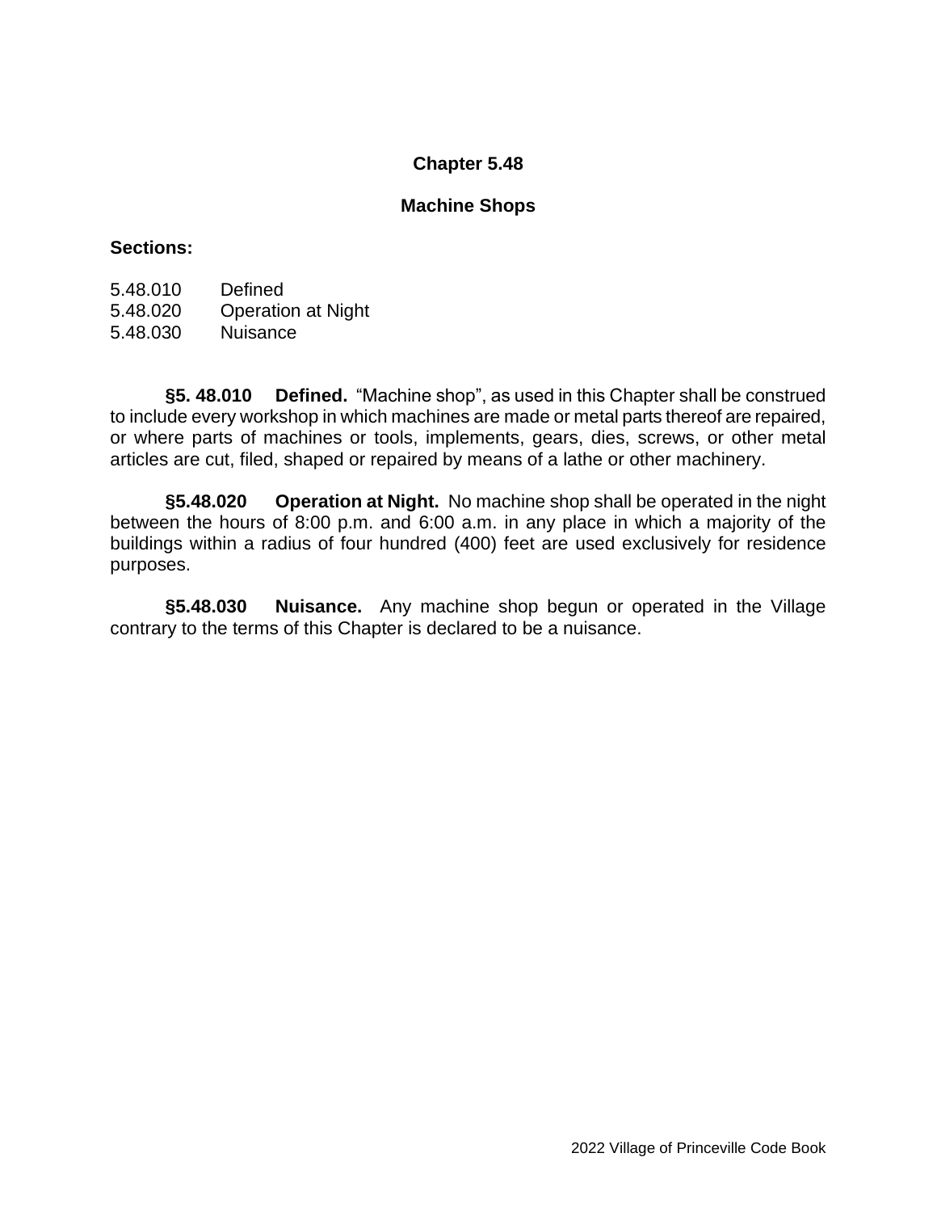# Chapter 5.48

## Machine Shops

**Sections:**

5.48.010 Defined
5.48.020 Operation at Night
5.48.030 Nuisance

**§5. 48.010 Defined.** "Machine shop", as used in this Chapter shall be construed to include every workshop in which machines are made or metal parts thereof are repaired, or where parts of machines or tools, implements, gears, dies, screws, or other metal articles are cut, filed, shaped or repaired by means of a lathe or other machinery.

**§5.48.020 Operation at Night.** No machine shop shall be operated in the night between the hours of 8:00 p.m. and 6:00 a.m. in any place in which a majority of the buildings within a radius of four hundred (400) feet are used exclusively for residence purposes.

**§5.48.030 Nuisance.** Any machine shop begun or operated in the Village contrary to the terms of this Chapter is declared to be a nuisance.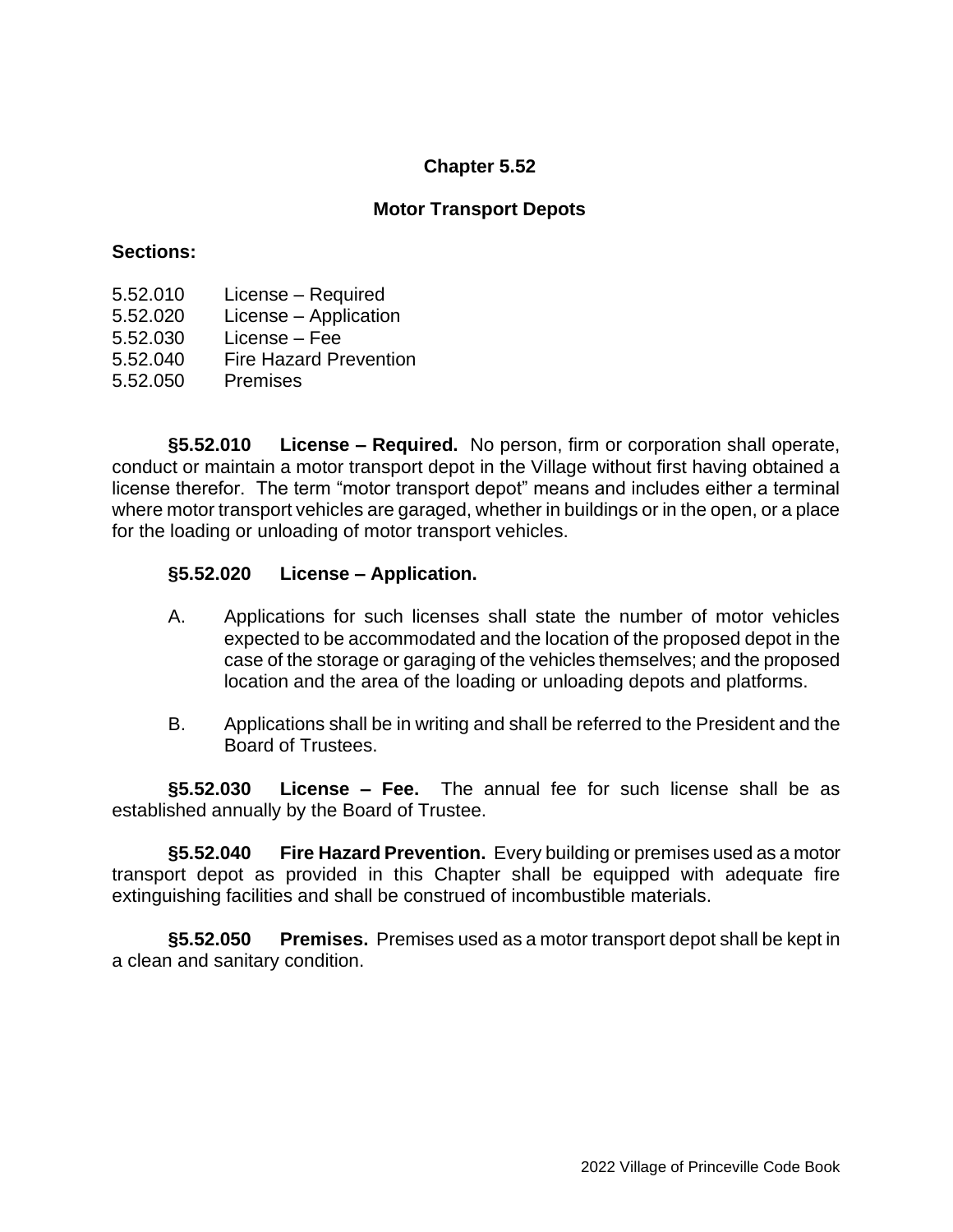# Chapter 5.52

## Motor Transport Depots

**Sections:**

5.52.010 License – Required
5.52.020 License – Application
5.52.030 License – Fee
5.52.040 Fire Hazard Prevention
5.52.050 Premises

**§5.52.010 License – Required.** No person, firm or corporation shall operate, conduct or maintain a motor transport depot in the Village without first having obtained a license therefor. The term "motor transport depot" means and includes either a terminal where motor transport vehicles are garaged, whether in buildings or in the open, or a place for the loading or unloading of motor transport vehicles.

**§5.52.020 License – Application.**

A. Applications for such licenses shall state the number of motor vehicles expected to be accommodated and the location of the proposed depot in the case of the storage or garaging of the vehicles themselves; and the proposed location and the area of the loading or unloading depots and platforms.

B. Applications shall be in writing and shall be referred to the President and the Board of Trustees.

**§5.52.030 License – Fee.** The annual fee for such license shall be as established annually by the Board of Trustee.

**§5.52.040 Fire Hazard Prevention.** Every building or premises used as a motor transport depot as provided in this Chapter shall be equipped with adequate fire extinguishing facilities and shall be construed of incombustible materials.

**§5.52.050 Premises.** Premises used as a motor transport depot shall be kept in a clean and sanitary condition.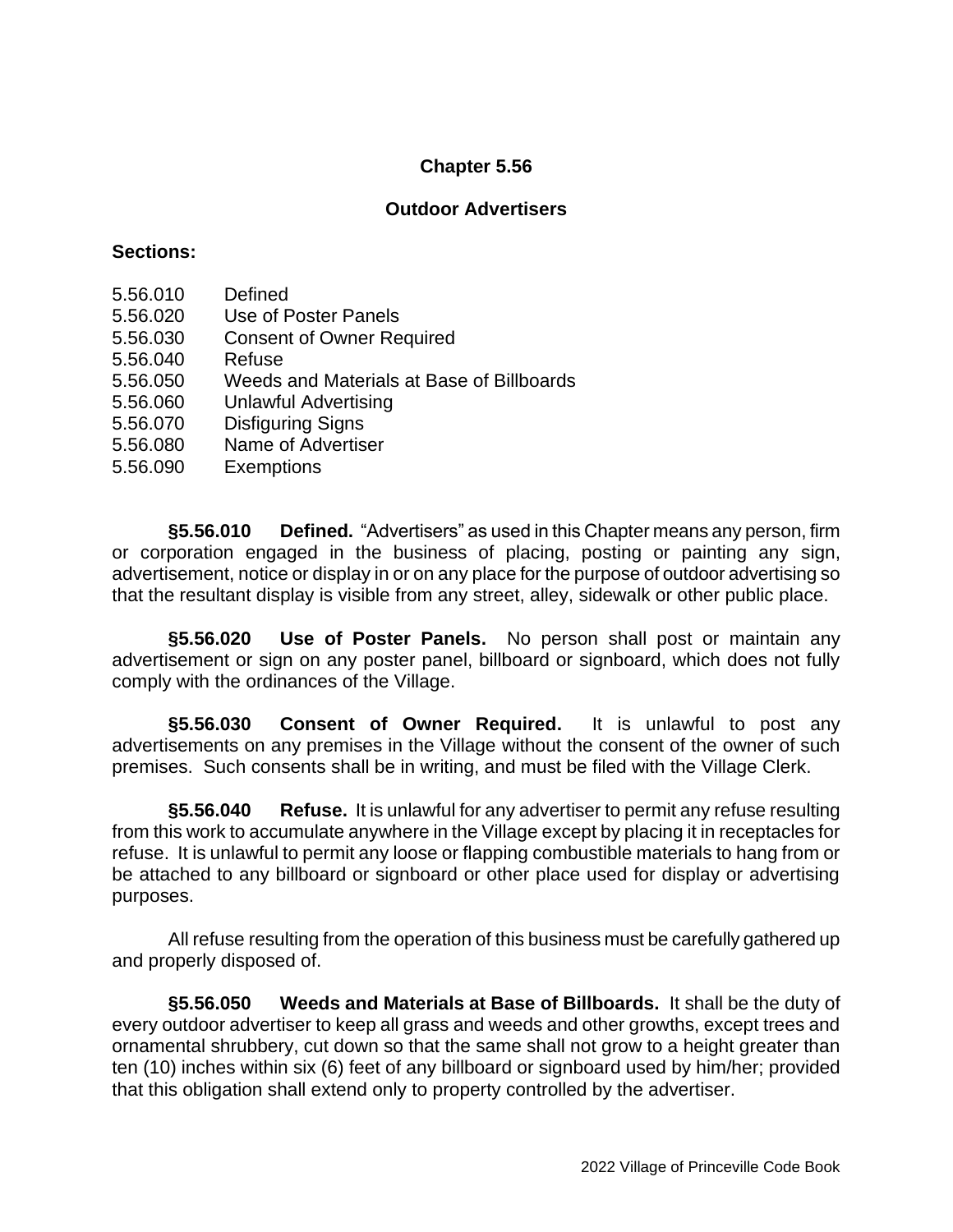## Chapter 5.56

## Outdoor Advertisers

**Sections:**

5.56.010 Defined
5.56.020 Use of Poster Panels
5.56.030 Consent of Owner Required
5.56.040 Refuse
5.56.050 Weeds and Materials at Base of Billboards
5.56.060 Unlawful Advertising
5.56.070 Disfiguring Signs
5.56.080 Name of Advertiser
5.56.090 Exemptions

**§5.56.010 Defined.** "Advertisers" as used in this Chapter means any person, firm or corporation engaged in the business of placing, posting or painting any sign, advertisement, notice or display in or on any place for the purpose of outdoor advertising so that the resultant display is visible from any street, alley, sidewalk or other public place.

**§5.56.020 Use of Poster Panels.** No person shall post or maintain any advertisement or sign on any poster panel, billboard or signboard, which does not fully comply with the ordinances of the Village.

**§5.56.030 Consent of Owner Required.** It is unlawful to post any advertisements on any premises in the Village without the consent of the owner of such premises. Such consents shall be in writing, and must be filed with the Village Clerk.

**§5.56.040 Refuse.** It is unlawful for any advertiser to permit any refuse resulting from this work to accumulate anywhere in the Village except by placing it in receptacles for refuse. It is unlawful to permit any loose or flapping combustible materials to hang from or be attached to any billboard or signboard or other place used for display or advertising purposes.

All refuse resulting from the operation of this business must be carefully gathered up and properly disposed of.

**§5.56.050 Weeds and Materials at Base of Billboards.** It shall be the duty of every outdoor advertiser to keep all grass and weeds and other growths, except trees and ornamental shrubbery, cut down so that the same shall not grow to a height greater than ten (10) inches within six (6) feet of any billboard or signboard used by him/her; provided that this obligation shall extend only to property controlled by the advertiser.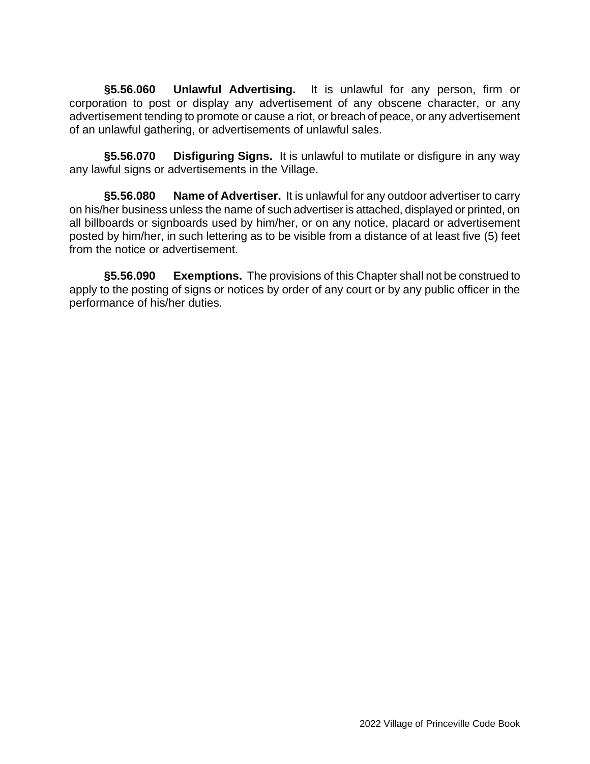**§5.56.060 Unlawful Advertising.** It is unlawful for any person, firm or corporation to post or display any advertisement of any obscene character, or any advertisement tending to promote or cause a riot, or breach of peace, or any advertisement of an unlawful gathering, or advertisements of unlawful sales.

**§5.56.070 Disfiguring Signs.** It is unlawful to mutilate or disfigure in any way any lawful signs or advertisements in the Village.

**§5.56.080 Name of Advertiser.** It is unlawful for any outdoor advertiser to carry on his/her business unless the name of such advertiser is attached, displayed or printed, on all billboards or signboards used by him/her, or on any notice, placard or advertisement posted by him/her, in such lettering as to be visible from a distance of at least five (5) feet from the notice or advertisement.

**§5.56.090 Exemptions.** The provisions of this Chapter shall not be construed to apply to the posting of signs or notices by order of any court or by any public officer in the performance of his/her duties.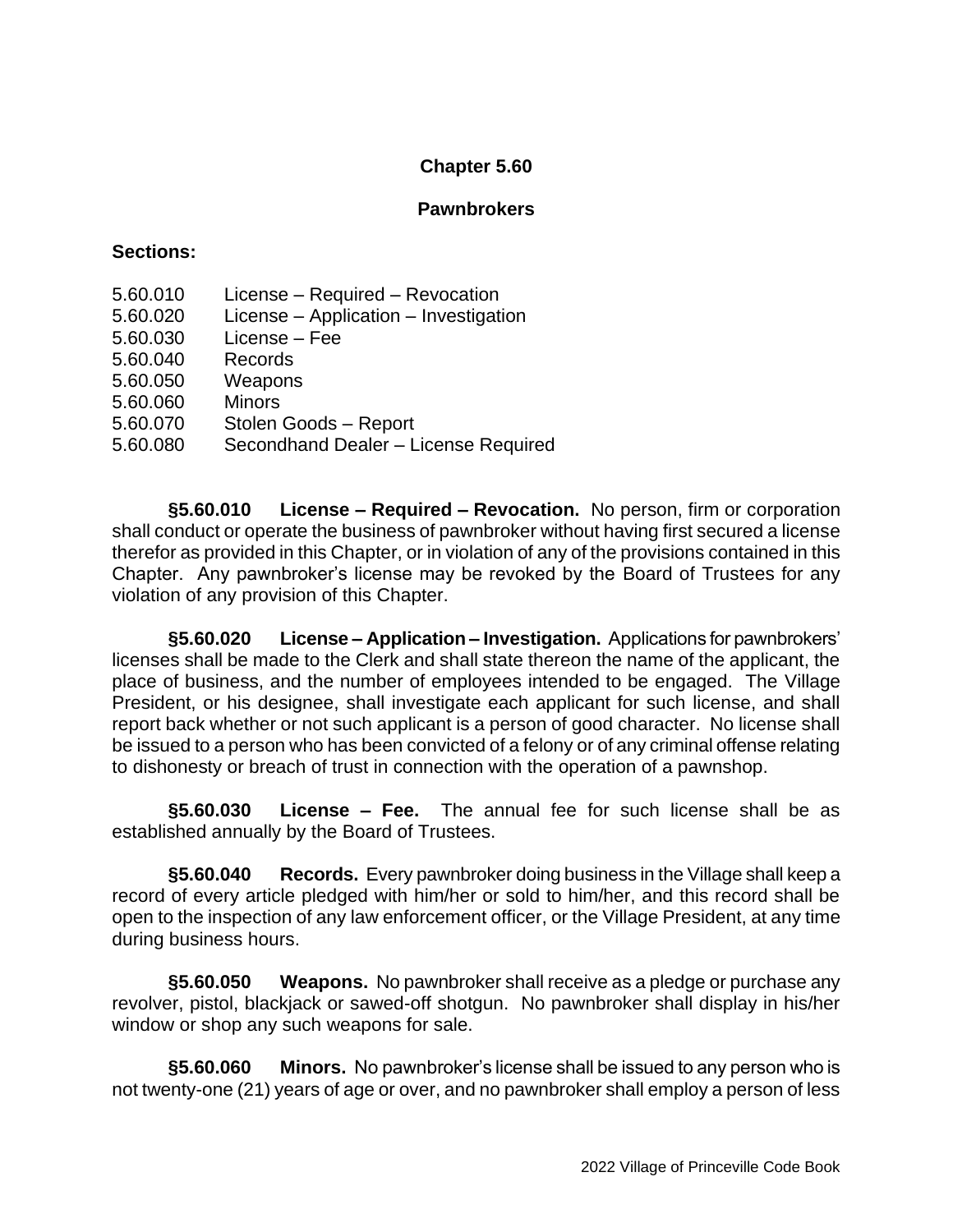## Chapter 5.60

## Pawnbrokers

**Sections:**

5.60.010 License – Required – Revocation
5.60.020 License – Application – Investigation
5.60.030 License – Fee
5.60.040 Records
5.60.050 Weapons
5.60.060 Minors
5.60.070 Stolen Goods – Report
5.60.080 Secondhand Dealer – License Required

**§5.60.010 License – Required – Revocation.** No person, firm or corporation shall conduct or operate the business of pawnbroker without having first secured a license therefor as provided in this Chapter, or in violation of any of the provisions contained in this Chapter. Any pawnbroker's license may be revoked by the Board of Trustees for any violation of any provision of this Chapter.

**§5.60.020 License – Application – Investigation.** Applications for pawnbrokers' licenses shall be made to the Clerk and shall state thereon the name of the applicant, the place of business, and the number of employees intended to be engaged. The Village President, or his designee, shall investigate each applicant for such license, and shall report back whether or not such applicant is a person of good character. No license shall be issued to a person who has been convicted of a felony or of any criminal offense relating to dishonesty or breach of trust in connection with the operation of a pawnshop.

**§5.60.030 License – Fee.** The annual fee for such license shall be as established annually by the Board of Trustees.

**§5.60.040 Records.** Every pawnbroker doing business in the Village shall keep a record of every article pledged with him/her or sold to him/her, and this record shall be open to the inspection of any law enforcement officer, or the Village President, at any time during business hours.

**§5.60.050 Weapons.** No pawnbroker shall receive as a pledge or purchase any revolver, pistol, blackjack or sawed-off shotgun. No pawnbroker shall display in his/her window or shop any such weapons for sale.

**§5.60.060 Minors.** No pawnbroker's license shall be issued to any person who is not twenty-one (21) years of age or over, and no pawnbroker shall employ a person of less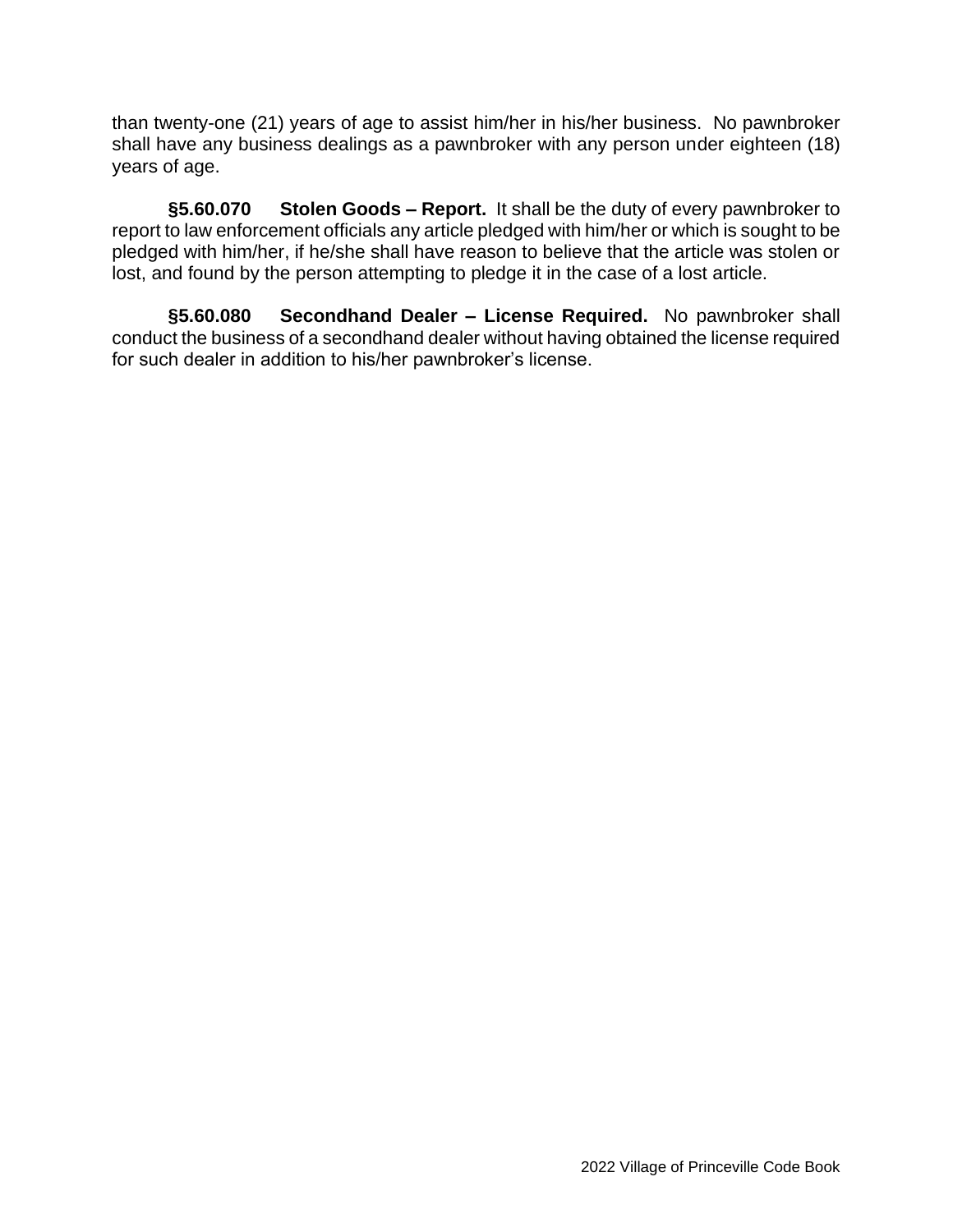than twenty-one (21) years of age to assist him/her in his/her business. No pawnbroker shall have any business dealings as a pawnbroker with any person under eighteen (18) years of age.

**§5.60.070 Stolen Goods – Report.** It shall be the duty of every pawnbroker to report to law enforcement officials any article pledged with him/her or which is sought to be pledged with him/her, if he/she shall have reason to believe that the article was stolen or lost, and found by the person attempting to pledge it in the case of a lost article.

**§5.60.080 Secondhand Dealer – License Required.** No pawnbroker shall conduct the business of a secondhand dealer without having obtained the license required for such dealer in addition to his/her pawnbroker's license.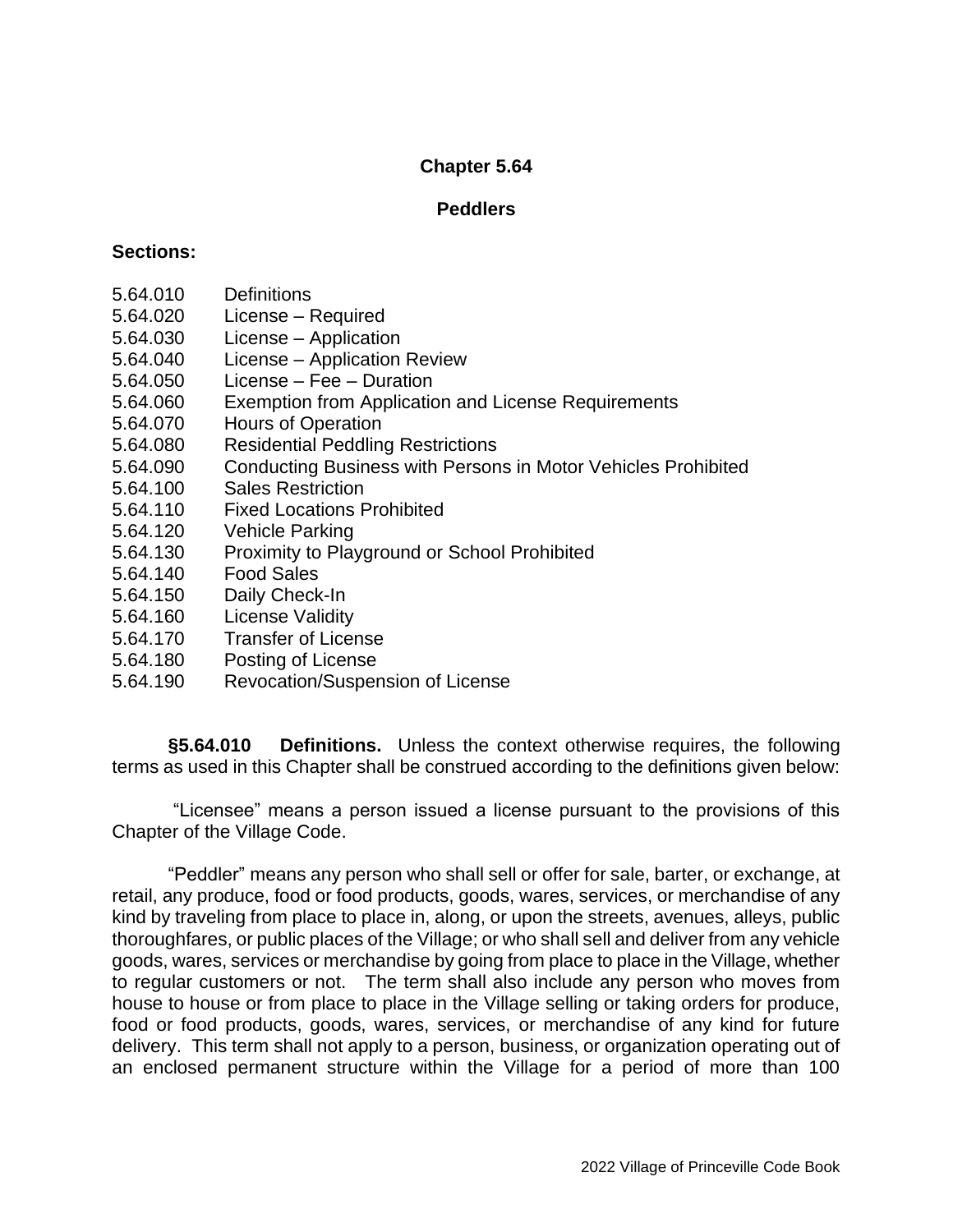# Chapter 5.64

## Peddlers

**Sections:**

5.64.010 Definitions
5.64.020 License – Required
5.64.030 License – Application
5.64.040 License – Application Review
5.64.050 License – Fee – Duration
5.64.060 Exemption from Application and License Requirements
5.64.070 Hours of Operation
5.64.080 Residential Peddling Restrictions
5.64.090 Conducting Business with Persons in Motor Vehicles Prohibited
5.64.100 Sales Restriction
5.64.110 Fixed Locations Prohibited
5.64.120 Vehicle Parking
5.64.130 Proximity to Playground or School Prohibited
5.64.140 Food Sales
5.64.150 Daily Check-In
5.64.160 License Validity
5.64.170 Transfer of License
5.64.180 Posting of License
5.64.190 Revocation/Suspension of License

**§5.64.010 Definitions.** Unless the context otherwise requires, the following terms as used in this Chapter shall be construed according to the definitions given below:

"Licensee" means a person issued a license pursuant to the provisions of this Chapter of the Village Code.

"Peddler" means any person who shall sell or offer for sale, barter, or exchange, at retail, any produce, food or food products, goods, wares, services, or merchandise of any kind by traveling from place to place in, along, or upon the streets, avenues, alleys, public thoroughfares, or public places of the Village; or who shall sell and deliver from any vehicle goods, wares, services or merchandise by going from place to place in the Village, whether to regular customers or not. The term shall also include any person who moves from house to house or from place to place in the Village selling or taking orders for produce, food or food products, goods, wares, services, or merchandise of any kind for future delivery. This term shall not apply to a person, business, or organization operating out of an enclosed permanent structure within the Village for a period of more than 100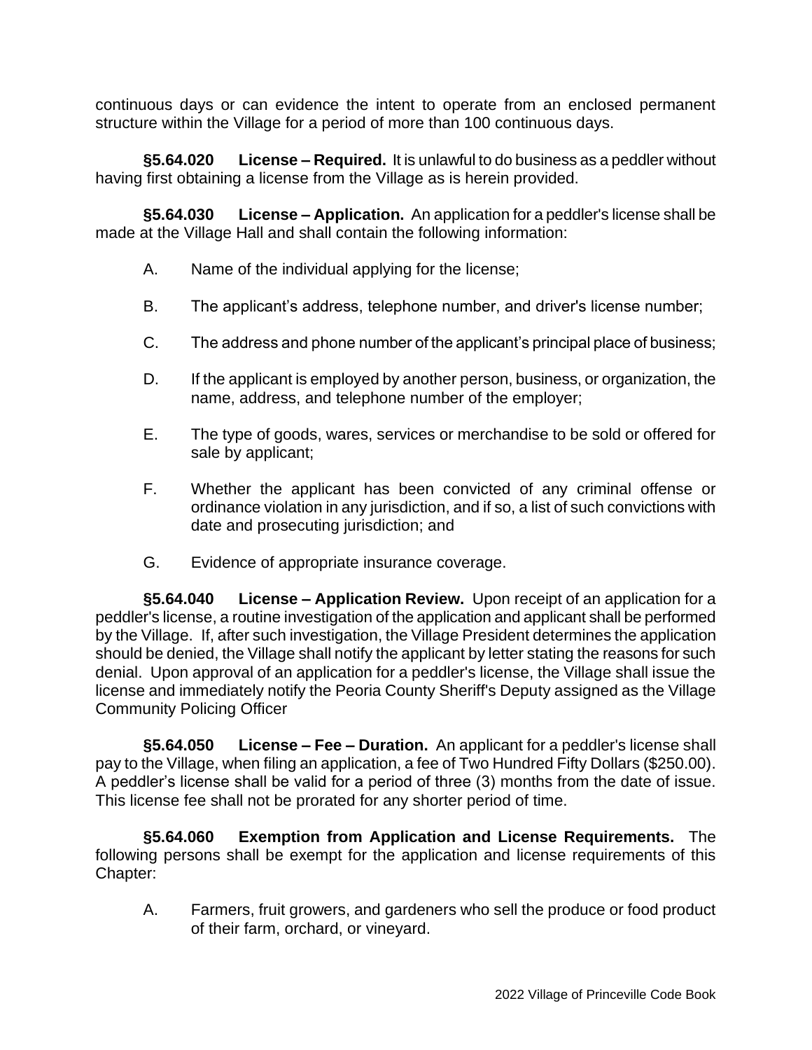continuous days or can evidence the intent to operate from an enclosed permanent structure within the Village for a period of more than 100 continuous days.

**§5.64.020 License – Required.** It is unlawful to do business as a peddler without having first obtaining a license from the Village as is herein provided.

**§5.64.030 License – Application.** An application for a peddler's license shall be made at the Village Hall and shall contain the following information:

A. Name of the individual applying for the license;

B. The applicant's address, telephone number, and driver's license number;

C. The address and phone number of the applicant's principal place of business;

D. If the applicant is employed by another person, business, or organization, the name, address, and telephone number of the employer;

E. The type of goods, wares, services or merchandise to be sold or offered for sale by applicant;

F. Whether the applicant has been convicted of any criminal offense or ordinance violation in any jurisdiction, and if so, a list of such convictions with date and prosecuting jurisdiction; and

G. Evidence of appropriate insurance coverage.

**§5.64.040 License – Application Review.** Upon receipt of an application for a peddler's license, a routine investigation of the application and applicant shall be performed by the Village. If, after such investigation, the Village President determines the application should be denied, the Village shall notify the applicant by letter stating the reasons for such denial. Upon approval of an application for a peddler's license, the Village shall issue the license and immediately notify the Peoria County Sheriff's Deputy assigned as the Village Community Policing Officer

**§5.64.050 License – Fee – Duration.** An applicant for a peddler's license shall pay to the Village, when filing an application, a fee of Two Hundred Fifty Dollars ($250.00). A peddler's license shall be valid for a period of three (3) months from the date of issue. This license fee shall not be prorated for any shorter period of time.

**§5.64.060 Exemption from Application and License Requirements.** The following persons shall be exempt for the application and license requirements of this Chapter:

A. Farmers, fruit growers, and gardeners who sell the produce or food product of their farm, orchard, or vineyard.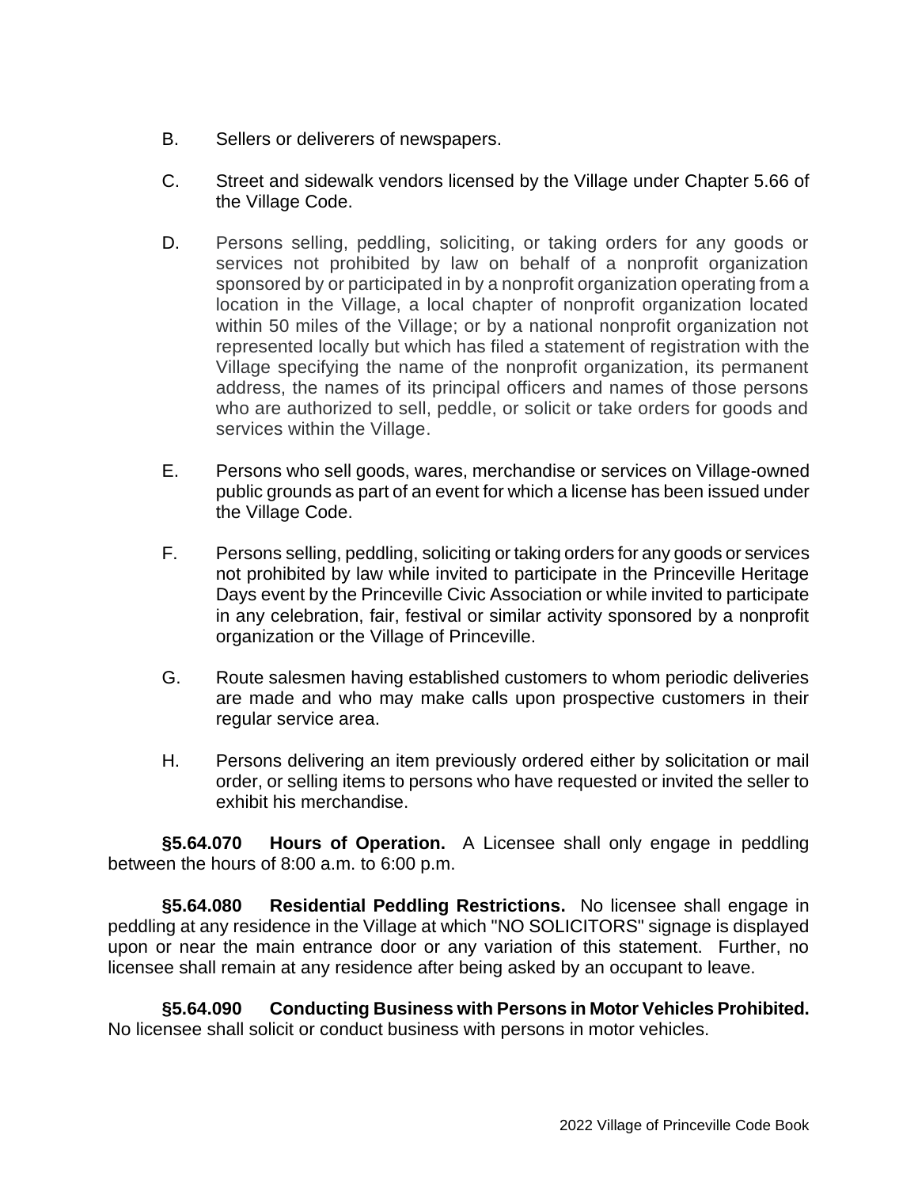B. Sellers or deliverers of newspapers.

C. Street and sidewalk vendors licensed by the Village under Chapter 5.66 of the Village Code.

D. Persons selling, peddling, soliciting, or taking orders for any goods or services not prohibited by law on behalf of a nonprofit organization sponsored by or participated in by a nonprofit organization operating from a location in the Village, a local chapter of nonprofit organization located within 50 miles of the Village; or by a national nonprofit organization not represented locally but which has filed a statement of registration with the Village specifying the name of the nonprofit organization, its permanent address, the names of its principal officers and names of those persons who are authorized to sell, peddle, or solicit or take orders for goods and services within the Village.

E. Persons who sell goods, wares, merchandise or services on Village-owned public grounds as part of an event for which a license has been issued under the Village Code.

F. Persons selling, peddling, soliciting or taking orders for any goods or services not prohibited by law while invited to participate in the Princeville Heritage Days event by the Princeville Civic Association or while invited to participate in any celebration, fair, festival or similar activity sponsored by a nonprofit organization or the Village of Princeville.

G. Route salesmen having established customers to whom periodic deliveries are made and who may make calls upon prospective customers in their regular service area.

H. Persons delivering an item previously ordered either by solicitation or mail order, or selling items to persons who have requested or invited the seller to exhibit his merchandise.

**§5.64.070 Hours of Operation.** A Licensee shall only engage in peddling between the hours of 8:00 a.m. to 6:00 p.m.

**§5.64.080 Residential Peddling Restrictions.** No licensee shall engage in peddling at any residence in the Village at which "NO SOLICITORS" signage is displayed upon or near the main entrance door or any variation of this statement. Further, no licensee shall remain at any residence after being asked by an occupant to leave.

**§5.64.090 Conducting Business with Persons in Motor Vehicles Prohibited.** No licensee shall solicit or conduct business with persons in motor vehicles.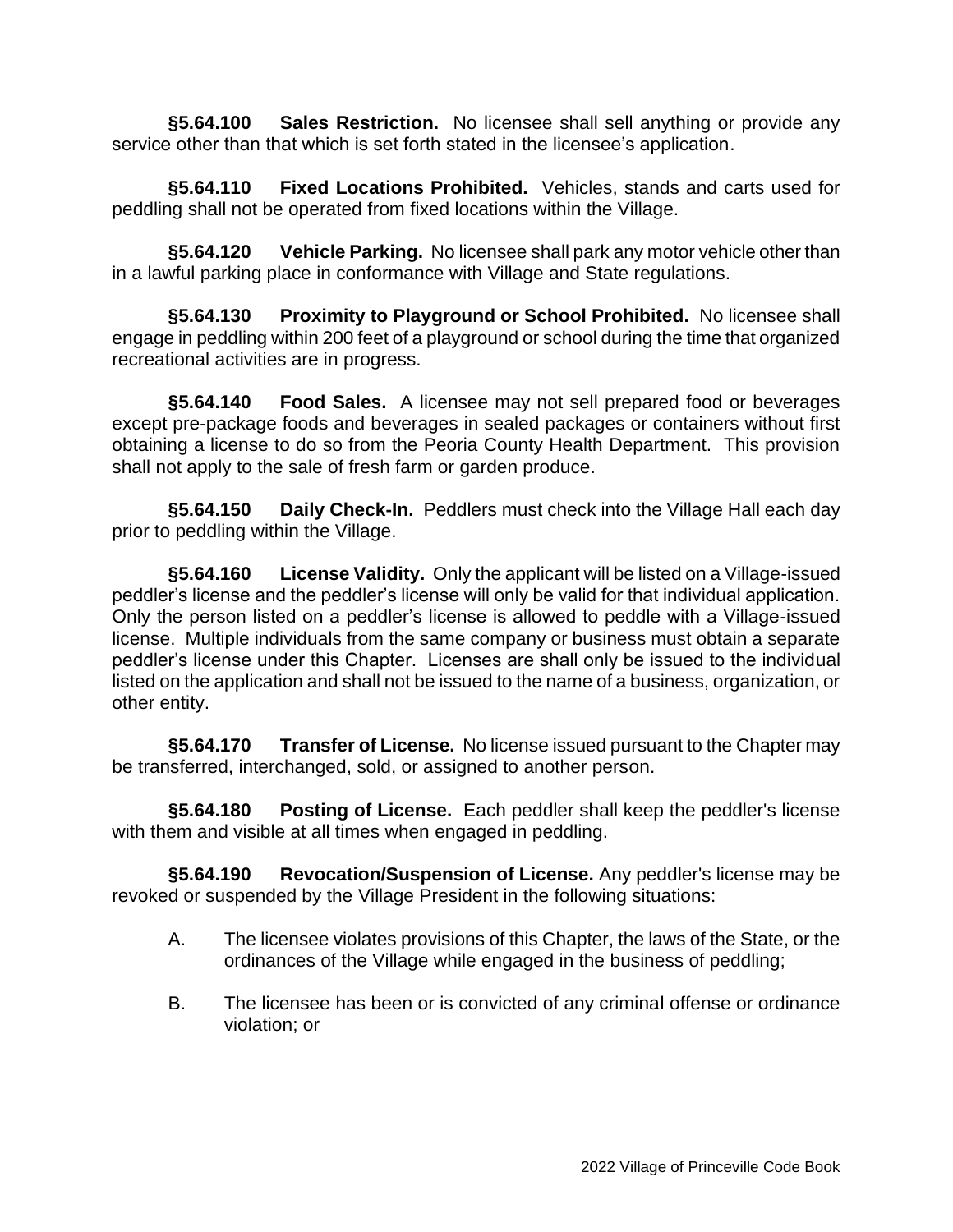**§5.64.100 Sales Restriction.** No licensee shall sell anything or provide any service other than that which is set forth stated in the licensee's application.

**§5.64.110 Fixed Locations Prohibited.** Vehicles, stands and carts used for peddling shall not be operated from fixed locations within the Village.

**§5.64.120 Vehicle Parking.** No licensee shall park any motor vehicle other than in a lawful parking place in conformance with Village and State regulations.

**§5.64.130 Proximity to Playground or School Prohibited.** No licensee shall engage in peddling within 200 feet of a playground or school during the time that organized recreational activities are in progress.

**§5.64.140 Food Sales.** A licensee may not sell prepared food or beverages except pre-package foods and beverages in sealed packages or containers without first obtaining a license to do so from the Peoria County Health Department. This provision shall not apply to the sale of fresh farm or garden produce.

**§5.64.150 Daily Check-In.** Peddlers must check into the Village Hall each day prior to peddling within the Village.

**§5.64.160 License Validity.** Only the applicant will be listed on a Village-issued peddler's license and the peddler's license will only be valid for that individual application. Only the person listed on a peddler's license is allowed to peddle with a Village-issued license. Multiple individuals from the same company or business must obtain a separate peddler's license under this Chapter. Licenses are shall only be issued to the individual listed on the application and shall not be issued to the name of a business, organization, or other entity.

**§5.64.170 Transfer of License.** No license issued pursuant to the Chapter may be transferred, interchanged, sold, or assigned to another person.

**§5.64.180 Posting of License.** Each peddler shall keep the peddler's license with them and visible at all times when engaged in peddling.

**§5.64.190 Revocation/Suspension of License.** Any peddler's license may be revoked or suspended by the Village President in the following situations:

A. The licensee violates provisions of this Chapter, the laws of the State, or the ordinances of the Village while engaged in the business of peddling;

B. The licensee has been or is convicted of any criminal offense or ordinance violation; or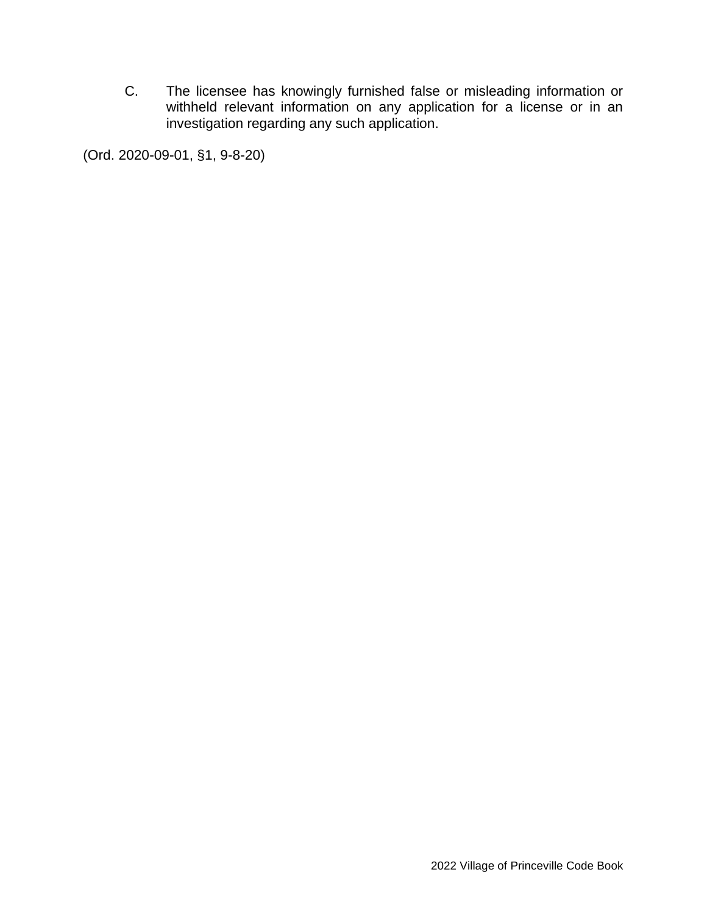C. The licensee has knowingly furnished false or misleading information or withheld relevant information on any application for a license or in an investigation regarding any such application.

(Ord. 2020-09-01, §1, 9-8-20)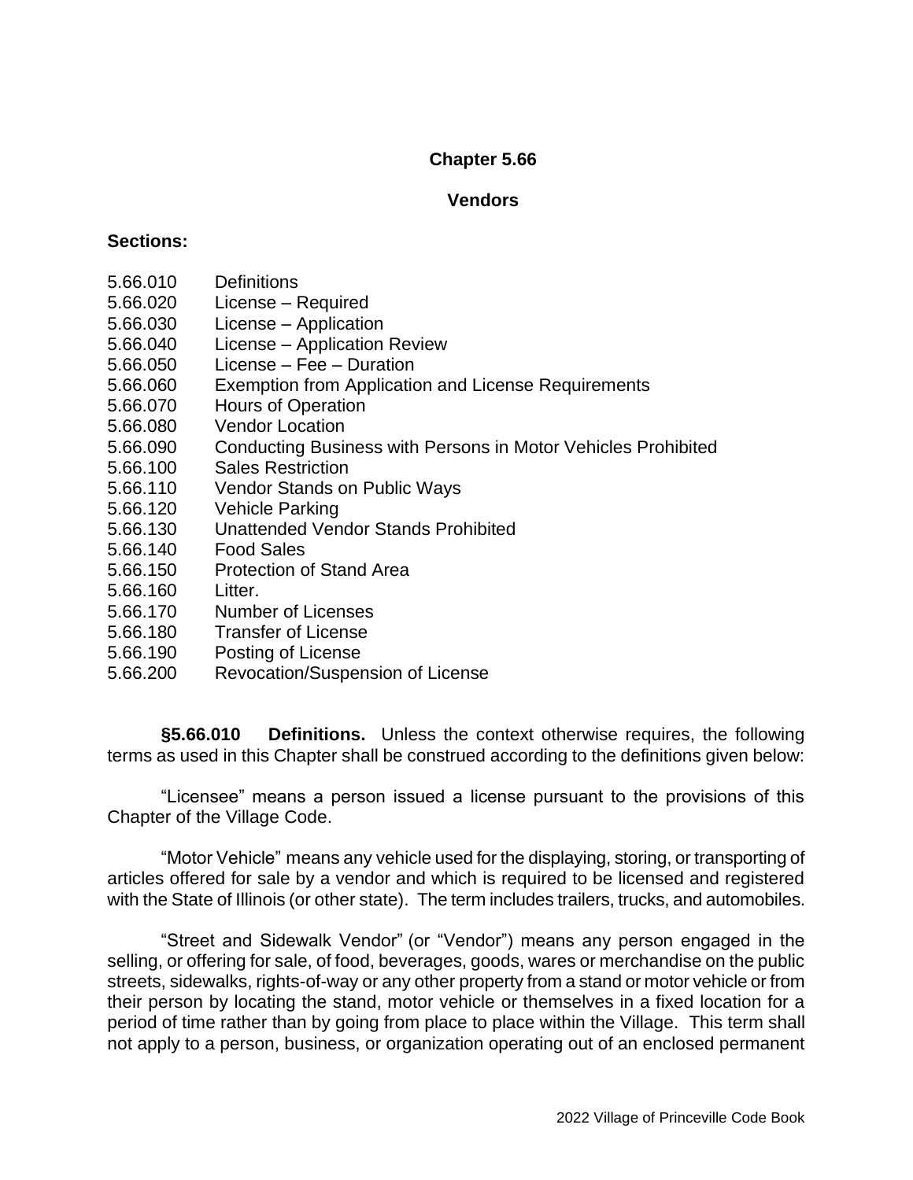# Chapter 5.66

## Vendors

**Sections:**

5.66.010 Definitions
5.66.020 License – Required
5.66.030 License – Application
5.66.040 License – Application Review
5.66.050 License – Fee – Duration
5.66.060 Exemption from Application and License Requirements
5.66.070 Hours of Operation
5.66.080 Vendor Location
5.66.090 Conducting Business with Persons in Motor Vehicles Prohibited
5.66.100 Sales Restriction
5.66.110 Vendor Stands on Public Ways
5.66.120 Vehicle Parking
5.66.130 Unattended Vendor Stands Prohibited
5.66.140 Food Sales
5.66.150 Protection of Stand Area
5.66.160 Litter.
5.66.170 Number of Licenses
5.66.180 Transfer of License
5.66.190 Posting of License
5.66.200 Revocation/Suspension of License

**§5.66.010 Definitions.** Unless the context otherwise requires, the following terms as used in this Chapter shall be construed according to the definitions given below:

"Licensee" means a person issued a license pursuant to the provisions of this Chapter of the Village Code.

"Motor Vehicle" means any vehicle used for the displaying, storing, or transporting of articles offered for sale by a vendor and which is required to be licensed and registered with the State of Illinois (or other state). The term includes trailers, trucks, and automobiles.

"Street and Sidewalk Vendor" (or "Vendor") means any person engaged in the selling, or offering for sale, of food, beverages, goods, wares or merchandise on the public streets, sidewalks, rights-of-way or any other property from a stand or motor vehicle or from their person by locating the stand, motor vehicle or themselves in a fixed location for a period of time rather than by going from place to place within the Village. This term shall not apply to a person, business, or organization operating out of an enclosed permanent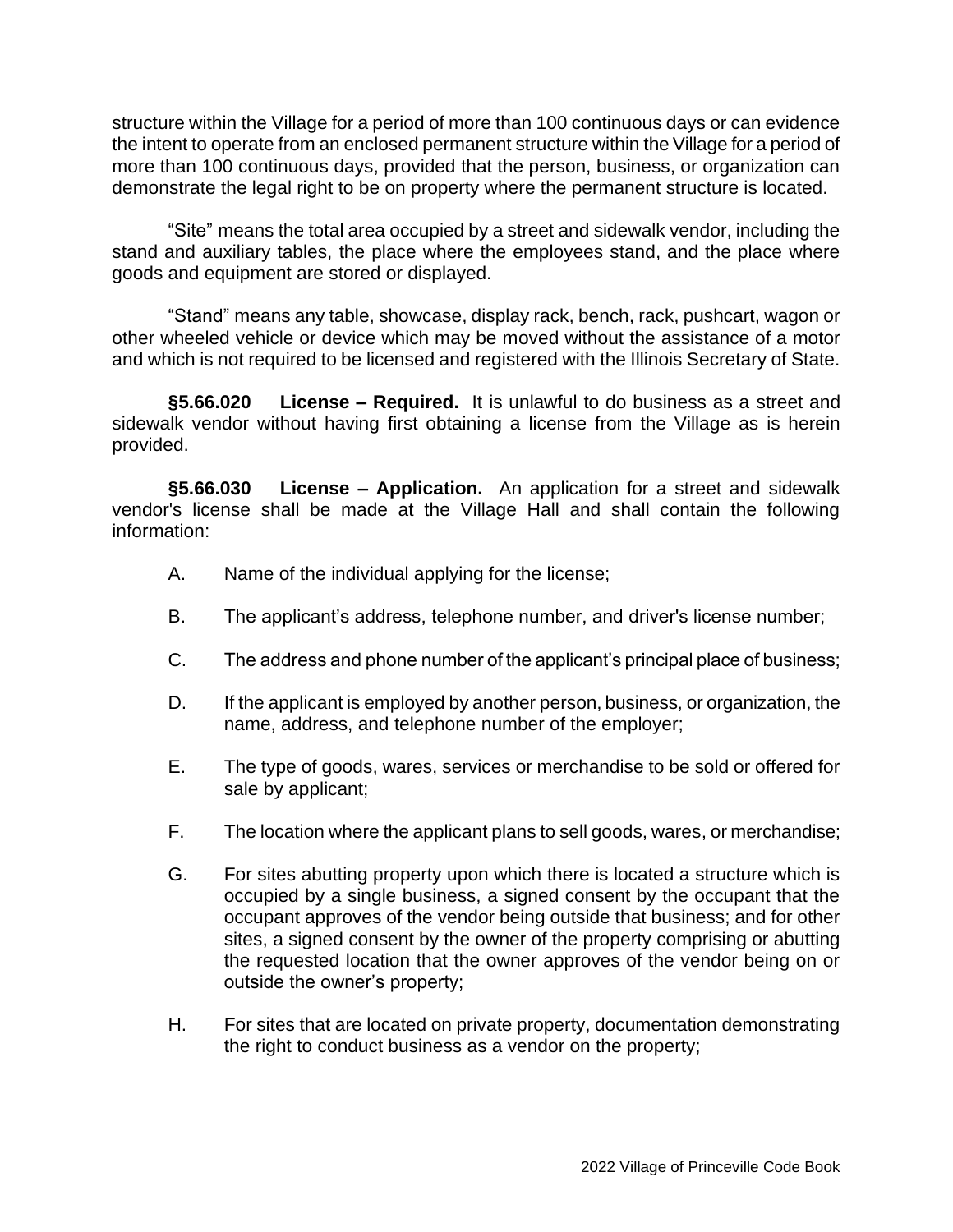structure within the Village for a period of more than 100 continuous days or can evidence the intent to operate from an enclosed permanent structure within the Village for a period of more than 100 continuous days, provided that the person, business, or organization can demonstrate the legal right to be on property where the permanent structure is located.

"Site" means the total area occupied by a street and sidewalk vendor, including the stand and auxiliary tables, the place where the employees stand, and the place where goods and equipment are stored or displayed.

"Stand" means any table, showcase, display rack, bench, rack, pushcart, wagon or other wheeled vehicle or device which may be moved without the assistance of a motor and which is not required to be licensed and registered with the Illinois Secretary of State.

**§5.66.020 License – Required.** It is unlawful to do business as a street and sidewalk vendor without having first obtaining a license from the Village as is herein provided.

**§5.66.030 License – Application.** An application for a street and sidewalk vendor's license shall be made at the Village Hall and shall contain the following information:

A. Name of the individual applying for the license;

B. The applicant's address, telephone number, and driver's license number;

C. The address and phone number of the applicant's principal place of business;

D. If the applicant is employed by another person, business, or organization, the name, address, and telephone number of the employer;

E. The type of goods, wares, services or merchandise to be sold or offered for sale by applicant;

F. The location where the applicant plans to sell goods, wares, or merchandise;

G. For sites abutting property upon which there is located a structure which is occupied by a single business, a signed consent by the occupant that the occupant approves of the vendor being outside that business; and for other sites, a signed consent by the owner of the property comprising or abutting the requested location that the owner approves of the vendor being on or outside the owner's property;

H. For sites that are located on private property, documentation demonstrating the right to conduct business as a vendor on the property;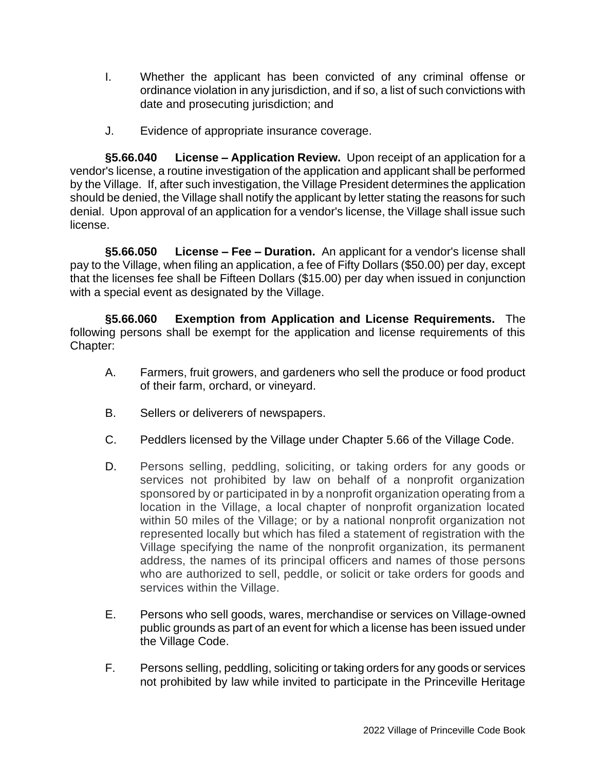I. Whether the applicant has been convicted of any criminal offense or ordinance violation in any jurisdiction, and if so, a list of such convictions with date and prosecuting jurisdiction; and

J. Evidence of appropriate insurance coverage.

**§5.66.040 License – Application Review.** Upon receipt of an application for a vendor's license, a routine investigation of the application and applicant shall be performed by the Village. If, after such investigation, the Village President determines the application should be denied, the Village shall notify the applicant by letter stating the reasons for such denial. Upon approval of an application for a vendor's license, the Village shall issue such license.

**§5.66.050 License – Fee – Duration.** An applicant for a vendor's license shall pay to the Village, when filing an application, a fee of Fifty Dollars ($50.00) per day, except that the licenses fee shall be Fifteen Dollars ($15.00) per day when issued in conjunction with a special event as designated by the Village.

**§5.66.060 Exemption from Application and License Requirements.** The following persons shall be exempt for the application and license requirements of this Chapter:

A. Farmers, fruit growers, and gardeners who sell the produce or food product of their farm, orchard, or vineyard.

B. Sellers or deliverers of newspapers.

C. Peddlers licensed by the Village under Chapter 5.66 of the Village Code.

D. Persons selling, peddling, soliciting, or taking orders for any goods or services not prohibited by law on behalf of a nonprofit organization sponsored by or participated in by a nonprofit organization operating from a location in the Village, a local chapter of nonprofit organization located within 50 miles of the Village; or by a national nonprofit organization not represented locally but which has filed a statement of registration with the Village specifying the name of the nonprofit organization, its permanent address, the names of its principal officers and names of those persons who are authorized to sell, peddle, or solicit or take orders for goods and services within the Village.

E. Persons who sell goods, wares, merchandise or services on Village-owned public grounds as part of an event for which a license has been issued under the Village Code.

F. Persons selling, peddling, soliciting or taking orders for any goods or services not prohibited by law while invited to participate in the Princeville Heritage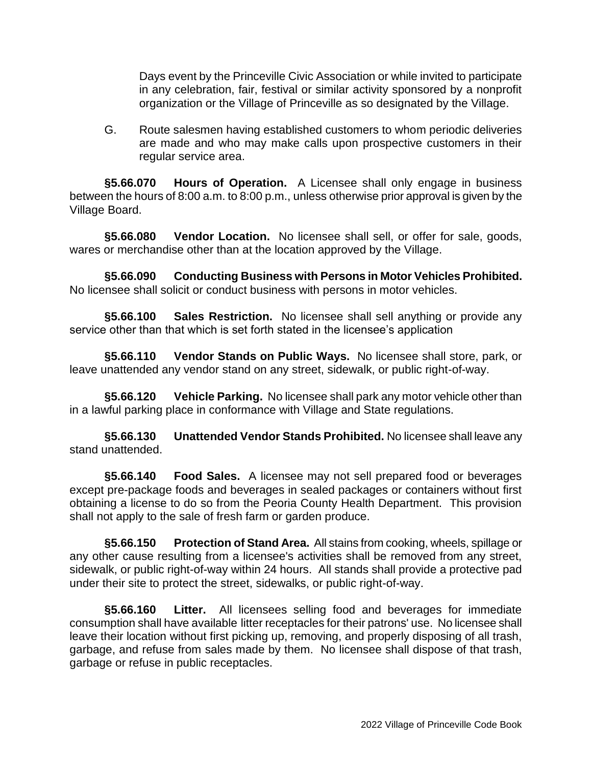Days event by the Princeville Civic Association or while invited to participate in any celebration, fair, festival or similar activity sponsored by a nonprofit organization or the Village of Princeville as so designated by the Village.

G. Route salesmen having established customers to whom periodic deliveries are made and who may make calls upon prospective customers in their regular service area.

**§5.66.070 Hours of Operation.** A Licensee shall only engage in business between the hours of 8:00 a.m. to 8:00 p.m., unless otherwise prior approval is given by the Village Board.

**§5.66.080 Vendor Location.** No licensee shall sell, or offer for sale, goods, wares or merchandise other than at the location approved by the Village.

**§5.66.090 Conducting Business with Persons in Motor Vehicles Prohibited.** No licensee shall solicit or conduct business with persons in motor vehicles.

**§5.66.100 Sales Restriction.** No licensee shall sell anything or provide any service other than that which is set forth stated in the licensee's application

**§5.66.110 Vendor Stands on Public Ways.** No licensee shall store, park, or leave unattended any vendor stand on any street, sidewalk, or public right-of-way.

**§5.66.120 Vehicle Parking.** No licensee shall park any motor vehicle other than in a lawful parking place in conformance with Village and State regulations.

**§5.66.130 Unattended Vendor Stands Prohibited.** No licensee shall leave any stand unattended.

**§5.66.140 Food Sales.** A licensee may not sell prepared food or beverages except pre-package foods and beverages in sealed packages or containers without first obtaining a license to do so from the Peoria County Health Department. This provision shall not apply to the sale of fresh farm or garden produce.

**§5.66.150 Protection of Stand Area.** All stains from cooking, wheels, spillage or any other cause resulting from a licensee's activities shall be removed from any street, sidewalk, or public right-of-way within 24 hours. All stands shall provide a protective pad under their site to protect the street, sidewalks, or public right-of-way.

**§5.66.160 Litter.** All licensees selling food and beverages for immediate consumption shall have available litter receptacles for their patrons' use. No licensee shall leave their location without first picking up, removing, and properly disposing of all trash, garbage, and refuse from sales made by them. No licensee shall dispose of that trash, garbage or refuse in public receptacles.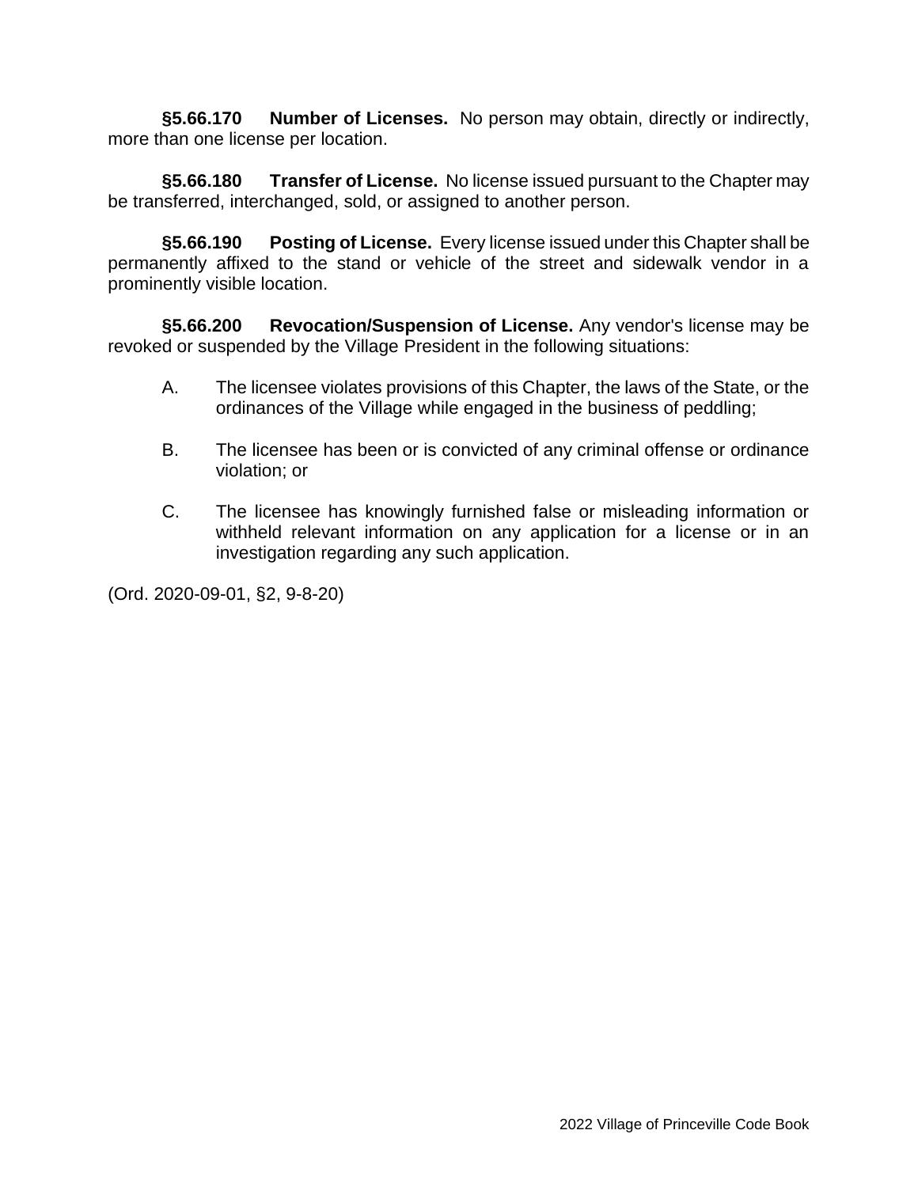**§5.66.170 Number of Licenses.** No person may obtain, directly or indirectly, more than one license per location.

**§5.66.180 Transfer of License.** No license issued pursuant to the Chapter may be transferred, interchanged, sold, or assigned to another person.

**§5.66.190 Posting of License.** Every license issued under this Chapter shall be permanently affixed to the stand or vehicle of the street and sidewalk vendor in a prominently visible location.

**§5.66.200 Revocation/Suspension of License.** Any vendor's license may be revoked or suspended by the Village President in the following situations:

A. The licensee violates provisions of this Chapter, the laws of the State, or the ordinances of the Village while engaged in the business of peddling;

B. The licensee has been or is convicted of any criminal offense or ordinance violation; or

C. The licensee has knowingly furnished false or misleading information or withheld relevant information on any application for a license or in an investigation regarding any such application.

(Ord. 2020-09-01, §2, 9-8-20)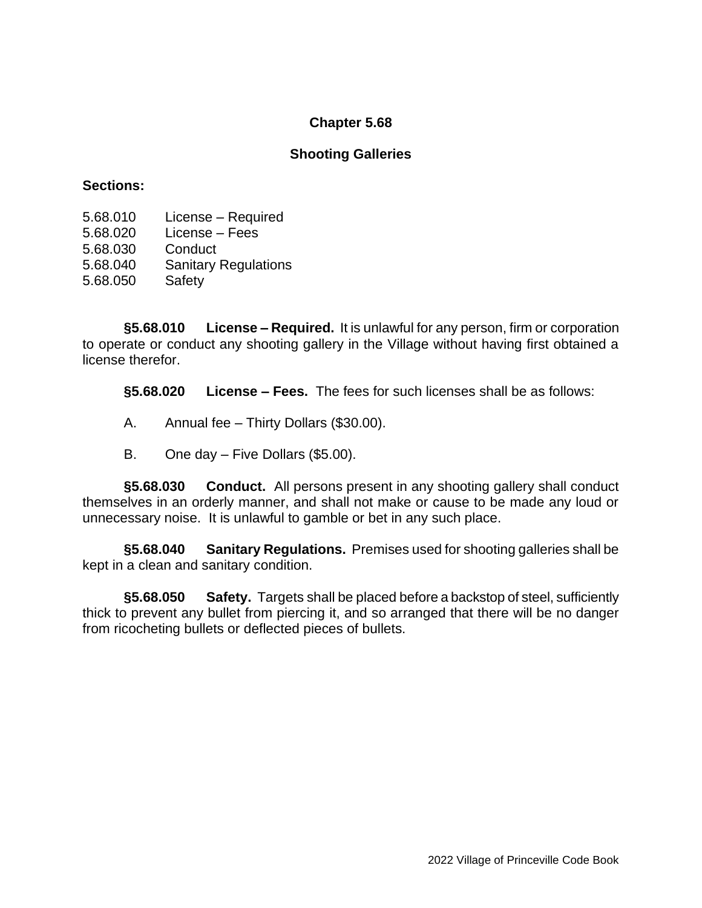# Chapter 5.68

## Shooting Galleries

**Sections:**

5.68.010 License – Required
5.68.020 License – Fees
5.68.030 Conduct
5.68.040 Sanitary Regulations
5.68.050 Safety

**§5.68.010 License – Required.** It is unlawful for any person, firm or corporation to operate or conduct any shooting gallery in the Village without having first obtained a license therefor.

**§5.68.020 License – Fees.** The fees for such licenses shall be as follows:

A. Annual fee – Thirty Dollars ($30.00).

B. One day – Five Dollars ($5.00).

**§5.68.030 Conduct.** All persons present in any shooting gallery shall conduct themselves in an orderly manner, and shall not make or cause to be made any loud or unnecessary noise. It is unlawful to gamble or bet in any such place.

**§5.68.040 Sanitary Regulations.** Premises used for shooting galleries shall be kept in a clean and sanitary condition.

**§5.68.050 Safety.** Targets shall be placed before a backstop of steel, sufficiently thick to prevent any bullet from piercing it, and so arranged that there will be no danger from ricocheting bullets or deflected pieces of bullets.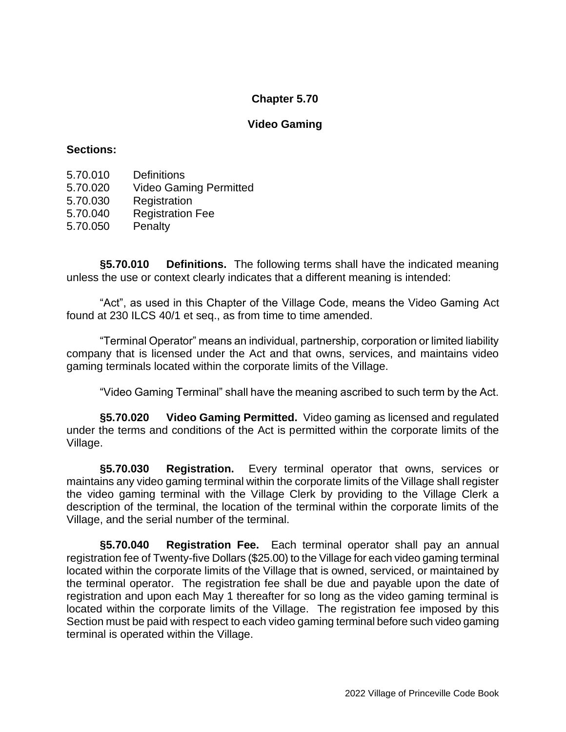# Chapter 5.70

## Video Gaming

**Sections:**

5.70.010 Definitions
5.70.020 Video Gaming Permitted
5.70.030 Registration
5.70.040 Registration Fee
5.70.050 Penalty

**§5.70.010 Definitions.** The following terms shall have the indicated meaning unless the use or context clearly indicates that a different meaning is intended:

"Act", as used in this Chapter of the Village Code, means the Video Gaming Act found at 230 ILCS 40/1 et seq., as from time to time amended.

"Terminal Operator" means an individual, partnership, corporation or limited liability company that is licensed under the Act and that owns, services, and maintains video gaming terminals located within the corporate limits of the Village.

"Video Gaming Terminal" shall have the meaning ascribed to such term by the Act.

**§5.70.020 Video Gaming Permitted.** Video gaming as licensed and regulated under the terms and conditions of the Act is permitted within the corporate limits of the Village.

**§5.70.030 Registration.** Every terminal operator that owns, services or maintains any video gaming terminal within the corporate limits of the Village shall register the video gaming terminal with the Village Clerk by providing to the Village Clerk a description of the terminal, the location of the terminal within the corporate limits of the Village, and the serial number of the terminal.

**§5.70.040 Registration Fee.** Each terminal operator shall pay an annual registration fee of Twenty-five Dollars ($25.00) to the Village for each video gaming terminal located within the corporate limits of the Village that is owned, serviced, or maintained by the terminal operator. The registration fee shall be due and payable upon the date of registration and upon each May 1 thereafter for so long as the video gaming terminal is located within the corporate limits of the Village. The registration fee imposed by this Section must be paid with respect to each video gaming terminal before such video gaming terminal is operated within the Village.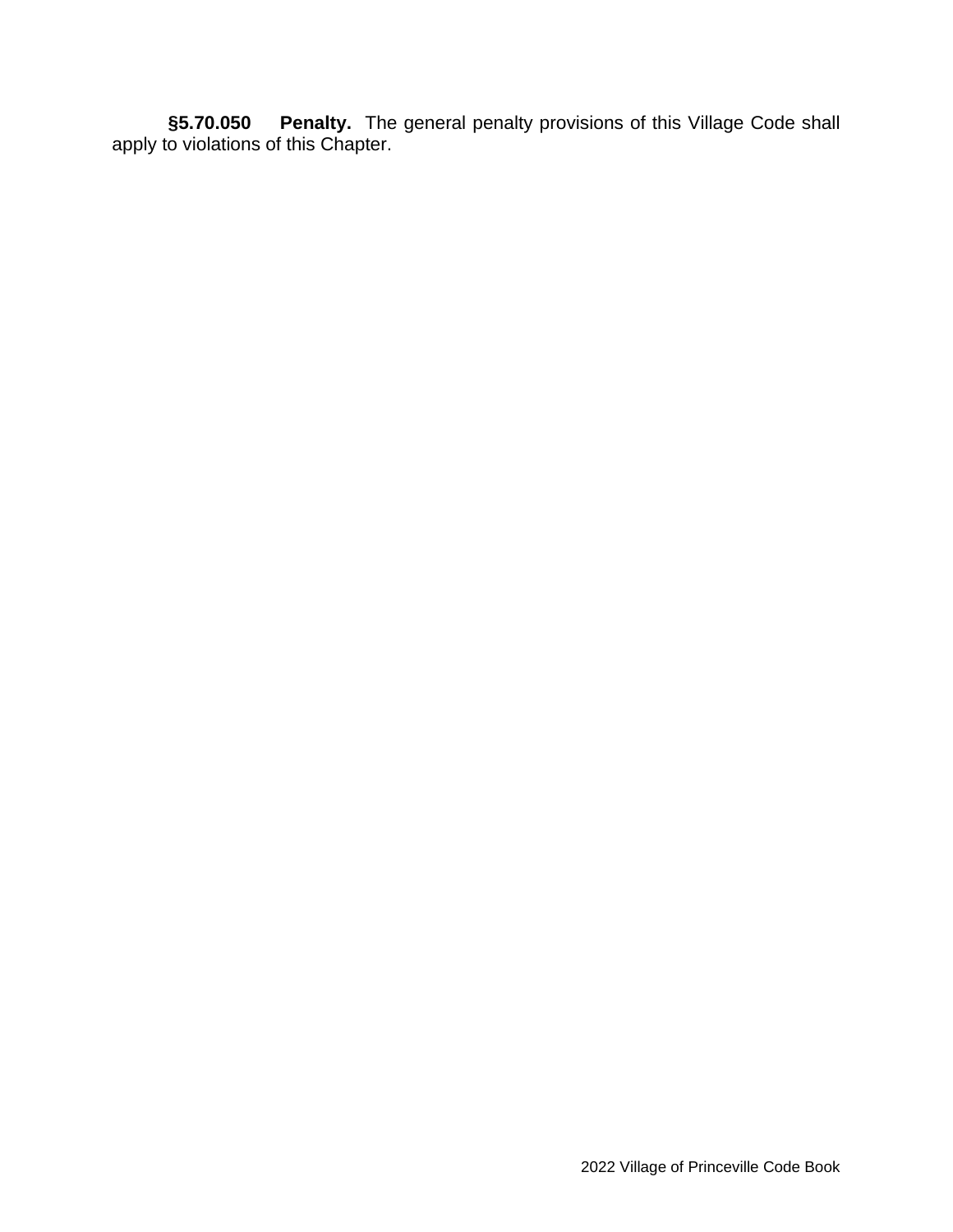**§5.70.050 Penalty.** The general penalty provisions of this Village Code shall apply to violations of this Chapter.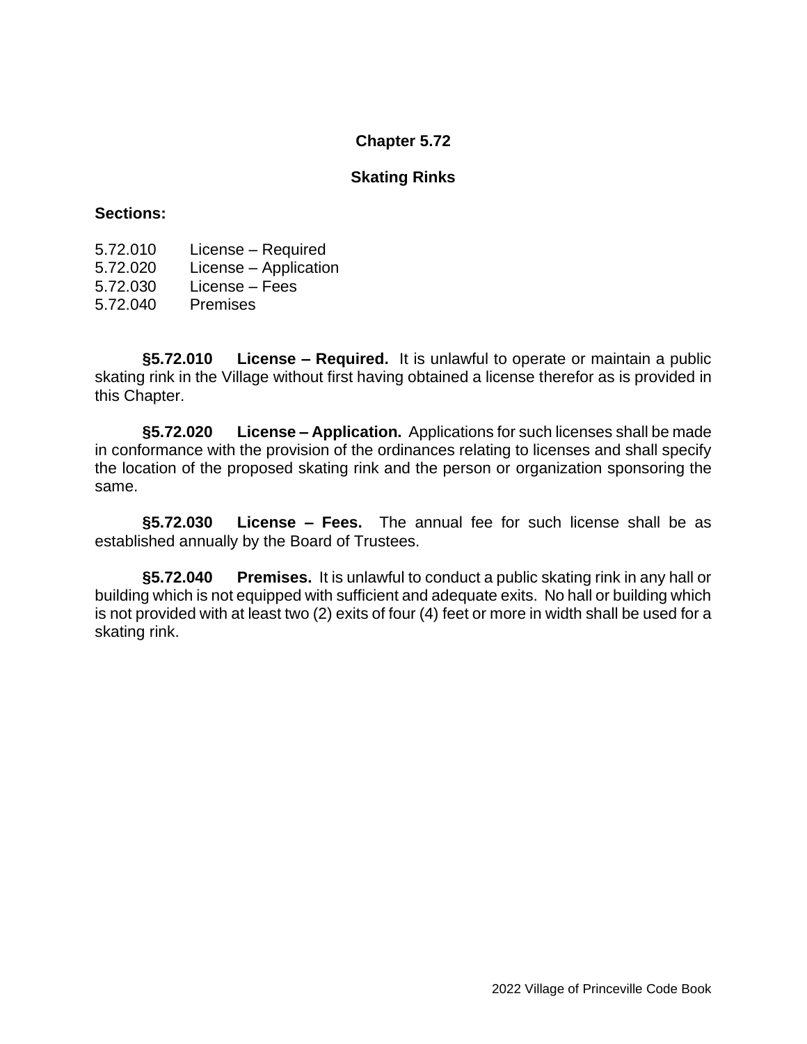# Chapter 5.72

## Skating Rinks

**Sections:**

5.72.010 License – Required
5.72.020 License – Application
5.72.030 License – Fees
5.72.040 Premises

**§5.72.010 License – Required.** It is unlawful to operate or maintain a public skating rink in the Village without first having obtained a license therefor as is provided in this Chapter.

**§5.72.020 License – Application.** Applications for such licenses shall be made in conformance with the provision of the ordinances relating to licenses and shall specify the location of the proposed skating rink and the person or organization sponsoring the same.

**§5.72.030 License – Fees.** The annual fee for such license shall be as established annually by the Board of Trustees.

**§5.72.040 Premises.** It is unlawful to conduct a public skating rink in any hall or building which is not equipped with sufficient and adequate exits. No hall or building which is not provided with at least two (2) exits of four (4) feet or more in width shall be used for a skating rink.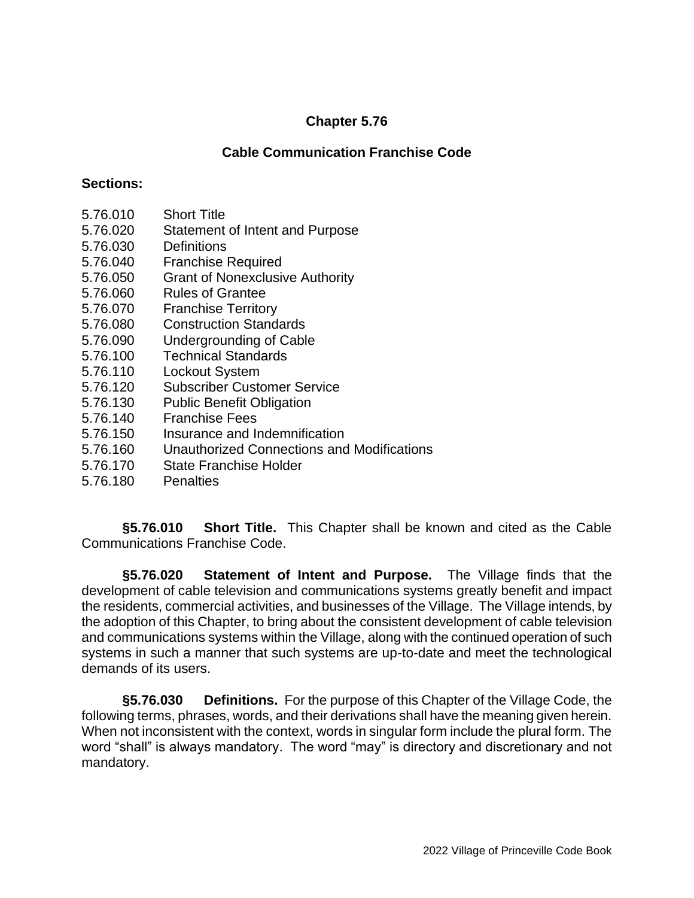## Chapter 5.76

## Cable Communication Franchise Code

**Sections:**

5.76.010 Short Title
5.76.020 Statement of Intent and Purpose
5.76.030 Definitions
5.76.040 Franchise Required
5.76.050 Grant of Nonexclusive Authority
5.76.060 Rules of Grantee
5.76.070 Franchise Territory
5.76.080 Construction Standards
5.76.090 Undergrounding of Cable
5.76.100 Technical Standards
5.76.110 Lockout System
5.76.120 Subscriber Customer Service
5.76.130 Public Benefit Obligation
5.76.140 Franchise Fees
5.76.150 Insurance and Indemnification
5.76.160 Unauthorized Connections and Modifications
5.76.170 State Franchise Holder
5.76.180 Penalties

**§5.76.010 Short Title.** This Chapter shall be known and cited as the Cable Communications Franchise Code.

**§5.76.020 Statement of Intent and Purpose.** The Village finds that the development of cable television and communications systems greatly benefit and impact the residents, commercial activities, and businesses of the Village. The Village intends, by the adoption of this Chapter, to bring about the consistent development of cable television and communications systems within the Village, along with the continued operation of such systems in such a manner that such systems are up-to-date and meet the technological demands of its users.

**§5.76.030 Definitions.** For the purpose of this Chapter of the Village Code, the following terms, phrases, words, and their derivations shall have the meaning given herein. When not inconsistent with the context, words in singular form include the plural form. The word "shall" is always mandatory. The word "may" is directory and discretionary and not mandatory.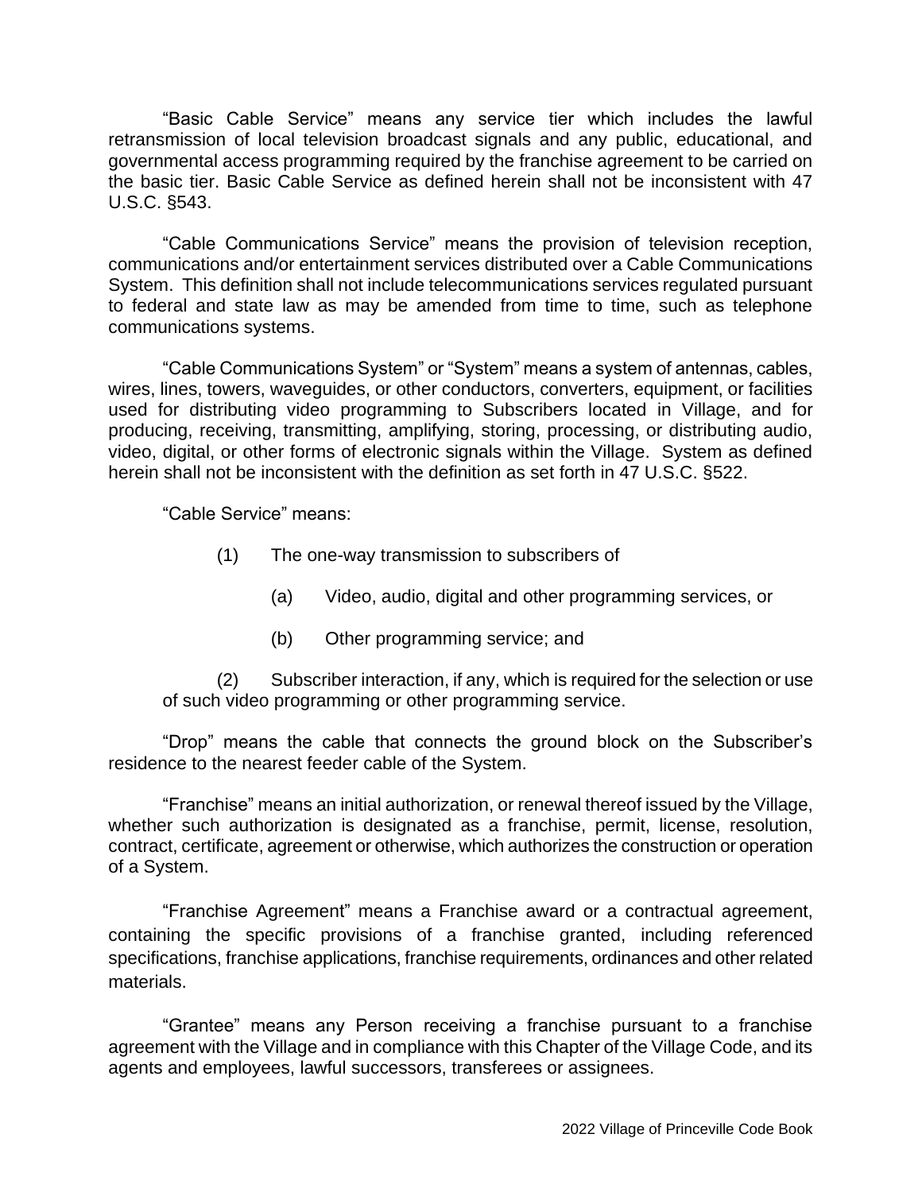"Basic Cable Service" means any service tier which includes the lawful retransmission of local television broadcast signals and any public, educational, and governmental access programming required by the franchise agreement to be carried on the basic tier. Basic Cable Service as defined herein shall not be inconsistent with 47 U.S.C. §543.

"Cable Communications Service" means the provision of television reception, communications and/or entertainment services distributed over a Cable Communications System. This definition shall not include telecommunications services regulated pursuant to federal and state law as may be amended from time to time, such as telephone communications systems.

"Cable Communications System" or "System" means a system of antennas, cables, wires, lines, towers, waveguides, or other conductors, converters, equipment, or facilities used for distributing video programming to Subscribers located in Village, and for producing, receiving, transmitting, amplifying, storing, processing, or distributing audio, video, digital, or other forms of electronic signals within the Village. System as defined herein shall not be inconsistent with the definition as set forth in 47 U.S.C. §522.

"Cable Service" means:

(1) The one-way transmission to subscribers of

(a) Video, audio, digital and other programming services, or

(b) Other programming service; and

(2) Subscriber interaction, if any, which is required for the selection or use of such video programming or other programming service.

"Drop" means the cable that connects the ground block on the Subscriber's residence to the nearest feeder cable of the System.

"Franchise" means an initial authorization, or renewal thereof issued by the Village, whether such authorization is designated as a franchise, permit, license, resolution, contract, certificate, agreement or otherwise, which authorizes the construction or operation of a System.

"Franchise Agreement" means a Franchise award or a contractual agreement, containing the specific provisions of a franchise granted, including referenced specifications, franchise applications, franchise requirements, ordinances and other related materials.

"Grantee" means any Person receiving a franchise pursuant to a franchise agreement with the Village and in compliance with this Chapter of the Village Code, and its agents and employees, lawful successors, transferees or assignees.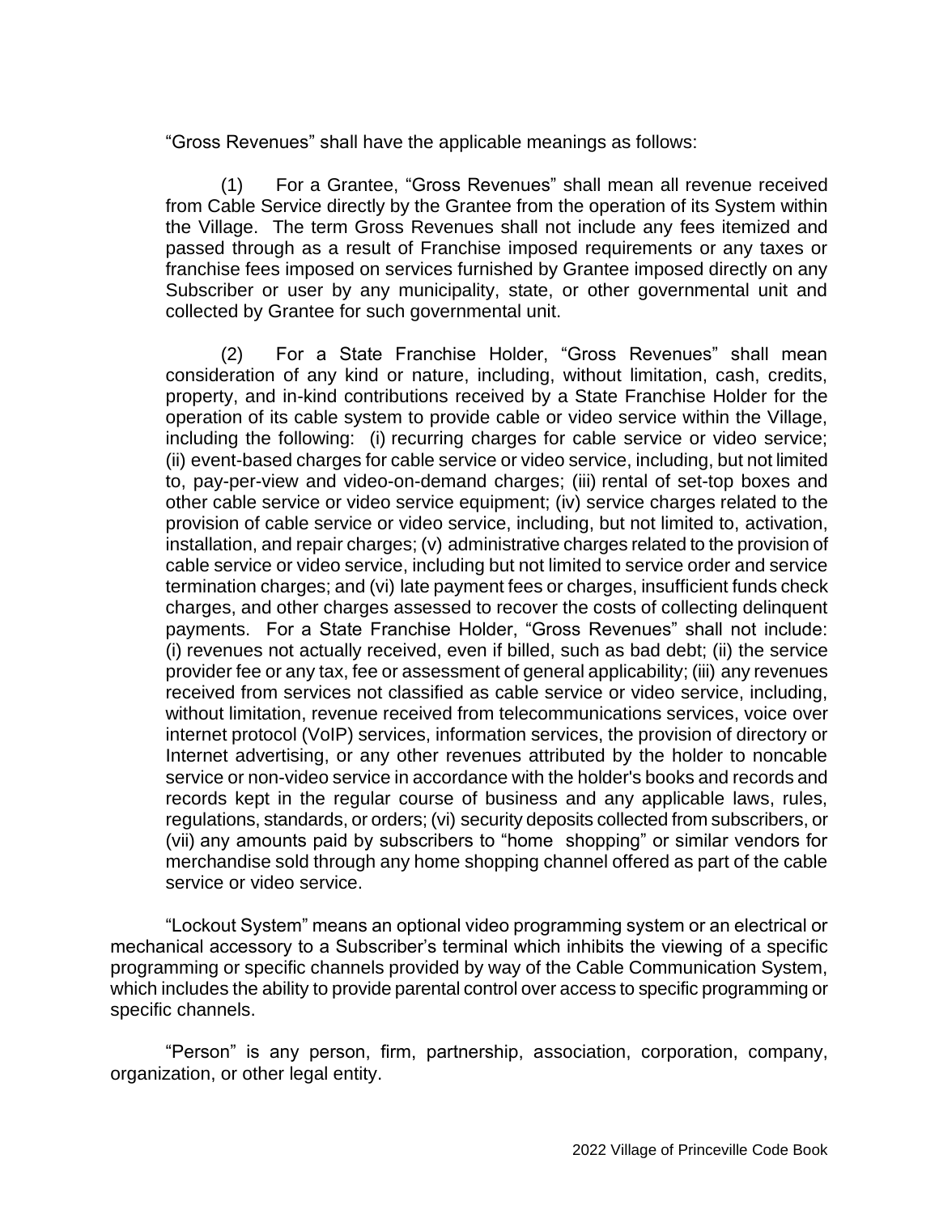"Gross Revenues" shall have the applicable meanings as follows:

(1) For a Grantee, "Gross Revenues" shall mean all revenue received from Cable Service directly by the Grantee from the operation of its System within the Village. The term Gross Revenues shall not include any fees itemized and passed through as a result of Franchise imposed requirements or any taxes or franchise fees imposed on services furnished by Grantee imposed directly on any Subscriber or user by any municipality, state, or other governmental unit and collected by Grantee for such governmental unit.

(2) For a State Franchise Holder, "Gross Revenues" shall mean consideration of any kind or nature, including, without limitation, cash, credits, property, and in-kind contributions received by a State Franchise Holder for the operation of its cable system to provide cable or video service within the Village, including the following: (i) recurring charges for cable service or video service; (ii) event-based charges for cable service or video service, including, but not limited to, pay-per-view and video-on-demand charges; (iii) rental of set-top boxes and other cable service or video service equipment; (iv) service charges related to the provision of cable service or video service, including, but not limited to, activation, installation, and repair charges; (v) administrative charges related to the provision of cable service or video service, including but not limited to service order and service termination charges; and (vi) late payment fees or charges, insufficient funds check charges, and other charges assessed to recover the costs of collecting delinquent payments. For a State Franchise Holder, "Gross Revenues" shall not include: (i) revenues not actually received, even if billed, such as bad debt; (ii) the service provider fee or any tax, fee or assessment of general applicability; (iii) any revenues received from services not classified as cable service or video service, including, without limitation, revenue received from telecommunications services, voice over internet protocol (VoIP) services, information services, the provision of directory or Internet advertising, or any other revenues attributed by the holder to noncable service or non-video service in accordance with the holder's books and records and records kept in the regular course of business and any applicable laws, rules, regulations, standards, or orders; (vi) security deposits collected from subscribers, or (vii) any amounts paid by subscribers to "home shopping" or similar vendors for merchandise sold through any home shopping channel offered as part of the cable service or video service.

"Lockout System" means an optional video programming system or an electrical or mechanical accessory to a Subscriber's terminal which inhibits the viewing of a specific programming or specific channels provided by way of the Cable Communication System, which includes the ability to provide parental control over access to specific programming or specific channels.

"Person" is any person, firm, partnership, association, corporation, company, organization, or other legal entity.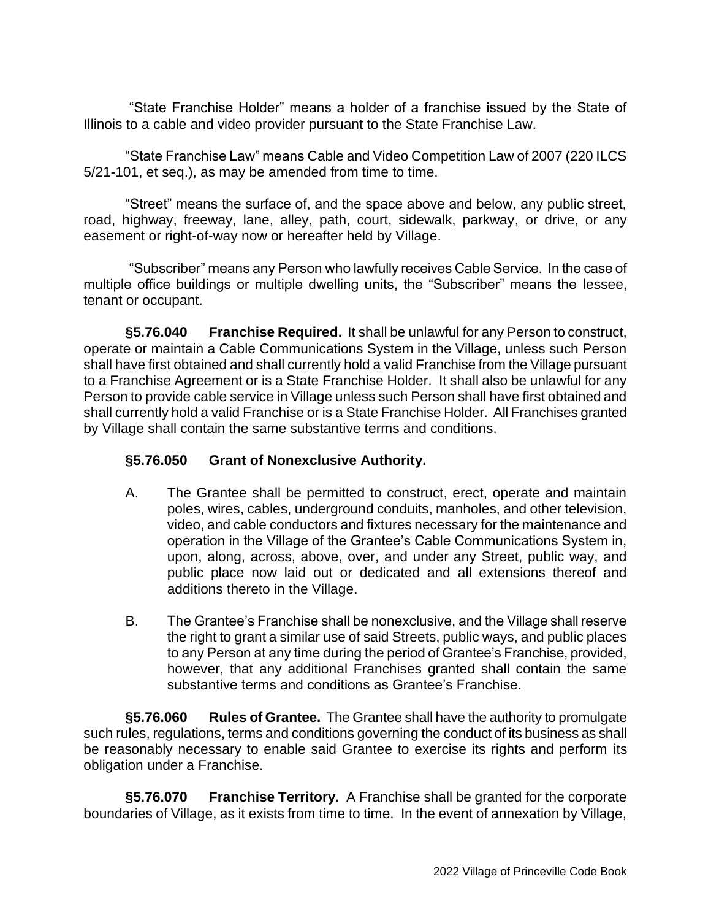"State Franchise Holder" means a holder of a franchise issued by the State of Illinois to a cable and video provider pursuant to the State Franchise Law.

"State Franchise Law" means Cable and Video Competition Law of 2007 (220 ILCS 5/21-101, et seq.), as may be amended from time to time.

"Street" means the surface of, and the space above and below, any public street, road, highway, freeway, lane, alley, path, court, sidewalk, parkway, or drive, or any easement or right-of-way now or hereafter held by Village.

"Subscriber" means any Person who lawfully receives Cable Service. In the case of multiple office buildings or multiple dwelling units, the "Subscriber" means the lessee, tenant or occupant.

**§5.76.040 Franchise Required.** It shall be unlawful for any Person to construct, operate or maintain a Cable Communications System in the Village, unless such Person shall have first obtained and shall currently hold a valid Franchise from the Village pursuant to a Franchise Agreement or is a State Franchise Holder. It shall also be unlawful for any Person to provide cable service in Village unless such Person shall have first obtained and shall currently hold a valid Franchise or is a State Franchise Holder. All Franchises granted by Village shall contain the same substantive terms and conditions.

**§5.76.050 Grant of Nonexclusive Authority.**

A. The Grantee shall be permitted to construct, erect, operate and maintain poles, wires, cables, underground conduits, manholes, and other television, video, and cable conductors and fixtures necessary for the maintenance and operation in the Village of the Grantee's Cable Communications System in, upon, along, across, above, over, and under any Street, public way, and public place now laid out or dedicated and all extensions thereof and additions thereto in the Village.

B. The Grantee's Franchise shall be nonexclusive, and the Village shall reserve the right to grant a similar use of said Streets, public ways, and public places to any Person at any time during the period of Grantee's Franchise, provided, however, that any additional Franchises granted shall contain the same substantive terms and conditions as Grantee's Franchise.

**§5.76.060 Rules of Grantee.** The Grantee shall have the authority to promulgate such rules, regulations, terms and conditions governing the conduct of its business as shall be reasonably necessary to enable said Grantee to exercise its rights and perform its obligation under a Franchise.

**§5.76.070 Franchise Territory.** A Franchise shall be granted for the corporate boundaries of Village, as it exists from time to time. In the event of annexation by Village,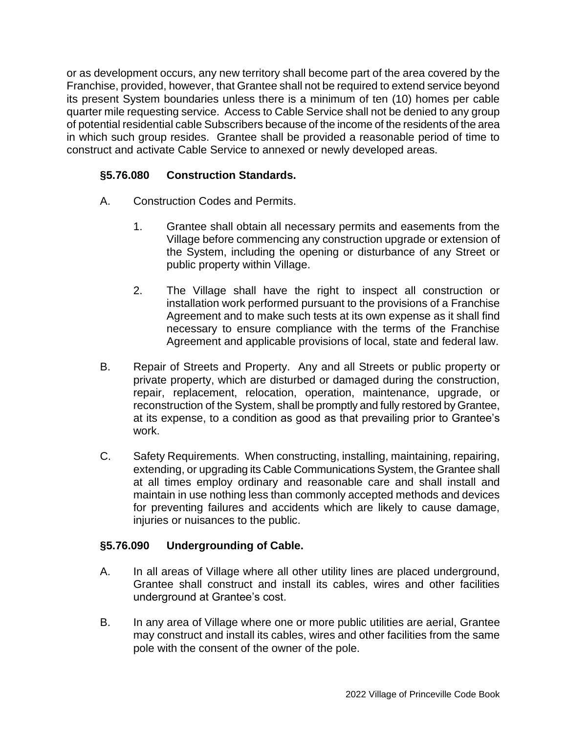or as development occurs, any new territory shall become part of the area covered by the Franchise, provided, however, that Grantee shall not be required to extend service beyond its present System boundaries unless there is a minimum of ten (10) homes per cable quarter mile requesting service. Access to Cable Service shall not be denied to any group of potential residential cable Subscribers because of the income of the residents of the area in which such group resides. Grantee shall be provided a reasonable period of time to construct and activate Cable Service to annexed or newly developed areas.

### §5.76.080 Construction Standards.

A. Construction Codes and Permits.

1. Grantee shall obtain all necessary permits and easements from the Village before commencing any construction upgrade or extension of the System, including the opening or disturbance of any Street or public property within Village.

2. The Village shall have the right to inspect all construction or installation work performed pursuant to the provisions of a Franchise Agreement and to make such tests at its own expense as it shall find necessary to ensure compliance with the terms of the Franchise Agreement and applicable provisions of local, state and federal law.

B. Repair of Streets and Property. Any and all Streets or public property or private property, which are disturbed or damaged during the construction, repair, replacement, relocation, operation, maintenance, upgrade, or reconstruction of the System, shall be promptly and fully restored by Grantee, at its expense, to a condition as good as that prevailing prior to Grantee's work.

C. Safety Requirements. When constructing, installing, maintaining, repairing, extending, or upgrading its Cable Communications System, the Grantee shall at all times employ ordinary and reasonable care and shall install and maintain in use nothing less than commonly accepted methods and devices for preventing failures and accidents which are likely to cause damage, injuries or nuisances to the public.

### §5.76.090 Undergrounding of Cable.

A. In all areas of Village where all other utility lines are placed underground, Grantee shall construct and install its cables, wires and other facilities underground at Grantee's cost.

B. In any area of Village where one or more public utilities are aerial, Grantee may construct and install its cables, wires and other facilities from the same pole with the consent of the owner of the pole.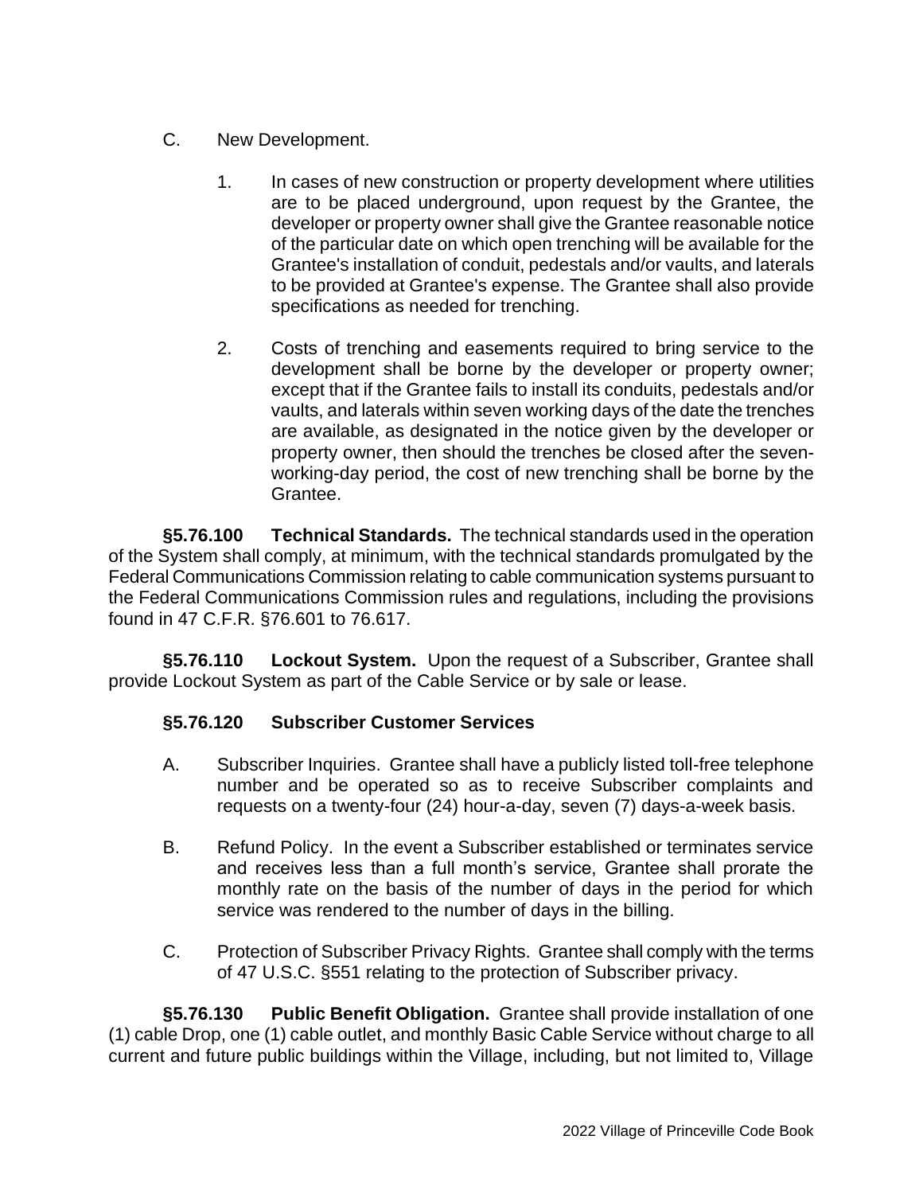C. New Development.

1. In cases of new construction or property development where utilities are to be placed underground, upon request by the Grantee, the developer or property owner shall give the Grantee reasonable notice of the particular date on which open trenching will be available for the Grantee's installation of conduit, pedestals and/or vaults, and laterals to be provided at Grantee's expense. The Grantee shall also provide specifications as needed for trenching.

2. Costs of trenching and easements required to bring service to the development shall be borne by the developer or property owner; except that if the Grantee fails to install its conduits, pedestals and/or vaults, and laterals within seven working days of the date the trenches are available, as designated in the notice given by the developer or property owner, then should the trenches be closed after the seven-working-day period, the cost of new trenching shall be borne by the Grantee.

**§5.76.100 Technical Standards.** The technical standards used in the operation of the System shall comply, at minimum, with the technical standards promulgated by the Federal Communications Commission relating to cable communication systems pursuant to the Federal Communications Commission rules and regulations, including the provisions found in 47 C.F.R. §76.601 to 76.617.

**§5.76.110 Lockout System.** Upon the request of a Subscriber, Grantee shall provide Lockout System as part of the Cable Service or by sale or lease.

**§5.76.120 Subscriber Customer Services**

A. Subscriber Inquiries. Grantee shall have a publicly listed toll-free telephone number and be operated so as to receive Subscriber complaints and requests on a twenty-four (24) hour-a-day, seven (7) days-a-week basis.

B. Refund Policy. In the event a Subscriber established or terminates service and receives less than a full month's service, Grantee shall prorate the monthly rate on the basis of the number of days in the period for which service was rendered to the number of days in the billing.

C. Protection of Subscriber Privacy Rights. Grantee shall comply with the terms of 47 U.S.C. §551 relating to the protection of Subscriber privacy.

**§5.76.130 Public Benefit Obligation.** Grantee shall provide installation of one (1) cable Drop, one (1) cable outlet, and monthly Basic Cable Service without charge to all current and future public buildings within the Village, including, but not limited to, Village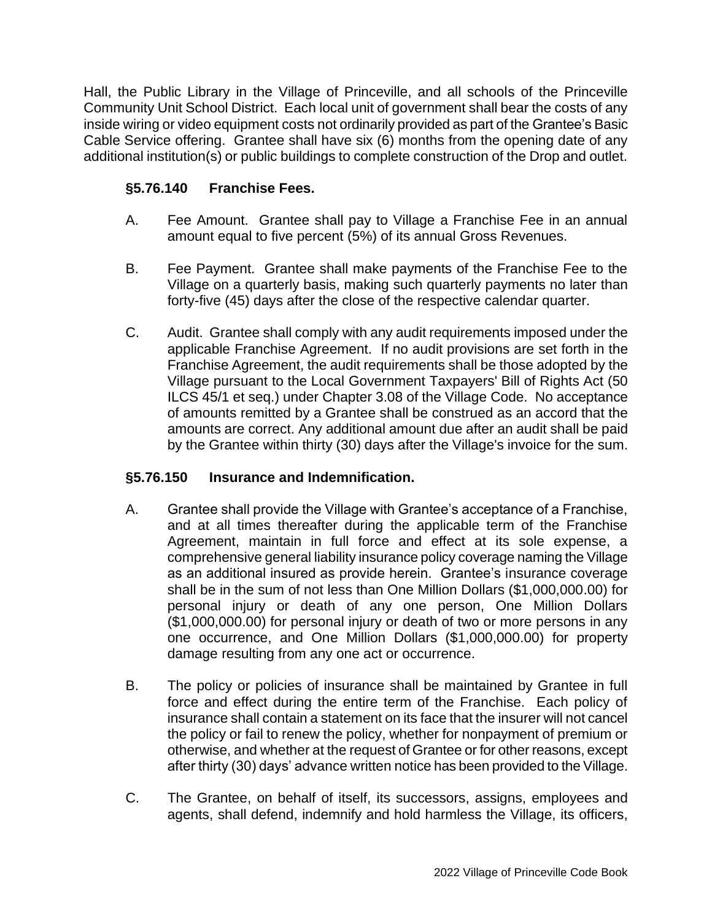Hall, the Public Library in the Village of Princeville, and all schools of the Princeville Community Unit School District. Each local unit of government shall bear the costs of any inside wiring or video equipment costs not ordinarily provided as part of the Grantee's Basic Cable Service offering. Grantee shall have six (6) months from the opening date of any additional institution(s) or public buildings to complete construction of the Drop and outlet.

### §5.76.140 Franchise Fees.

A. Fee Amount. Grantee shall pay to Village a Franchise Fee in an annual amount equal to five percent (5%) of its annual Gross Revenues.

B. Fee Payment. Grantee shall make payments of the Franchise Fee to the Village on a quarterly basis, making such quarterly payments no later than forty-five (45) days after the close of the respective calendar quarter.

C. Audit. Grantee shall comply with any audit requirements imposed under the applicable Franchise Agreement. If no audit provisions are set forth in the Franchise Agreement, the audit requirements shall be those adopted by the Village pursuant to the Local Government Taxpayers' Bill of Rights Act (50 ILCS 45/1 et seq.) under Chapter 3.08 of the Village Code. No acceptance of amounts remitted by a Grantee shall be construed as an accord that the amounts are correct. Any additional amount due after an audit shall be paid by the Grantee within thirty (30) days after the Village's invoice for the sum.

### §5.76.150 Insurance and Indemnification.

A. Grantee shall provide the Village with Grantee's acceptance of a Franchise, and at all times thereafter during the applicable term of the Franchise Agreement, maintain in full force and effect at its sole expense, a comprehensive general liability insurance policy coverage naming the Village as an additional insured as provide herein. Grantee's insurance coverage shall be in the sum of not less than One Million Dollars ($1,000,000.00) for personal injury or death of any one person, One Million Dollars ($1,000,000.00) for personal injury or death of two or more persons in any one occurrence, and One Million Dollars ($1,000,000.00) for property damage resulting from any one act or occurrence.

B. The policy or policies of insurance shall be maintained by Grantee in full force and effect during the entire term of the Franchise. Each policy of insurance shall contain a statement on its face that the insurer will not cancel the policy or fail to renew the policy, whether for nonpayment of premium or otherwise, and whether at the request of Grantee or for other reasons, except after thirty (30) days' advance written notice has been provided to the Village.

C. The Grantee, on behalf of itself, its successors, assigns, employees and agents, shall defend, indemnify and hold harmless the Village, its officers,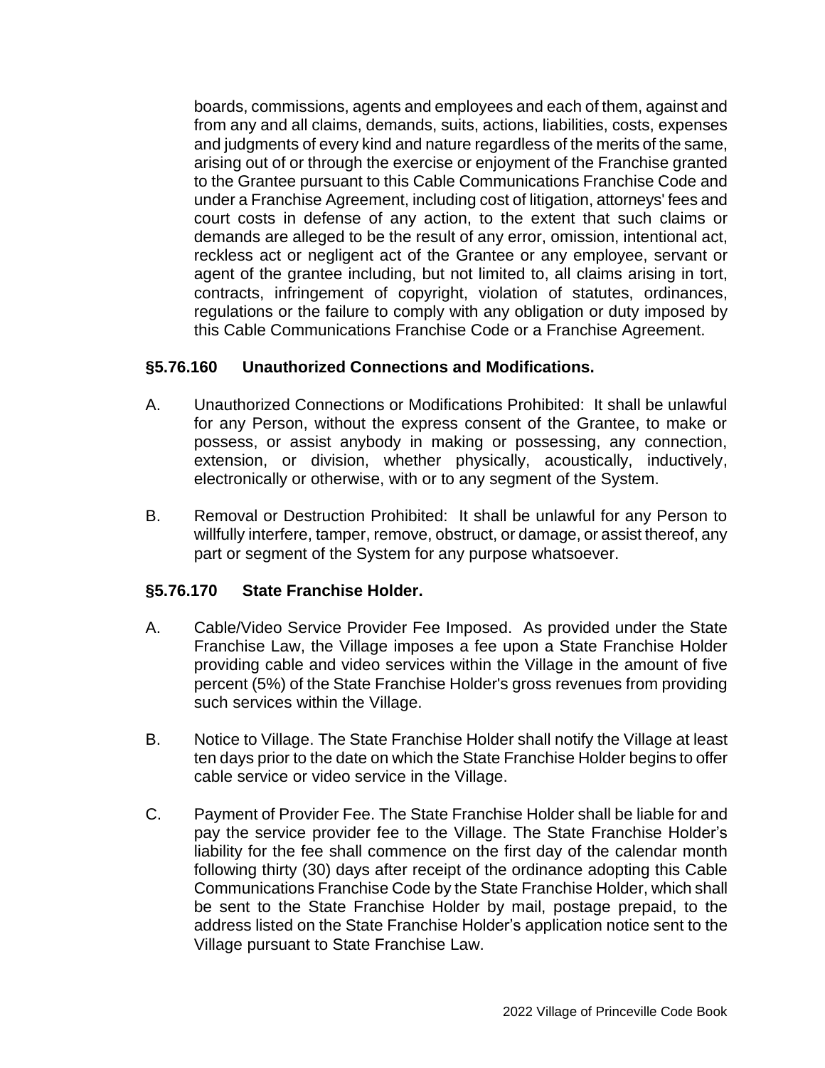boards, commissions, agents and employees and each of them, against and from any and all claims, demands, suits, actions, liabilities, costs, expenses and judgments of every kind and nature regardless of the merits of the same, arising out of or through the exercise or enjoyment of the Franchise granted to the Grantee pursuant to this Cable Communications Franchise Code and under a Franchise Agreement, including cost of litigation, attorneys' fees and court costs in defense of any action, to the extent that such claims or demands are alleged to be the result of any error, omission, intentional act, reckless act or negligent act of the Grantee or any employee, servant or agent of the grantee including, but not limited to, all claims arising in tort, contracts, infringement of copyright, violation of statutes, ordinances, regulations or the failure to comply with any obligation or duty imposed by this Cable Communications Franchise Code or a Franchise Agreement.

### §5.76.160 Unauthorized Connections and Modifications.

A. Unauthorized Connections or Modifications Prohibited: It shall be unlawful for any Person, without the express consent of the Grantee, to make or possess, or assist anybody in making or possessing, any connection, extension, or division, whether physically, acoustically, inductively, electronically or otherwise, with or to any segment of the System.

B. Removal or Destruction Prohibited: It shall be unlawful for any Person to willfully interfere, tamper, remove, obstruct, or damage, or assist thereof, any part or segment of the System for any purpose whatsoever.

### §5.76.170 State Franchise Holder.

A. Cable/Video Service Provider Fee Imposed. As provided under the State Franchise Law, the Village imposes a fee upon a State Franchise Holder providing cable and video services within the Village in the amount of five percent (5%) of the State Franchise Holder's gross revenues from providing such services within the Village.

B. Notice to Village. The State Franchise Holder shall notify the Village at least ten days prior to the date on which the State Franchise Holder begins to offer cable service or video service in the Village.

C. Payment of Provider Fee. The State Franchise Holder shall be liable for and pay the service provider fee to the Village. The State Franchise Holder's liability for the fee shall commence on the first day of the calendar month following thirty (30) days after receipt of the ordinance adopting this Cable Communications Franchise Code by the State Franchise Holder, which shall be sent to the State Franchise Holder by mail, postage prepaid, to the address listed on the State Franchise Holder's application notice sent to the Village pursuant to State Franchise Law.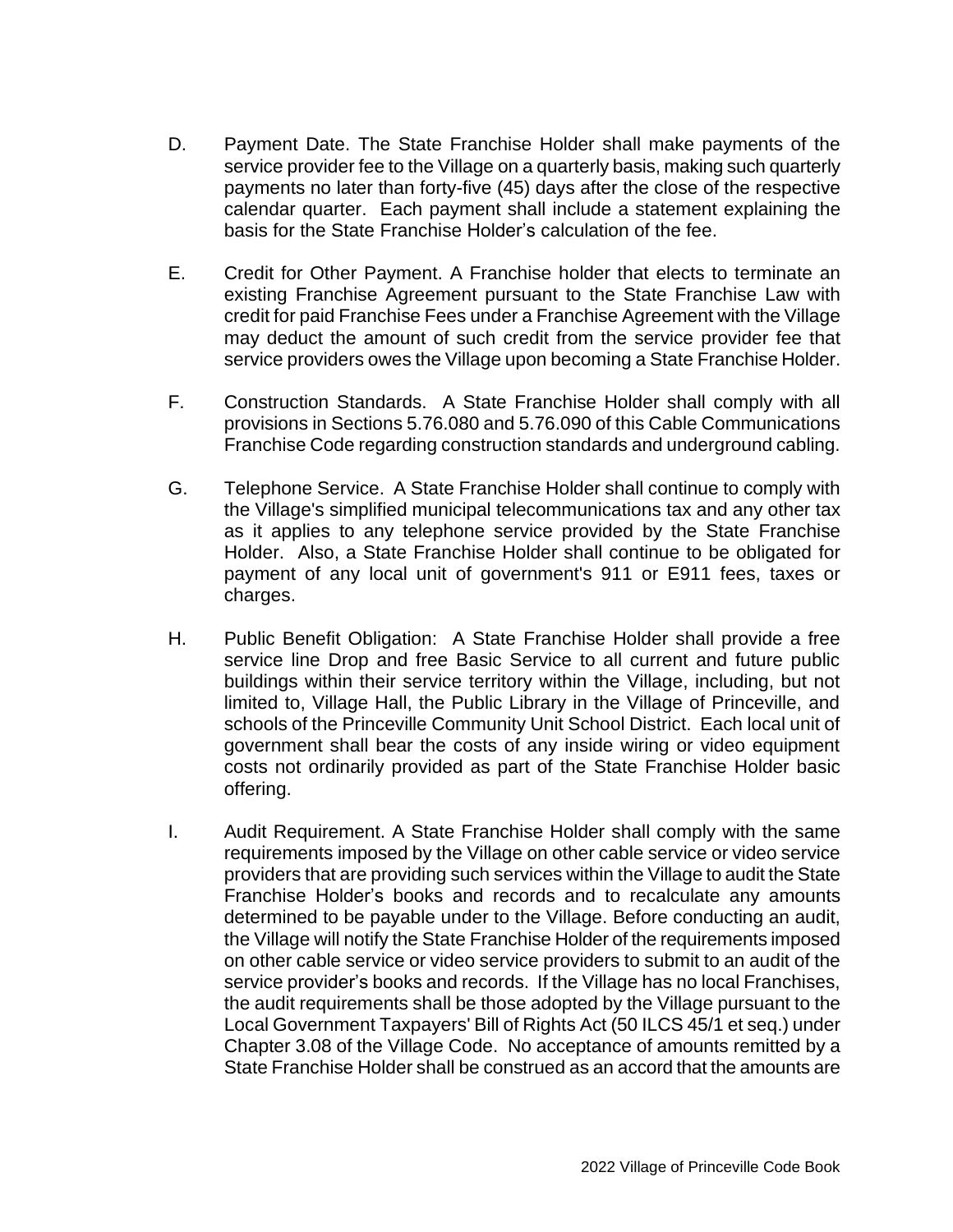D. Payment Date. The State Franchise Holder shall make payments of the service provider fee to the Village on a quarterly basis, making such quarterly payments no later than forty-five (45) days after the close of the respective calendar quarter. Each payment shall include a statement explaining the basis for the State Franchise Holder's calculation of the fee.

E. Credit for Other Payment. A Franchise holder that elects to terminate an existing Franchise Agreement pursuant to the State Franchise Law with credit for paid Franchise Fees under a Franchise Agreement with the Village may deduct the amount of such credit from the service provider fee that service providers owes the Village upon becoming a State Franchise Holder.

F. Construction Standards. A State Franchise Holder shall comply with all provisions in Sections 5.76.080 and 5.76.090 of this Cable Communications Franchise Code regarding construction standards and underground cabling.

G. Telephone Service. A State Franchise Holder shall continue to comply with the Village's simplified municipal telecommunications tax and any other tax as it applies to any telephone service provided by the State Franchise Holder. Also, a State Franchise Holder shall continue to be obligated for payment of any local unit of government's 911 or E911 fees, taxes or charges.

H. Public Benefit Obligation: A State Franchise Holder shall provide a free service line Drop and free Basic Service to all current and future public buildings within their service territory within the Village, including, but not limited to, Village Hall, the Public Library in the Village of Princeville, and schools of the Princeville Community Unit School District. Each local unit of government shall bear the costs of any inside wiring or video equipment costs not ordinarily provided as part of the State Franchise Holder basic offering.

I. Audit Requirement. A State Franchise Holder shall comply with the same requirements imposed by the Village on other cable service or video service providers that are providing such services within the Village to audit the State Franchise Holder's books and records and to recalculate any amounts determined to be payable under to the Village. Before conducting an audit, the Village will notify the State Franchise Holder of the requirements imposed on other cable service or video service providers to submit to an audit of the service provider's books and records. If the Village has no local Franchises, the audit requirements shall be those adopted by the Village pursuant to the Local Government Taxpayers' Bill of Rights Act (50 ILCS 45/1 et seq.) under Chapter 3.08 of the Village Code. No acceptance of amounts remitted by a State Franchise Holder shall be construed as an accord that the amounts are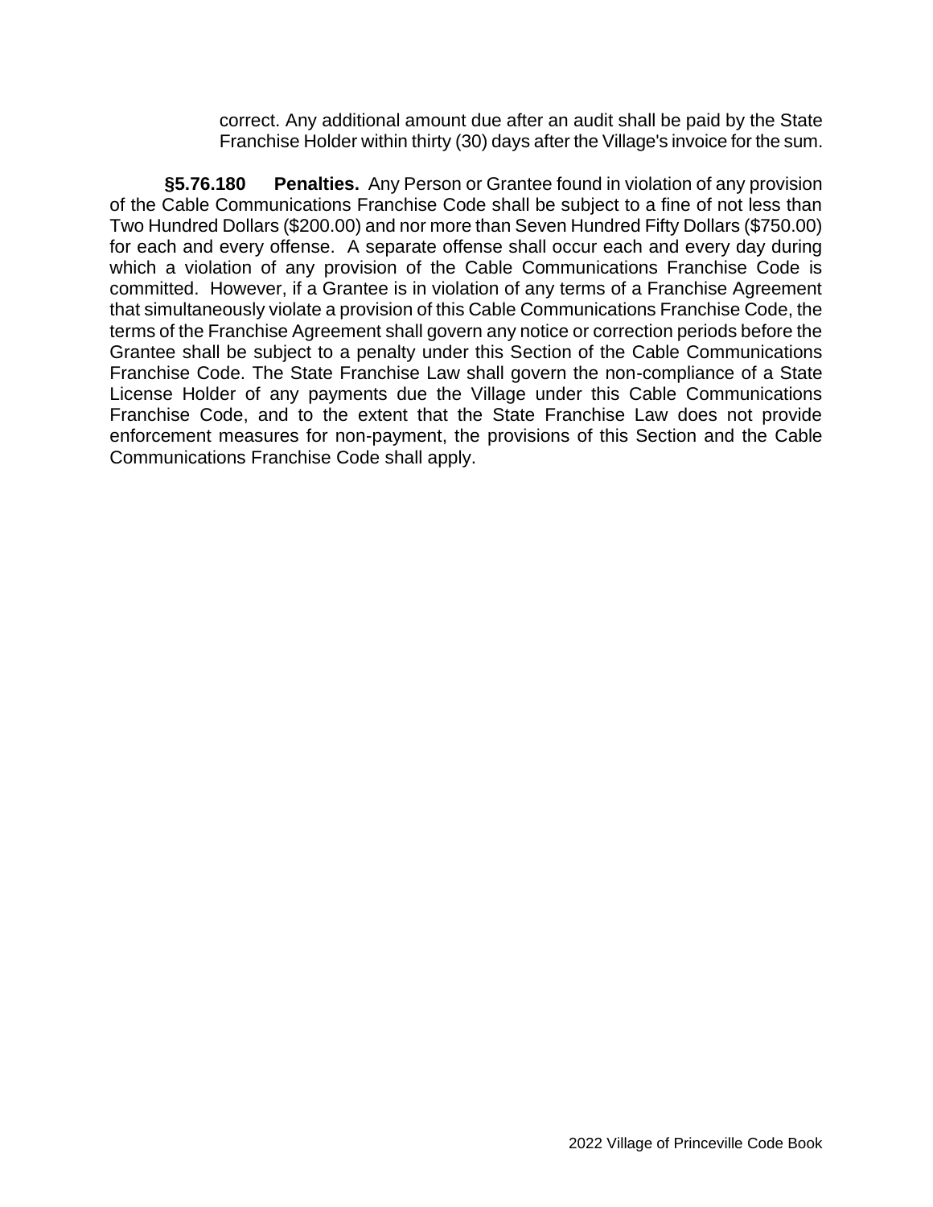correct. Any additional amount due after an audit shall be paid by the State Franchise Holder within thirty (30) days after the Village's invoice for the sum.

**§5.76.180 Penalties.** Any Person or Grantee found in violation of any provision of the Cable Communications Franchise Code shall be subject to a fine of not less than Two Hundred Dollars ($200.00) and nor more than Seven Hundred Fifty Dollars ($750.00) for each and every offense. A separate offense shall occur each and every day during which a violation of any provision of the Cable Communications Franchise Code is committed. However, if a Grantee is in violation of any terms of a Franchise Agreement that simultaneously violate a provision of this Cable Communications Franchise Code, the terms of the Franchise Agreement shall govern any notice or correction periods before the Grantee shall be subject to a penalty under this Section of the Cable Communications Franchise Code. The State Franchise Law shall govern the non-compliance of a State License Holder of any payments due the Village under this Cable Communications Franchise Code, and to the extent that the State Franchise Law does not provide enforcement measures for non-payment, the provisions of this Section and the Cable Communications Franchise Code shall apply.